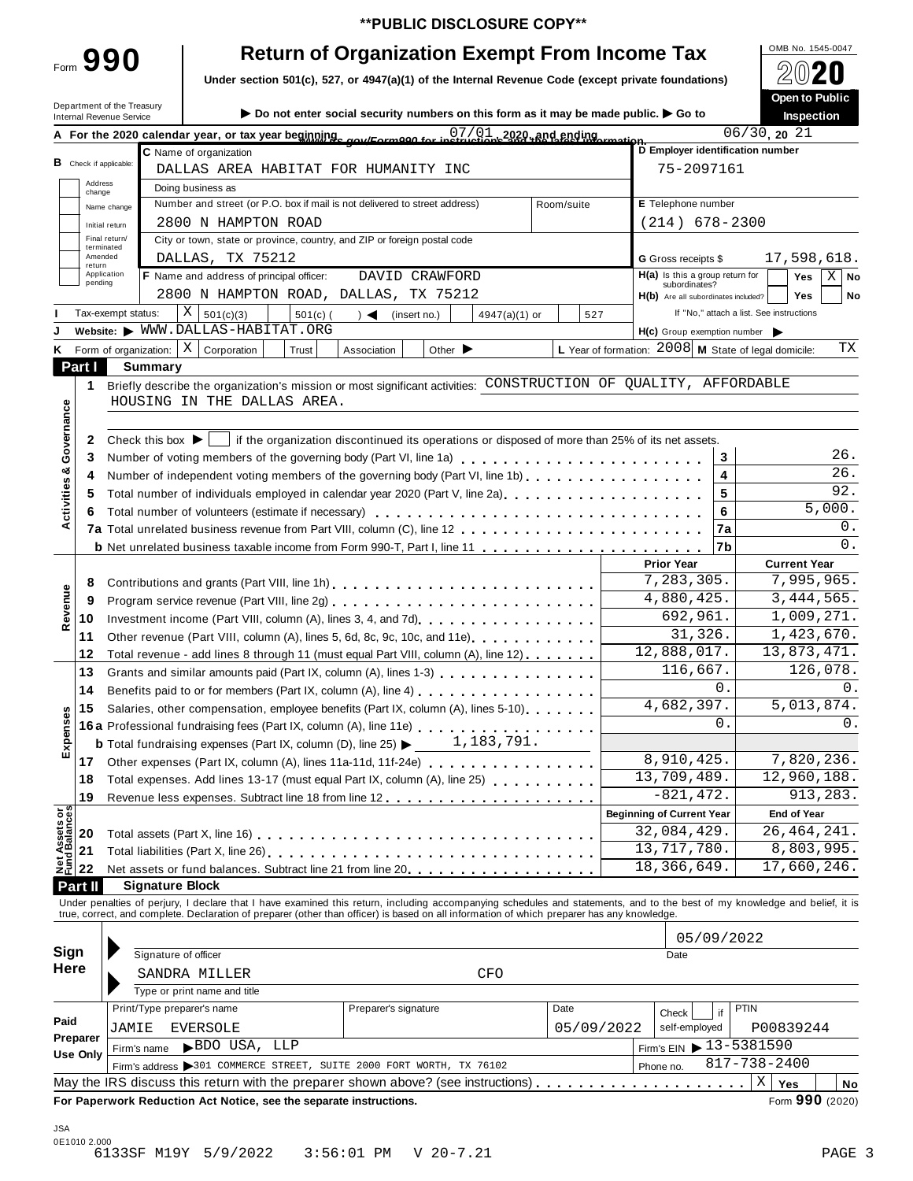**PUBLIC DISCLOSURE COPY**

# Form 990 — Return of Organization Exempt From Income Tax

Under section 501(c), 527, or 4947(a)(1) of the Internal Revenue Code (except private foundations)

▶ Do not enter social security numbers on this form as it may be made public. ▶ Go to www.irs.gov/Form990 for instructions and the latest information.

Department of the Treasury
Internal Revenue Service

OMB No. 1545-0047

**2020**

**Open to Public Inspection**

**A** For the 2020 calendar year, or tax year beginning 07/01, 2020, and ending 06/30, 20 21

**B** Check if applicable: Address change / Name change / Initial return / Final return/terminated / Amended return / Application pending

**C** Name of organization: DALLAS AREA HABITAT FOR HUMANITY INC

Doing business as

Number and street (or P.O. box if mail is not delivered to street address): 2800 N HAMPTON ROAD — Room/suite

City or town, state or province, country, and ZIP or foreign postal code: DALLAS, TX 75212

**D** Employer identification number: 75-2097161

**E** Telephone number: (214) 678-2300

**G** Gross receipts $ 17,598,618.

**F** Name and address of principal officer: DAVID CRAWFORD, 2800 N HAMPTON ROAD, DALLAS, TX 75212

**H(a)** Is this a group return for subordinates? Yes [ ] No [X]

**H(b)** Are all subordinates included? Yes [ ] No [ ] If "No," attach a list. See instructions

**I** Tax-exempt status: [X] 501(c)(3) [ ] 501(c) ( ) ◀ (insert no.) [ ] 4947(a)(1) or [ ] 527

**J** Website: ▶ WWW.DALLAS-HABITAT.ORG

**H(c)** Group exemption number ▶

**K** Form of organization: [X] Corporation [ ] Trust [ ] Association [ ] Other ▶

**L** Year of formation: 2008 **M** State of legal domicile: TX

## Part I Summary

### Activities & Governance

1 Briefly describe the organization's mission or most significant activities: CONSTRUCTION OF QUALITY, AFFORDABLE HOUSING IN THE DALLAS AREA.

2 Check this box ▶ [ ] if the organization discontinued its operations or disposed of more than 25% of its net assets.

| Line | Description | | Value |
|---|---|---|---|
| 3 | Number of voting members of the governing body (Part VI, line 1a) | 3 | 26. |
| 4 | Number of independent voting members of the governing body (Part VI, line 1b) | 4 | 26. |
| 5 | Total number of individuals employed in calendar year 2020 (Part V, line 2a) | 5 | 92. |
| 6 | Total number of volunteers (estimate if necessary) | 6 | 5,000. |
| 7a | Total unrelated business revenue from Part VIII, column (C), line 12 | 7a | 0. |
| b | Net unrelated business taxable income from Form 990-T, Part I, line 11 | 7b | 0. |

### Revenue / Expenses

| Line | Description | Prior Year | Current Year |
|---|---|---|---|
| 8 | Contributions and grants (Part VIII, line 1h) | 7,283,305. | 7,995,965. |
| 9 | Program service revenue (Part VIII, line 2g) | 4,880,425. | 3,444,565. |
| 10 | Investment income (Part VIII, column (A), lines 3, 4, and 7d) | 692,961. | 1,009,271. |
| 11 | Other revenue (Part VIII, column (A), lines 5, 6d, 8c, 9c, 10c, and 11e) | 31,326. | 1,423,670. |
| 12 | Total revenue - add lines 8 through 11 (must equal Part VIII, column (A), line 12) | 12,888,017. | 13,873,471. |
| 13 | Grants and similar amounts paid (Part IX, column (A), lines 1-3) | 116,667. | 126,078. |
| 14 | Benefits paid to or for members (Part IX, column (A), line 4) | 0. | 0. |
| 15 | Salaries, other compensation, employee benefits (Part IX, column (A), lines 5-10) | 4,682,397. | 5,013,874. |
| 16a | Professional fundraising fees (Part IX, column (A), line 11e) | 0. | 0. |
| b | Total fundraising expenses (Part IX, column (D), line 25) ▶ 1,183,791. | | |
| 17 | Other expenses (Part IX, column (A), lines 11a-11d, 11f-24e) | 8,910,425. | 7,820,236. |
| 18 | Total expenses. Add lines 13-17 (must equal Part IX, column (A), line 25) | 13,709,489. | 12,960,188. |
| 19 | Revenue less expenses. Subtract line 18 from line 12 | -821,472. | 913,283. |

### Net Assets or Fund Balances

| Line | Description | Beginning of Current Year | End of Year |
|---|---|---|---|
| 20 | Total assets (Part X, line 16) | 32,084,429. | 26,464,241. |
| 21 | Total liabilities (Part X, line 26) | 13,717,780. | 8,803,995. |
| 22 | Net assets or fund balances. Subtract line 21 from line 20 | 18,366,649. | 17,660,246. |

## Part II Signature Block

Under penalties of perjury, I declare that I have examined this return, including accompanying schedules and statements, and to the best of my knowledge and belief, it is true, correct, and complete. Declaration of preparer (other than officer) is based on all information of which preparer has any knowledge.

**Sign Here**

Signature of officer — Date: 05/09/2022

SANDRA MILLER — CFO
Type or print name and title

**Paid Preparer Use Only**

| Print/Type preparer's name | Preparer's signature | Date | Check [ ] if self-employed | PTIN |
|---|---|---|---|---|
| JAMIE EVERSOLE | | 05/09/2022 | | P00839244 |

Firm's name ▶ BDO USA, LLP — Firm's EIN ▶ 13-5381590

Firm's address ▶ 301 COMMERCE STREET, SUITE 2000 FORT WORTH, TX 76102 — Phone no. 817-738-2400

May the IRS discuss this return with the preparer shown above? (see instructions) [X] Yes [ ] No

For Paperwork Reduction Act Notice, see the separate instructions. Form **990** (2020)

JSA
0E1010 2.000
6133SF M19Y 5/9/2022 3:56:01 PM V 20-7.21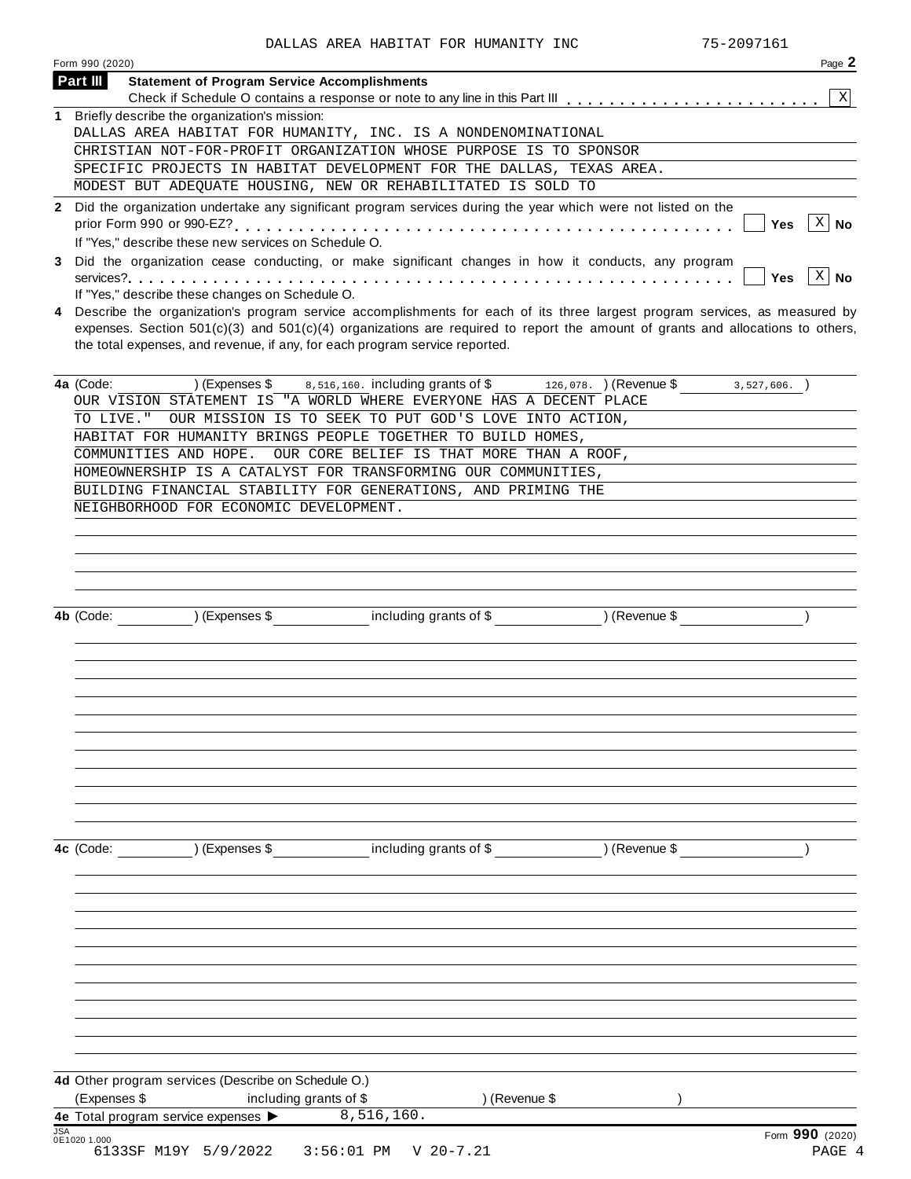DALLAS AREA HABITAT FOR HUMANITY INC 75-2097161

Form 990 (2020) Page **2**

**Part III** **Statement of Program Service Accomplishments**

Check if Schedule O contains a response or note to any line in this Part III . . . . . . . . . . . . . . . . . . . . . . . [X]

**1** Briefly describe the organization's mission:

DALLAS AREA HABITAT FOR HUMANITY, INC. IS A NONDENOMINATIONAL CHRISTIAN NOT-FOR-PROFIT ORGANIZATION WHOSE PURPOSE IS TO SPONSOR SPECIFIC PROJECTS IN HABITAT DEVELOPMENT FOR THE DALLAS, TEXAS AREA. MODEST BUT ADEQUATE HOUSING, NEW OR REHABILITATED IS SOLD TO

**2** Did the organization undertake any significant program services during the year which were not listed on the prior Form 990 or 990-EZ? . . . . . . . . . . . . . . . . . . . . . . . . . . . . . . . . . . . . . . . . . . . [ ] **Yes** [X] **No**

If "Yes," describe these new services on Schedule O.

**3** Did the organization cease conducting, or make significant changes in how it conducts, any program services? . . . . . . . . . . . . . . . . . . . . . . . . . . . . . . . . . . . . . . . . . . . . . . . . . . . . . . [ ] **Yes** [X] **No**

If "Yes," describe these changes on Schedule O.

**4** Describe the organization's program service accomplishments for each of its three largest program services, as measured by expenses. Section 501(c)(3) and 501(c)(4) organizations are required to report the amount of grants and allocations to others, the total expenses, and revenue, if any, for each program service reported.

**4a** (Code: ) (Expenses $ 8,516,160. including grants of $ 126,078. ) (Revenue $ 3,527,606. )

OUR VISION STATEMENT IS "A WORLD WHERE EVERYONE HAS A DECENT PLACE TO LIVE." OUR MISSION IS TO SEEK TO PUT GOD'S LOVE INTO ACTION, HABITAT FOR HUMANITY BRINGS PEOPLE TOGETHER TO BUILD HOMES, COMMUNITIES AND HOPE. OUR CORE BELIEF IS THAT MORE THAN A ROOF, HOMEOWNERSHIP IS A CATALYST FOR TRANSFORMING OUR COMMUNITIES, BUILDING FINANCIAL STABILITY FOR GENERATIONS, AND PRIMING THE NEIGHBORHOOD FOR ECONOMIC DEVELOPMENT.

**4b** (Code: ) (Expenses $ including grants of $ ) (Revenue $ )

**4c** (Code: ) (Expenses $ including grants of $ ) (Revenue $ )

**4d** Other program services (Describe on Schedule O.)

(Expenses $ including grants of $ ) (Revenue $ )

**4e** Total program service expenses ▶ 8,516,160.

Form **990** (2020)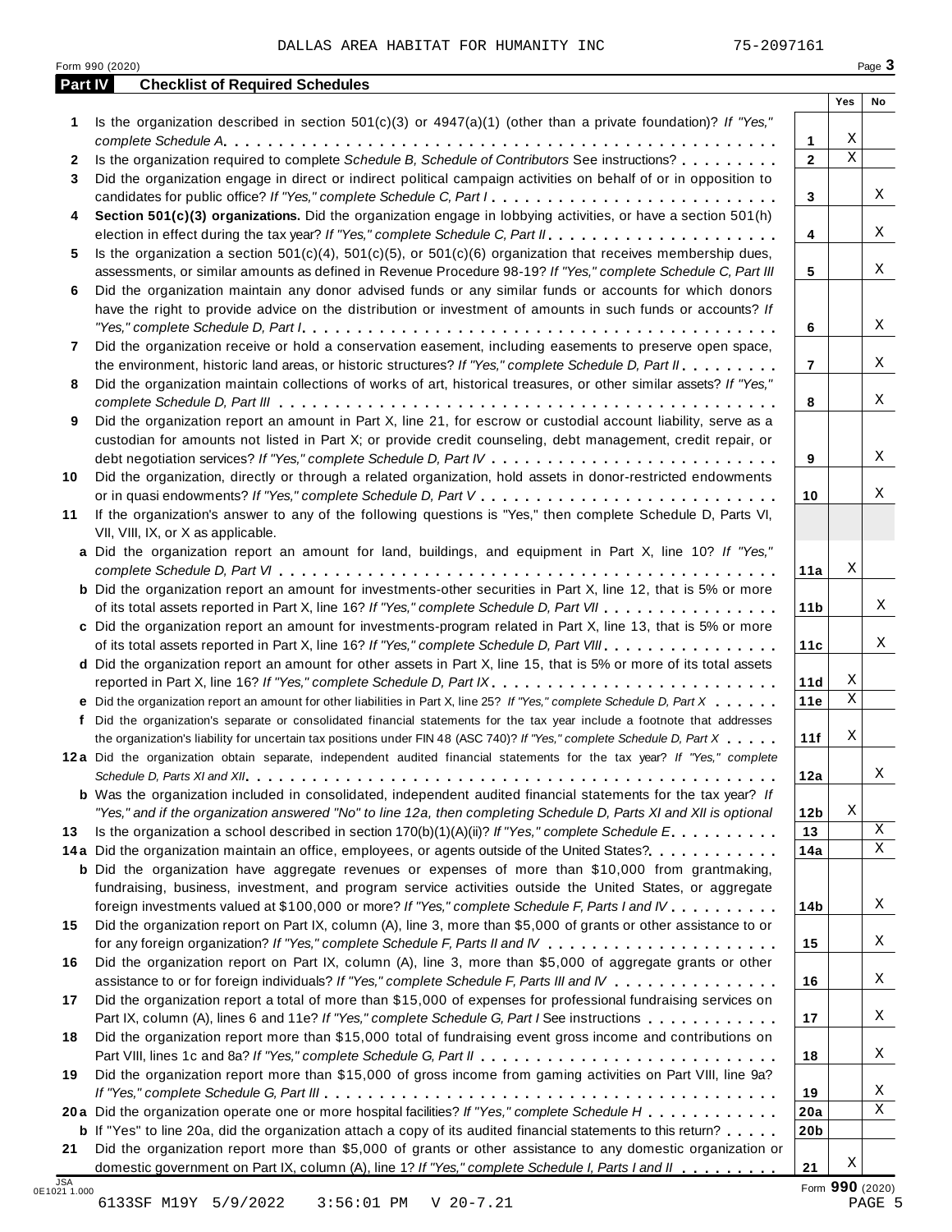DALLAS AREA HABITAT FOR HUMANITY INC 75-2097161

Form 990 (2020)

## Part IV Checklist of Required Schedules

| | | | Yes | No |
|---|---|---|---|---|
| **1** | Is the organization described in section 501(c)(3) or 4947(a)(1) (other than a private foundation)? *If "Yes," complete Schedule A* | **1** | X | |
| **2** | Is the organization required to complete *Schedule B, Schedule of Contributors* See instructions? | **2** | X | |
| **3** | Did the organization engage in direct or indirect political campaign activities on behalf of or in opposition to candidates for public office? *If "Yes," complete Schedule C, Part I* | **3** | | X |
| **4** | **Section 501(c)(3) organizations.** Did the organization engage in lobbying activities, or have a section 501(h) election in effect during the tax year? *If "Yes," complete Schedule C, Part II* | **4** | | X |
| **5** | Is the organization a section 501(c)(4), 501(c)(5), or 501(c)(6) organization that receives membership dues, assessments, or similar amounts as defined in Revenue Procedure 98-19? *If "Yes," complete Schedule C, Part III* | **5** | | X |
| **6** | Did the organization maintain any donor advised funds or any similar funds or accounts for which donors have the right to provide advice on the distribution or investment of amounts in such funds or accounts? *If "Yes," complete Schedule D, Part I* | **6** | | X |
| **7** | Did the organization receive or hold a conservation easement, including easements to preserve open space, the environment, historic land areas, or historic structures? *If "Yes," complete Schedule D, Part II* | **7** | | X |
| **8** | Did the organization maintain collections of works of art, historical treasures, or other similar assets? *If "Yes," complete Schedule D, Part III* | **8** | | X |
| **9** | Did the organization report an amount in Part X, line 21, for escrow or custodial account liability, serve as a custodian for amounts not listed in Part X; or provide credit counseling, debt management, credit repair, or debt negotiation services? *If "Yes," complete Schedule D, Part IV* | **9** | | X |
| **10** | Did the organization, directly or through a related organization, hold assets in donor-restricted endowments or in quasi endowments? *If "Yes," complete Schedule D, Part V* | **10** | | X |
| **11** | If the organization's answer to any of the following questions is "Yes," then complete Schedule D, Parts VI, VII, VIII, IX, or X as applicable. | | | |
| **a** | Did the organization report an amount for land, buildings, and equipment in Part X, line 10? *If "Yes," complete Schedule D, Part VI* | **11a** | X | |
| **b** | Did the organization report an amount for investments-other securities in Part X, line 12, that is 5% or more of its total assets reported in Part X, line 16? *If "Yes," complete Schedule D, Part VII* | **11b** | | X |
| **c** | Did the organization report an amount for investments-program related in Part X, line 13, that is 5% or more of its total assets reported in Part X, line 16? *If "Yes," complete Schedule D, Part VIII* | **11c** | | X |
| **d** | Did the organization report an amount for other assets in Part X, line 15, that is 5% or more of its total assets reported in Part X, line 16? *If "Yes," complete Schedule D, Part IX* | **11d** | X | |
| **e** | Did the organization report an amount for other liabilities in Part X, line 25? *If "Yes," complete Schedule D, Part X* | **11e** | X | |
| **f** | Did the organization's separate or consolidated financial statements for the tax year include a footnote that addresses the organization's liability for uncertain tax positions under FIN 48 (ASC 740)? *If "Yes," complete Schedule D, Part X* | **11f** | X | |
| **12a** | Did the organization obtain separate, independent audited financial statements for the tax year? *If "Yes," complete Schedule D, Parts XI and XII* | **12a** | | X |
| **b** | Was the organization included in consolidated, independent audited financial statements for the tax year? *If "Yes," and if the organization answered "No" to line 12a, then completing Schedule D, Parts XI and XII is optional* | **12b** | X | |
| **13** | Is the organization a school described in section 170(b)(1)(A)(ii)? *If "Yes," complete Schedule E* | **13** | | X |
| **14a** | Did the organization maintain an office, employees, or agents outside of the United States? | **14a** | | X |
| **b** | Did the organization have aggregate revenues or expenses of more than $10,000 from grantmaking, fundraising, business, investment, and program service activities outside the United States, or aggregate foreign investments valued at $100,000 or more? *If "Yes," complete Schedule F, Parts I and IV* | **14b** | | X |
| **15** | Did the organization report on Part IX, column (A), line 3, more than $5,000 of grants or other assistance to or for any foreign organization? *If "Yes," complete Schedule F, Parts II and IV* | **15** | | X |
| **16** | Did the organization report on Part IX, column (A), line 3, more than $5,000 of aggregate grants or other assistance to or for foreign individuals? *If "Yes," complete Schedule F, Parts III and IV* | **16** | | X |
| **17** | Did the organization report a total of more than $15,000 of expenses for professional fundraising services on Part IX, column (A), lines 6 and 11e? *If "Yes," complete Schedule G, Part I* See instructions | **17** | | X |
| **18** | Did the organization report more than $15,000 total of fundraising event gross income and contributions on Part VIII, lines 1c and 8a? *If "Yes," complete Schedule G, Part II* | **18** | | X |
| **19** | Did the organization report more than $15,000 of gross income from gaming activities on Part VIII, line 9a? *If "Yes," complete Schedule G, Part III* | **19** | | X |
| **20a** | Did the organization operate one or more hospital facilities? *If "Yes," complete Schedule H* | **20a** | | X |
| **b** | If "Yes" to line 20a, did the organization attach a copy of its audited financial statements to this return? | **20b** | | |
| **21** | Did the organization report more than $5,000 of grants or other assistance to any domestic organization or domestic government on Part IX, column (A), line 1? *If "Yes," complete Schedule I, Parts I and II* | **21** | X | |

Form **990** (2020)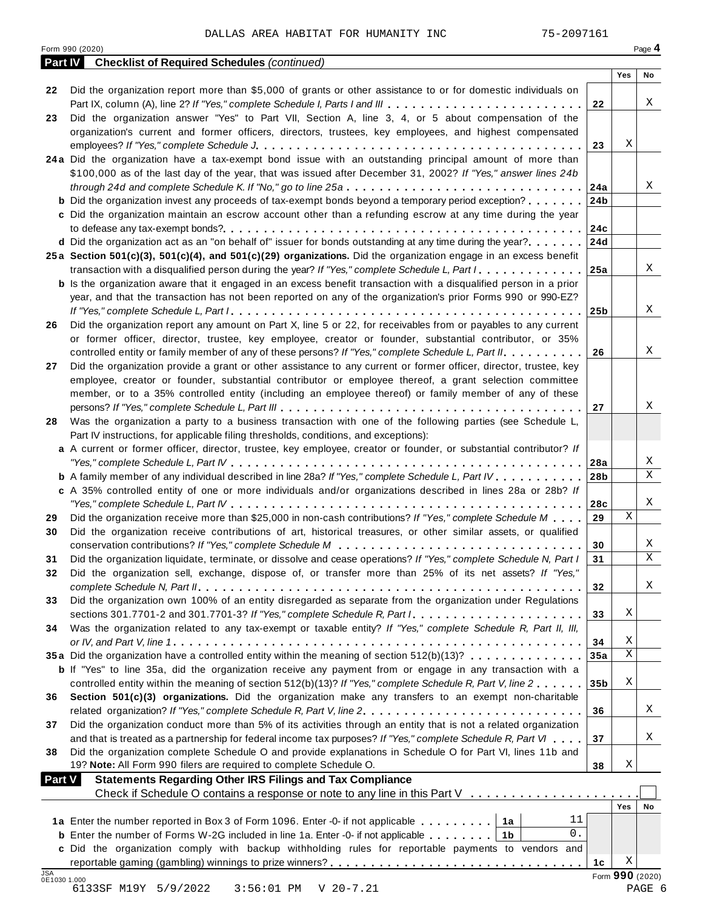DALLAS AREA HABITAT FOR HUMANITY INC 75-2097161

Form 990 (2020) Page **4**

**Part IV Checklist of Required Schedules** *(continued)*

| | | | Yes | No |
|---|---|---|---|---|
| 22 | Did the organization report more than $5,000 of grants or other assistance to or for domestic individuals on Part IX, column (A), line 2? *If "Yes," complete Schedule I, Parts I and III* | 22 | | X |
| 23 | Did the organization answer "Yes" to Part VII, Section A, line 3, 4, or 5 about compensation of the organization's current and former officers, directors, trustees, key employees, and highest compensated employees? *If "Yes," complete Schedule J* | 23 | X | |
| 24a | Did the organization have a tax-exempt bond issue with an outstanding principal amount of more than $100,000 as of the last day of the year, that was issued after December 31, 2002? *If "Yes," answer lines 24b through 24d and complete Schedule K. If "No," go to line 25a* | 24a | | X |
| b | Did the organization invest any proceeds of tax-exempt bonds beyond a temporary period exception? | 24b | | |
| c | Did the organization maintain an escrow account other than a refunding escrow at any time during the year to defease any tax-exempt bonds? | 24c | | |
| d | Did the organization act as an "on behalf of" issuer for bonds outstanding at any time during the year? | 24d | | |
| 25a | **Section 501(c)(3), 501(c)(4), and 501(c)(29) organizations.** Did the organization engage in an excess benefit transaction with a disqualified person during the year? *If "Yes," complete Schedule L, Part I* | 25a | | X |
| b | Is the organization aware that it engaged in an excess benefit transaction with a disqualified person in a prior year, and that the transaction has not been reported on any of the organization's prior Forms 990 or 990-EZ? *If "Yes," complete Schedule L, Part I* | 25b | | X |
| 26 | Did the organization report any amount on Part X, line 5 or 22, for receivables from or payables to any current or former officer, director, trustee, key employee, creator or founder, substantial contributor, or 35% controlled entity or family member of any of these persons? *If "Yes," complete Schedule L, Part II* | 26 | | X |
| 27 | Did the organization provide a grant or other assistance to any current or former officer, director, trustee, key employee, creator or founder, substantial contributor or employee thereof, a grant selection committee member, or to a 35% controlled entity (including an employee thereof) or family member of any of these persons? *If "Yes," complete Schedule L, Part III* | 27 | | X |
| 28 | Was the organization a party to a business transaction with one of the following parties (see Schedule L, Part IV instructions, for applicable filing thresholds, conditions, and exceptions): | | | |
| a | A current or former officer, director, trustee, key employee, creator or founder, or substantial contributor? *If "Yes," complete Schedule L, Part IV* | 28a | | X |
| b | A family member of any individual described in line 28a? *If "Yes," complete Schedule L, Part IV* | 28b | | X |
| c | A 35% controlled entity of one or more individuals and/or organizations described in lines 28a or 28b? *If "Yes," complete Schedule L, Part IV* | 28c | | X |
| 29 | Did the organization receive more than $25,000 in non-cash contributions? *If "Yes," complete Schedule M* | 29 | X | |
| 30 | Did the organization receive contributions of art, historical treasures, or other similar assets, or qualified conservation contributions? *If "Yes," complete Schedule M* | 30 | | X |
| 31 | Did the organization liquidate, terminate, or dissolve and cease operations? *If "Yes," complete Schedule N, Part I* | 31 | | X |
| 32 | Did the organization sell, exchange, dispose of, or transfer more than 25% of its net assets? *If "Yes," complete Schedule N, Part II* | 32 | | X |
| 33 | Did the organization own 100% of an entity disregarded as separate from the organization under Regulations sections 301.7701-2 and 301.7701-3? *If "Yes," complete Schedule R, Part I* | 33 | X | |
| 34 | Was the organization related to any tax-exempt or taxable entity? *If "Yes," complete Schedule R, Part II, III, or IV, and Part V, line 1* | 34 | X | |
| 35a | Did the organization have a controlled entity within the meaning of section 512(b)(13)? | 35a | X | |
| b | If "Yes" to line 35a, did the organization receive any payment from or engage in any transaction with a controlled entity within the meaning of section 512(b)(13)? *If "Yes," complete Schedule R, Part V, line 2* | 35b | X | |
| 36 | **Section 501(c)(3) organizations.** Did the organization make any transfers to an exempt non-charitable related organization? *If "Yes," complete Schedule R, Part V, line 2* | 36 | | X |
| 37 | Did the organization conduct more than 5% of its activities through an entity that is not a related organization and that is treated as a partnership for federal income tax purposes? *If "Yes," complete Schedule R, Part VI* | 37 | | X |
| 38 | Did the organization complete Schedule O and provide explanations in Schedule O for Part VI, lines 11b and 19? **Note:** All Form 990 filers are required to complete Schedule O. | 38 | X | |

**Part V Statements Regarding Other IRS Filings and Tax Compliance**

Check if Schedule O contains a response or note to any line in this Part V ☐

| | | | | | Yes | No |
|---|---|---|---|---|---|---|
| 1a | Enter the number reported in Box 3 of Form 1096. Enter -0- if not applicable | 1a | 11 | | | |
| b | Enter the number of Forms W-2G included in line 1a. Enter -0- if not applicable | 1b | 0. | | | |
| c | Did the organization comply with backup withholding rules for reportable payments to vendors and reportable gaming (gambling) winnings to prize winners? | | | 1c | X | |

Form **990** (2020)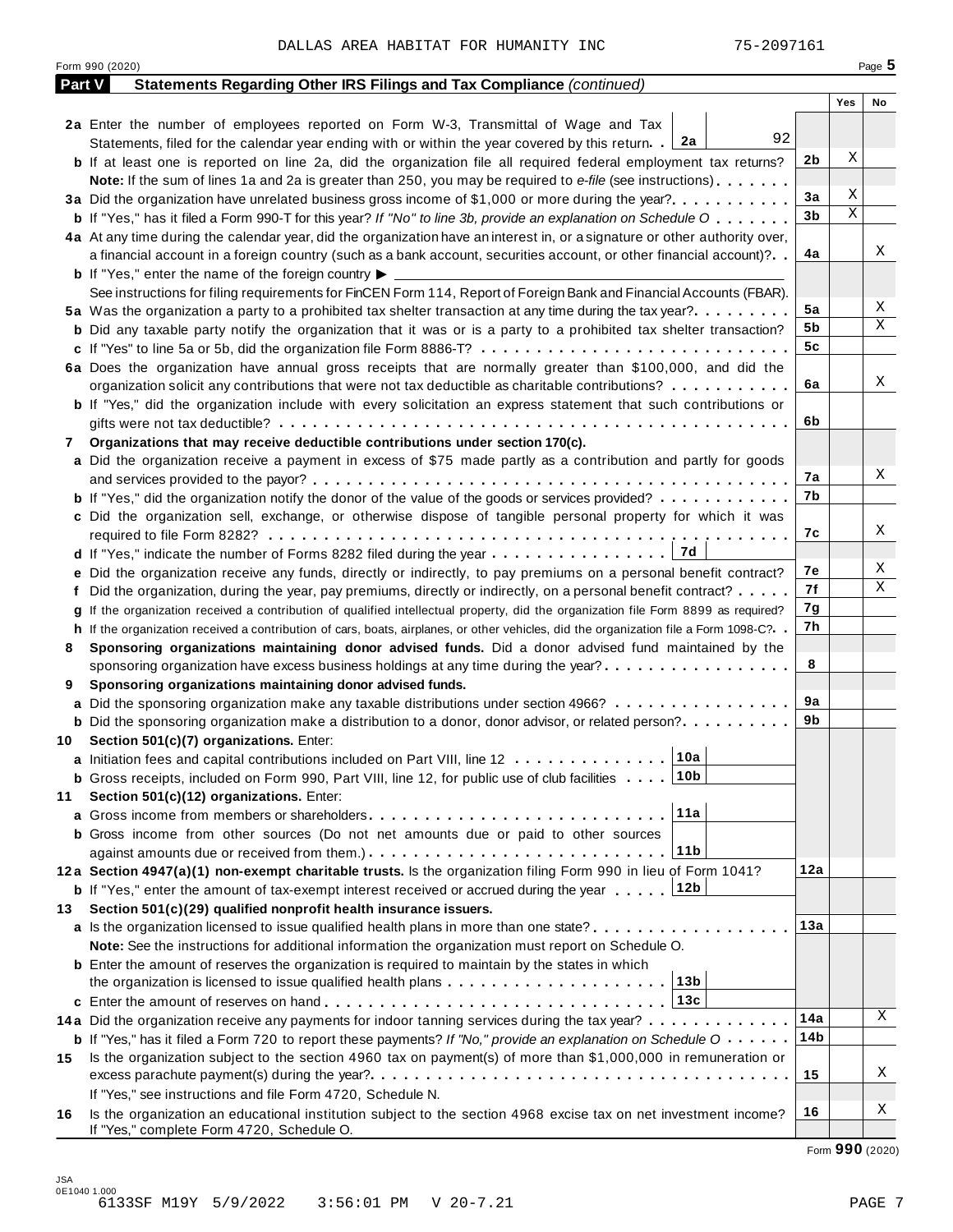DALLAS AREA HABITAT FOR HUMANITY INC 75-2097161

Form 990 (2020)

## Part V Statements Regarding Other IRS Filings and Tax Compliance *(continued)*

| | | | Yes | No |
|---|---|---|---|---|
| **2a** | Enter the number of employees reported on Form W-3, Transmittal of Wage and Tax Statements, filed for the calendar year ending with or within the year covered by this return . . **2a** 92 | | | |
| **b** | If at least one is reported on line 2a, did the organization file all required federal employment tax returns? | **2b** | X | |
| | **Note:** If the sum of lines 1a and 2a is greater than 250, you may be required to *e-file* (see instructions) | | | |
| **3a** | Did the organization have unrelated business gross income of $1,000 or more during the year? | **3a** | X | |
| **b** | If "Yes," has it filed a Form 990-T for this year? *If "No" to line 3b, provide an explanation on Schedule O* | **3b** | X | |
| **4a** | At any time during the calendar year, did the organization have an interest in, or a signature or other authority over, a financial account in a foreign country (such as a bank account, securities account, or other financial account)? | **4a** | | X |
| **b** | If "Yes," enter the name of the foreign country ▶ | | | |
| | See instructions for filing requirements for FinCEN Form 114, Report of Foreign Bank and Financial Accounts (FBAR). | | | |
| **5a** | Was the organization a party to a prohibited tax shelter transaction at any time during the tax year? | **5a** | | X |
| **b** | Did any taxable party notify the organization that it was or is a party to a prohibited tax shelter transaction? | **5b** | | X |
| **c** | If "Yes" to line 5a or 5b, did the organization file Form 8886-T? | **5c** | | |
| **6a** | Does the organization have annual gross receipts that are normally greater than $100,000, and did the organization solicit any contributions that were not tax deductible as charitable contributions? | **6a** | | X |
| **b** | If "Yes," did the organization include with every solicitation an express statement that such contributions or gifts were not tax deductible? | **6b** | | |
| **7** | **Organizations that may receive deductible contributions under section 170(c).** | | | |
| **a** | Did the organization receive a payment in excess of $75 made partly as a contribution and partly for goods and services provided to the payor? | **7a** | | X |
| **b** | If "Yes," did the organization notify the donor of the value of the goods or services provided? | **7b** | | |
| **c** | Did the organization sell, exchange, or otherwise dispose of tangible personal property for which it was required to file Form 8282? | **7c** | | X |
| **d** | If "Yes," indicate the number of Forms 8282 filed during the year . . . **7d** | | | |
| **e** | Did the organization receive any funds, directly or indirectly, to pay premiums on a personal benefit contract? | **7e** | | X |
| **f** | Did the organization, during the year, pay premiums, directly or indirectly, on a personal benefit contract? | **7f** | | X |
| **g** | If the organization received a contribution of qualified intellectual property, did the organization file Form 8899 as required? | **7g** | | |
| **h** | If the organization received a contribution of cars, boats, airplanes, or other vehicles, did the organization file a Form 1098-C? | **7h** | | |
| **8** | **Sponsoring organizations maintaining donor advised funds.** Did a donor advised fund maintained by the sponsoring organization have excess business holdings at any time during the year? | **8** | | |
| **9** | **Sponsoring organizations maintaining donor advised funds.** | | | |
| **a** | Did the sponsoring organization make any taxable distributions under section 4966? | **9a** | | |
| **b** | Did the sponsoring organization make a distribution to a donor, donor advisor, or related person? | **9b** | | |
| **10** | **Section 501(c)(7) organizations.** Enter: | | | |
| **a** | Initiation fees and capital contributions included on Part VIII, line 12 . . . **10a** | | | |
| **b** | Gross receipts, included on Form 990, Part VIII, line 12, for public use of club facilities . . . **10b** | | | |
| **11** | **Section 501(c)(12) organizations.** Enter: | | | |
| **a** | Gross income from members or shareholders . . . **11a** | | | |
| **b** | Gross income from other sources (Do not net amounts due or paid to other sources against amounts due or received from them.) . . . **11b** | | | |
| **12a** | **Section 4947(a)(1) non-exempt charitable trusts.** Is the organization filing Form 990 in lieu of Form 1041? | **12a** | | |
| **b** | If "Yes," enter the amount of tax-exempt interest received or accrued during the year . . . **12b** | | | |
| **13** | **Section 501(c)(29) qualified nonprofit health insurance issuers.** | | | |
| **a** | Is the organization licensed to issue qualified health plans in more than one state? | **13a** | | |
| | **Note:** See the instructions for additional information the organization must report on Schedule O. | | | |
| **b** | Enter the amount of reserves the organization is required to maintain by the states in which the organization is licensed to issue qualified health plans . . . **13b** | | | |
| **c** | Enter the amount of reserves on hand . . . **13c** | | | |
| **14a** | Did the organization receive any payments for indoor tanning services during the tax year? | **14a** | | X |
| **b** | If "Yes," has it filed a Form 720 to report these payments? *If "No," provide an explanation on Schedule O* | **14b** | | |
| **15** | Is the organization subject to the section 4960 tax on payment(s) of more than $1,000,000 in remuneration or excess parachute payment(s) during the year? | **15** | | X |
| | If "Yes," see instructions and file Form 4720, Schedule N. | | | |
| **16** | Is the organization an educational institution subject to the section 4968 excise tax on net investment income? If "Yes," complete Form 4720, Schedule O. | **16** | | X |

Form **990** (2020)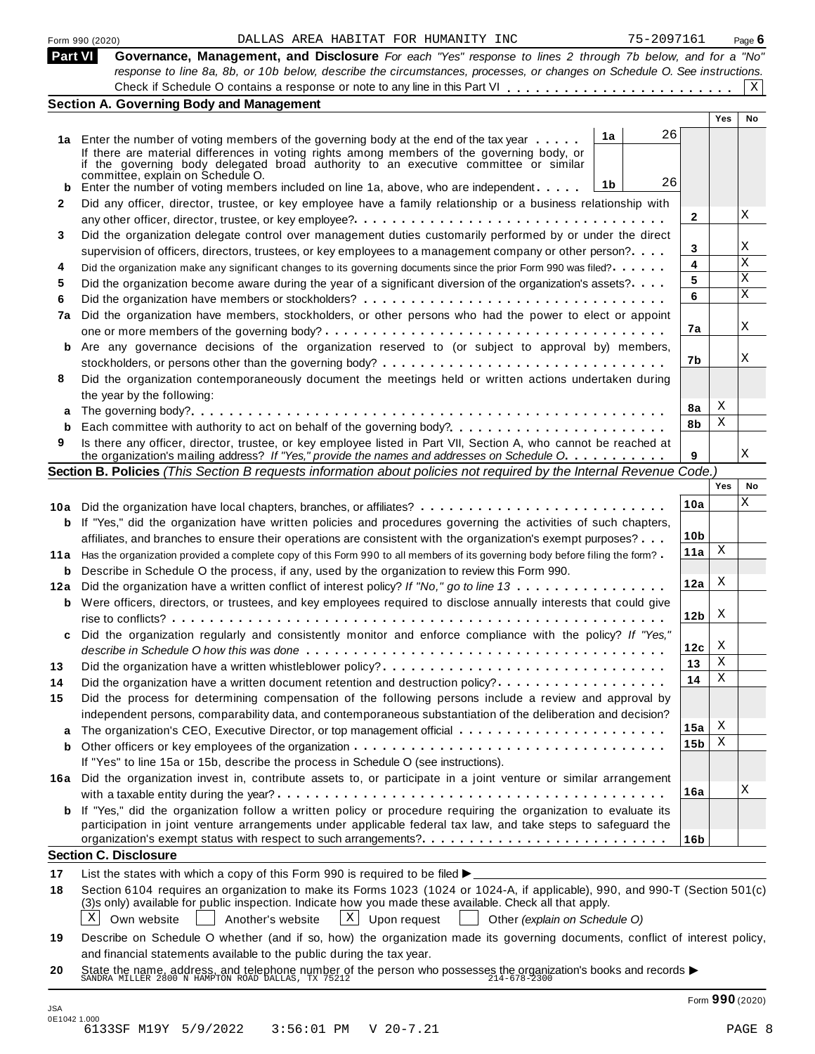Form 990 (2020) DALLAS AREA HABITAT FOR HUMANITY INC 75-2097161

## Part VI Governance, Management, and Disclosure

*For each "Yes" response to lines 2 through 7b below, and for a "No" response to line 8a, 8b, or 10b below, describe the circumstances, processes, or changes on Schedule O. See instructions.*

Check if Schedule O contains a response or note to any line in this Part VI . . . . . . . . . . . . . . . . . . . . . . . X

### Section A. Governing Body and Management

| | | | | Line | Yes | No |
|---|---|---|---|---|---|---|
| **1a** | Enter the number of voting members of the governing body at the end of the tax year . . . . . If there are material differences in voting rights among members of the governing body, or if the governing body delegated broad authority to an executive committee or similar committee, explain on Schedule O. | 1a | 26 | | | |
| **b** | Enter the number of voting members included on line 1a, above, who are independent . . . . . | 1b | 26 | | | |
| **2** | Did any officer, director, trustee, or key employee have a family relationship or a business relationship with any other officer, director, trustee, or key employee? . . . . . | | | 2 | | X |
| **3** | Did the organization delegate control over management duties customarily performed by or under the direct supervision of officers, directors, trustees, or key employees to a management company or other person? . . . . | | | 3 | | X |
| **4** | Did the organization make any significant changes to its governing documents since the prior Form 990 was filed? . . . . . | | | 4 | | X |
| **5** | Did the organization become aware during the year of a significant diversion of the organization's assets? . . . . | | | 5 | | X |
| **6** | Did the organization have members or stockholders? . . . . . | | | 6 | | X |
| **7a** | Did the organization have members, stockholders, or other persons who had the power to elect or appoint one or more members of the governing body? . . . . . | | | 7a | | X |
| **b** | Are any governance decisions of the organization reserved to (or subject to approval by) members, stockholders, or persons other than the governing body? . . . . . | | | 7b | | X |
| **8** | Did the organization contemporaneously document the meetings held or written actions undertaken during the year by the following: | | | | | |
| **a** | The governing body? . . . . . | | | 8a | X | |
| **b** | Each committee with authority to act on behalf of the governing body? . . . . . | | | 8b | X | |
| **9** | Is there any officer, director, trustee, or key employee listed in Part VII, Section A, who cannot be reached at the organization's mailing address? *If "Yes," provide the names and addresses on Schedule O.* . . . . . | | | 9 | | X |

### Section B. Policies *(This Section B requests information about policies not required by the Internal Revenue Code.)*

| | | Line | Yes | No |
|---|---|---|---|---|
| **10a** | Did the organization have local chapters, branches, or affiliates? . . . . . | 10a | | X |
| **b** | If "Yes," did the organization have written policies and procedures governing the activities of such chapters, affiliates, and branches to ensure their operations are consistent with the organization's exempt purposes? . . . | 10b | | |
| **11a** | Has the organization provided a complete copy of this Form 990 to all members of its governing body before filing the form? . | 11a | X | |
| **b** | Describe in Schedule O the process, if any, used by the organization to review this Form 990. | | | |
| **12a** | Did the organization have a written conflict of interest policy? *If "No," go to line 13* . . . . . | 12a | X | |
| **b** | Were officers, directors, or trustees, and key employees required to disclose annually interests that could give rise to conflicts? . . . . . | 12b | X | |
| **c** | Did the organization regularly and consistently monitor and enforce compliance with the policy? *If "Yes," describe in Schedule O how this was done* . . . . . | 12c | X | |
| **13** | Did the organization have a written whistleblower policy? . . . . . | 13 | X | |
| **14** | Did the organization have a written document retention and destruction policy? . . . . . | 14 | X | |
| **15** | Did the process for determining compensation of the following persons include a review and approval by independent persons, comparability data, and contemporaneous substantiation of the deliberation and decision? | | | |
| **a** | The organization's CEO, Executive Director, or top management official . . . . . | 15a | X | |
| **b** | Other officers or key employees of the organization . . . . . | 15b | X | |
| | If "Yes" to line 15a or 15b, describe the process in Schedule O (see instructions). | | | |
| **16a** | Did the organization invest in, contribute assets to, or participate in a joint venture or similar arrangement with a taxable entity during the year? . . . . . | 16a | | X |
| **b** | If "Yes," did the organization follow a written policy or procedure requiring the organization to evaluate its participation in joint venture arrangements under applicable federal tax law, and take steps to safeguard the organization's exempt status with respect to such arrangements? . . . . . | 16b | | |

### Section C. Disclosure

**17** List the states with which a copy of this Form 990 is required to be filed ▶

**18** Section 6104 requires an organization to make its Forms 1023 (1024 or 1024-A, if applicable), 990, and 990-T (Section 501(c)(3)s only) available for public inspection. Indicate how you made these available. Check all that apply.

[X] Own website [ ] Another's website [X] Upon request [ ] Other *(explain on Schedule O)*

**19** Describe on Schedule O whether (and if so, how) the organization made its governing documents, conflict of interest policy, and financial statements available to the public during the tax year.

**20** State the name, address, and telephone number of the person who possesses the organization's books and records ▶
SANDRA MILLER 2800 N HAMPTON ROAD DALLAS, TX 75212 214-678-2300

Form **990** (2020)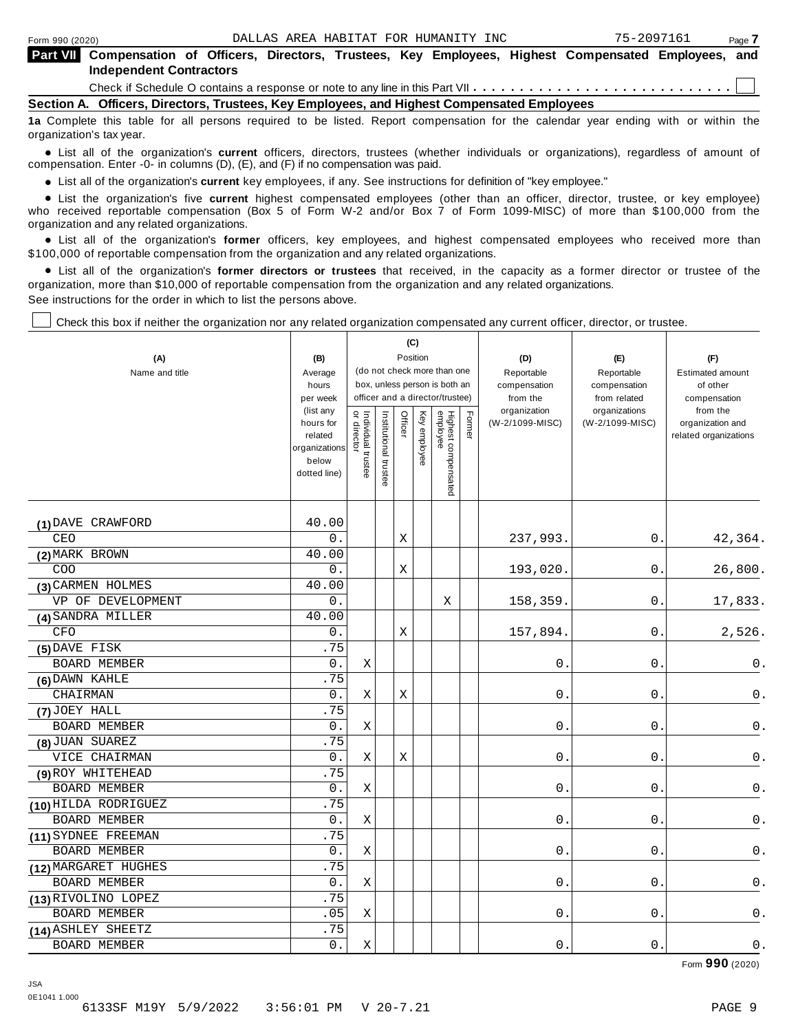Form 990 (2020) DALLAS AREA HABITAT FOR HUMANITY INC 75-2097161 Page 7

**Part VII Compensation of Officers, Directors, Trustees, Key Employees, Highest Compensated Employees, and Independent Contractors**

Check if Schedule O contains a response or note to any line in this Part VII . . . . . . . . . . . . . . . . . . . . . . . . . . . ☐

**Section A. Officers, Directors, Trustees, Key Employees, and Highest Compensated Employees**

**1a** Complete this table for all persons required to be listed. Report compensation for the calendar year ending with or within the organization's tax year.

- List all of the organization's **current** officers, directors, trustees (whether individuals or organizations), regardless of amount of compensation. Enter -0- in columns (D), (E), and (F) if no compensation was paid.
- List all of the organization's **current** key employees, if any. See instructions for definition of "key employee."
- List the organization's five **current** highest compensated employees (other than an officer, director, trustee, or key employee) who received reportable compensation (Box 5 of Form W-2 and/or Box 7 of Form 1099-MISC) of more than $100,000 from the organization and any related organizations.
- List all of the organization's **former** officers, key employees, and highest compensated employees who received more than $100,000 of reportable compensation from the organization and any related organizations.
- List all of the organization's **former directors or trustees** that received, in the capacity as a former director or trustee of the organization, more than $10,000 of reportable compensation from the organization and any related organizations.

See instructions for the order in which to list the persons above.

☐ Check this box if neither the organization nor any related organization compensated any current officer, director, or trustee.

| (A) Name and title | (B) Average hours per week (list any hours for related organizations below dotted line) | (C) Position: Individual trustee or director | Institutional trustee | Officer | Key employee | Highest compensated employee | Former | (D) Reportable compensation from the organization (W-2/1099-MISC) | (E) Reportable compensation from related organizations (W-2/1099-MISC) | (F) Estimated amount of other compensation from the organization and related organizations |
|---|---|---|---|---|---|---|---|---|---|---|
| (1) DAVE CRAWFORD<br>CEO | 40.00<br>0. | | | X | | | | 237,993. | 0. | 42,364. |
| (2) MARK BROWN<br>COO | 40.00<br>0. | | | X | | | | 193,020. | 0. | 26,800. |
| (3) CARMEN HOLMES<br>VP OF DEVELOPMENT | 40.00<br>0. | | | | | X | | 158,359. | 0. | 17,833. |
| (4) SANDRA MILLER<br>CFO | 40.00<br>0. | | | X | | | | 157,894. | 0. | 2,526. |
| (5) DAVE FISK<br>BOARD MEMBER | .75<br>0. | X | | | | | | 0. | 0. | 0. |
| (6) DAWN KAHLE<br>CHAIRMAN | .75<br>0. | X | | X | | | | 0. | 0. | 0. |
| (7) JOEY HALL<br>BOARD MEMBER | .75<br>0. | X | | | | | | 0. | 0. | 0. |
| (8) JUAN SUAREZ<br>VICE CHAIRMAN | .75<br>0. | X | | X | | | | 0. | 0. | 0. |
| (9) ROY WHITEHEAD<br>BOARD MEMBER | .75<br>0. | X | | | | | | 0. | 0. | 0. |
| (10) HILDA RODRIGUEZ<br>BOARD MEMBER | .75<br>0. | X | | | | | | 0. | 0. | 0. |
| (11) SYDNEE FREEMAN<br>BOARD MEMBER | .75<br>0. | X | | | | | | 0. | 0. | 0. |
| (12) MARGARET HUGHES<br>BOARD MEMBER | .75<br>0. | X | | | | | | 0. | 0. | 0. |
| (13) RIVOLINO LOPEZ<br>BOARD MEMBER | .75<br>.05 | X | | | | | | 0. | 0. | 0. |
| (14) ASHLEY SHEETZ<br>BOARD MEMBER | .75<br>0. | X | | | | | | 0. | 0. | 0. |

Form **990** (2020)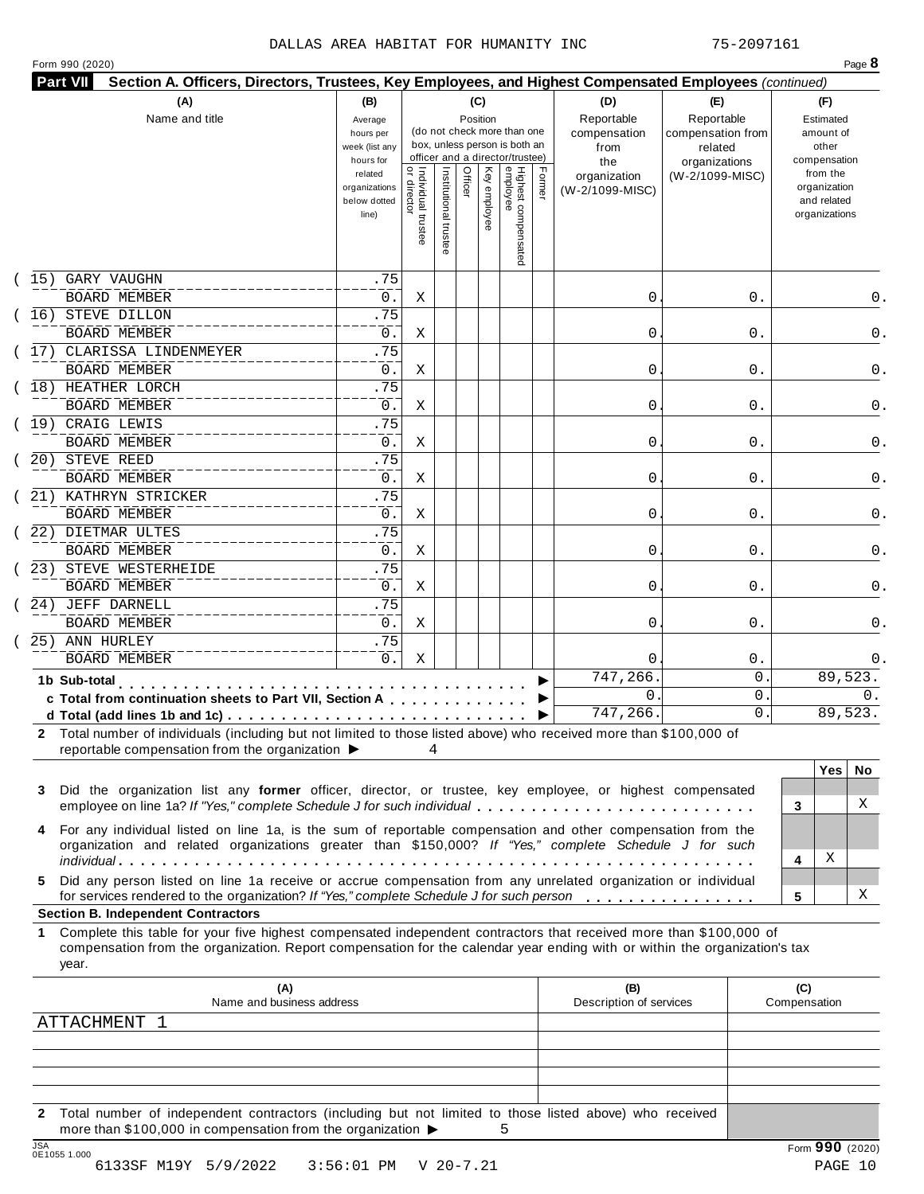DALLAS AREA HABITAT FOR HUMANITY INC 75-2097161

Form 990 (2020)

**Part VII Section A. Officers, Directors, Trustees, Key Employees, and Highest Compensated Employees** *(continued)*

| (A) Name and title | (B) Average hours per week (list any hours for related organizations below dotted line) | (C) Individual trustee or director | Institutional trustee | Officer | Key employee | Highest compensated employee | Former | (D) Reportable compensation from the organization (W-2/1099-MISC) | (E) Reportable compensation from related organizations (W-2/1099-MISC) | (F) Estimated amount of other compensation from the organization and related organizations |
|---|---|---|---|---|---|---|---|---|---|---|
| (15) GARY VAUGHN<br>BOARD MEMBER | .75<br>0. | X | | | | | | 0. | 0. | 0. |
| (16) STEVE DILLON<br>BOARD MEMBER | .75<br>0. | X | | | | | | 0. | 0. | 0. |
| (17) CLARISSA LINDENMEYER<br>BOARD MEMBER | .75<br>0. | X | | | | | | 0. | 0. | 0. |
| (18) HEATHER LORCH<br>BOARD MEMBER | .75<br>0. | X | | | | | | 0. | 0. | 0. |
| (19) CRAIG LEWIS<br>BOARD MEMBER | .75<br>0. | X | | | | | | 0. | 0. | 0. |
| (20) STEVE REED<br>BOARD MEMBER | .75<br>0. | X | | | | | | 0. | 0. | 0. |
| (21) KATHRYN STRICKER<br>BOARD MEMBER | .75<br>0. | X | | | | | | 0. | 0. | 0. |
| (22) DIETMAR ULTES<br>BOARD MEMBER | .75<br>0. | X | | | | | | 0. | 0. | 0. |
| (23) STEVE WESTERHEIDE<br>BOARD MEMBER | .75<br>0. | X | | | | | | 0. | 0. | 0. |
| (24) JEFF DARNELL<br>BOARD MEMBER | .75<br>0. | X | | | | | | 0. | 0. | 0. |
| (25) ANN HURLEY<br>BOARD MEMBER | .75<br>0. | X | | | | | | 0. | 0. | 0. |
| **1b Sub-total** | | | | | | | | 747,266. | 0. | 89,523. |
| **c Total from continuation sheets to Part VII, Section A** | | | | | | | | 0. | 0. | 0. |
| **d Total (add lines 1b and 1c)** | | | | | | | | 747,266. | 0. | 89,523. |

**2** Total number of individuals (including but not limited to those listed above) who received more than $100,000 of reportable compensation from the organization ▶ 4

| | | Yes | No |
|---|---|---|---|
| **3** Did the organization list any **former** officer, director, or trustee, key employee, or highest compensated employee on line 1a? *If "Yes," complete Schedule J for such individual* | 3 | | X |
| **4** For any individual listed on line 1a, is the sum of reportable compensation and other compensation from the organization and related organizations greater than $150,000? *If "Yes," complete Schedule J for such individual* | 4 | X | |
| **5** Did any person listed on line 1a receive or accrue compensation from any unrelated organization or individual for services rendered to the organization? *If "Yes," complete Schedule J for such person* | 5 | | X |

**Section B. Independent Contractors**

**1** Complete this table for your five highest compensated independent contractors that received more than $100,000 of compensation from the organization. Report compensation for the calendar year ending with or within the organization's tax year.

| (A) Name and business address | (B) Description of services | (C) Compensation |
|---|---|---|
| ATTACHMENT 1 | | |
| | | |
| | | |
| | | |
| | | |

**2** Total number of independent contractors (including but not limited to those listed above) who received more than $100,000 in compensation from the organization ▶ 5

Form **990** (2020)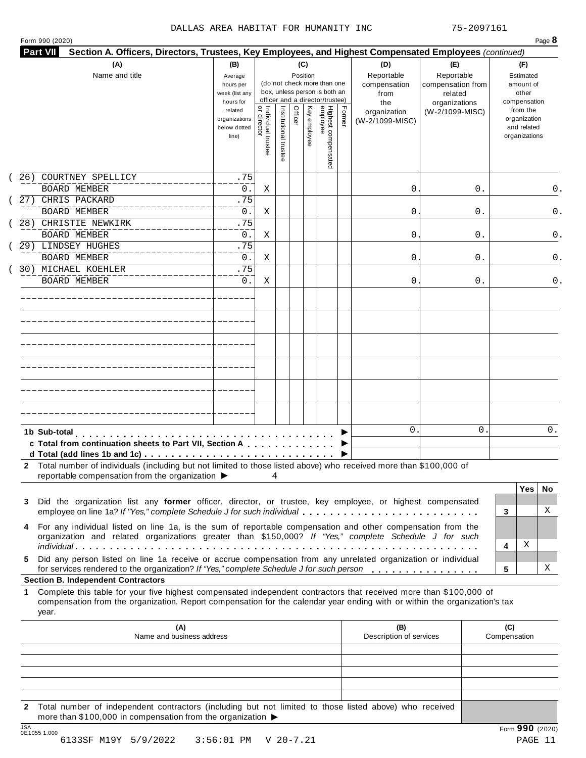DALLAS AREA HABITAT FOR HUMANITY INC 75-2097161

Form 990 (2020) Page **8**

**Part VII** **Section A. Officers, Directors, Trustees, Key Employees, and Highest Compensated Employees** *(continued)*

| (A) Name and title | (B) Average hours per week (list any hours for related organizations below dotted line) | (C) Position: Individual trustee or director | Institutional trustee | Officer | Key employee | Highest compensated employee | Former | (D) Reportable compensation from the organization (W-2/1099-MISC) | (E) Reportable compensation from related organizations (W-2/1099-MISC) | (F) Estimated amount of other compensation from the organization and related organizations |
|---|---|---|---|---|---|---|---|---|---|---|
| (26) COURTNEY SPELLICY<br>BOARD MEMBER | .75<br>0. | X | | | | | | 0. | 0. | 0. |
| (27) CHRIS PACKARD<br>BOARD MEMBER | .75<br>0. | X | | | | | | 0. | 0. | 0. |
| (28) CHRISTIE NEWKIRK<br>BOARD MEMBER | .75<br>0. | X | | | | | | 0. | 0. | 0. |
| (29) LINDSEY HUGHES<br>BOARD MEMBER | .75<br>0. | X | | | | | | 0. | 0. | 0. |
| (30) MICHAEL KOEHLER<br>BOARD MEMBER | .75<br>0. | X | | | | | | 0. | 0. | 0. |
| | | | | | | | | | | |
| | | | | | | | | | | |
| | | | | | | | | | | |
| | | | | | | | | | | |
| | | | | | | | | | | |
| | | | | | | | | | | |

| | (D) | (E) | (F) |
|---|---|---|---|
| **1b Sub-total** ▶ | 0. | 0. | 0. |
| **c Total from continuation sheets to Part VII, Section A** ▶ | | | |
| **d Total (add lines 1b and 1c)** ▶ | | | |

**2** Total number of individuals (including but not limited to those listed above) who received more than $100,000 of reportable compensation from the organization ▶ 4

| | | Yes | No |
|---|---|---|---|
| **3** Did the organization list any **former** officer, director, or trustee, key employee, or highest compensated employee on line 1a? *If "Yes," complete Schedule J for such individual* | **3** | | X |
| **4** For any individual listed on line 1a, is the sum of reportable compensation and other compensation from the organization and related organizations greater than $150,000? *If "Yes," complete Schedule J for such individual* | **4** | X | |
| **5** Did any person listed on line 1a receive or accrue compensation from any unrelated organization or individual for services rendered to the organization? *If "Yes," complete Schedule J for such person* | **5** | | X |

**Section B. Independent Contractors**

**1** Complete this table for your five highest compensated independent contractors that received more than $100,000 of compensation from the organization. Report compensation for the calendar year ending with or within the organization's tax year.

| (A) Name and business address | (B) Description of services | (C) Compensation |
|---|---|---|
| | | |
| | | |
| | | |
| | | |
| | | |

**2** Total number of independent contractors (including but not limited to those listed above) who received more than $100,000 in compensation from the organization ▶

Form **990** (2020)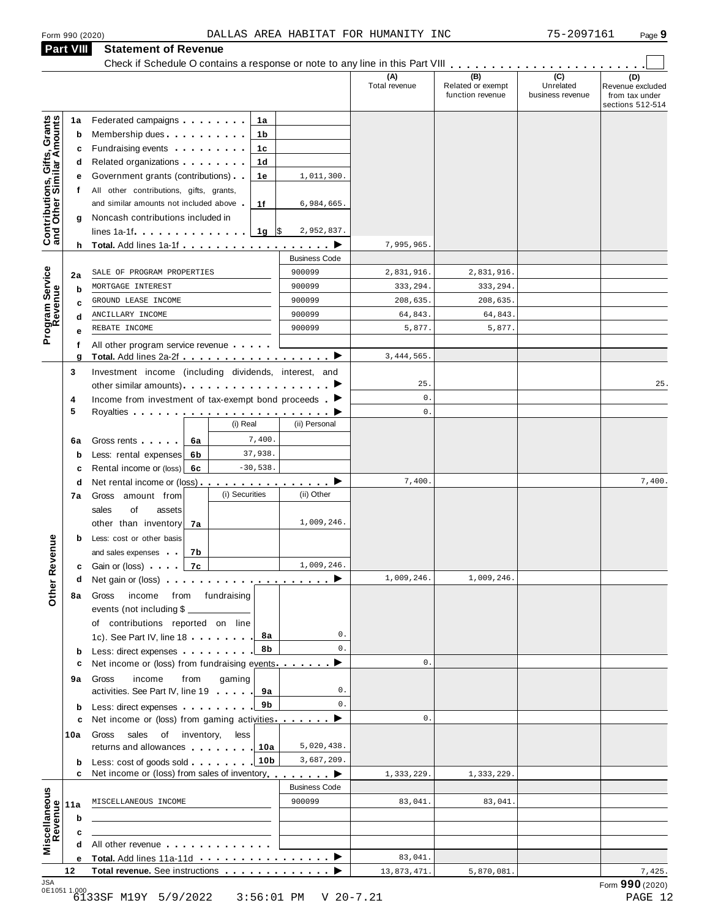Form 990 (2020) DALLAS AREA HABITAT FOR HUMANITY INC 75-2097161 Page 9

## Part VIII Statement of Revenue

Check if Schedule O contains a response or note to any line in this Part VIII . . . . . . . . . . . . . . . . . . . . . . . ☐

| | | | | (A) Total revenue | (B) Related or exempt function revenue | (C) Unrelated business revenue | (D) Revenue excluded from tax under sections 512-514 |
|---|---|---|---|---|---|---|---|
| **Contributions, Gifts, Grants and Other Similar Amounts** | 1a | Federated campaigns | 1a | | | | |
| | b | Membership dues | 1b | | | | |
| | c | Fundraising events | 1c | | | | |
| | d | Related organizations | 1d | | | | |
| | e | Government grants (contributions) | 1e 1,011,300. | | | | |
| | f | All other contributions, gifts, grants, and similar amounts not included above | 1f 6,984,665. | | | | |
| | g | Noncash contributions included in lines 1a-1f | 1g $ 2,952,837. | | | | |
| | h | **Total.** Add lines 1a-1f | ▶ | 7,995,965. | | | |
| **Program Service Revenue** | | | Business Code | | | | |
| | 2a | SALE OF PROGRAM PROPERTIES | 900099 | 2,831,916. | 2,831,916. | | |
| | b | MORTGAGE INTEREST | 900099 | 333,294. | 333,294. | | |
| | c | GROUND LEASE INCOME | 900099 | 208,635. | 208,635. | | |
| | d | ANCILLARY INCOME | 900099 | 64,843. | 64,843. | | |
| | e | REBATE INCOME | 900099 | 5,877. | 5,877. | | |
| | f | All other program service revenue | | | | | |
| | g | **Total.** Add lines 2a-2f | ▶ | 3,444,565. | | | |
| **Other Revenue** | 3 | Investment income (including dividends, interest, and other similar amounts) | ▶ | 25. | | | 25. |
| | 4 | Income from investment of tax-exempt bond proceeds | ▶ | 0. | | | |
| | 5 | Royalties | ▶ | 0. | | | |
| | | | (i) Real / (ii) Personal | | | | |
| | 6a | Gross rents | 6a (i) 7,400. | | | | |
| | b | Less: rental expenses | 6b (i) 37,938. | | | | |
| | c | Rental income or (loss) | 6c (i) -30,538. | | | | |
| | d | Net rental income or (loss) | ▶ | 7,400. | | | 7,400. |
| | | | (i) Securities / (ii) Other | | | | |
| | 7a | Gross amount from sales of assets other than inventory | 7a (ii) 1,009,246. | | | | |
| | b | Less: cost or other basis and sales expenses | 7b | | | | |
| | c | Gain or (loss) | 7c (ii) 1,009,246. | | | | |
| | d | Net gain or (loss) | ▶ | 1,009,246. | 1,009,246. | | |
| | 8a | Gross income from fundraising events (not including $ ______ of contributions reported on line 1c). See Part IV, line 18 | 8a 0. | | | | |
| | b | Less: direct expenses | 8b 0. | | | | |
| | c | Net income or (loss) from fundraising events | ▶ | 0. | | | |
| | 9a | Gross income from gaming activities. See Part IV, line 19 | 9a 0. | | | | |
| | b | Less: direct expenses | 9b 0. | | | | |
| | c | Net income or (loss) from gaming activities | ▶ | 0. | | | |
| | 10a | Gross sales of inventory, less returns and allowances | 10a 5,020,438. | | | | |
| | b | Less: cost of goods sold | 10b 3,687,209. | | | | |
| | c | Net income or (loss) from sales of inventory | ▶ | 1,333,229. | 1,333,229. | | |
| **Miscellaneous Revenue** | | | Business Code | | | | |
| | 11a | MISCELLANEOUS INCOME | 900099 | 83,041. | 83,041. | | |
| | b | | | | | | |
| | c | | | | | | |
| | d | All other revenue | | | | | |
| | e | **Total.** Add lines 11a-11d | ▶ | 83,041. | | | |
| | 12 | **Total revenue.** See instructions | ▶ | 13,873,471. | 5,870,081. | | 7,425. |

JSA 0E1051 1.000

Form **990** (2020)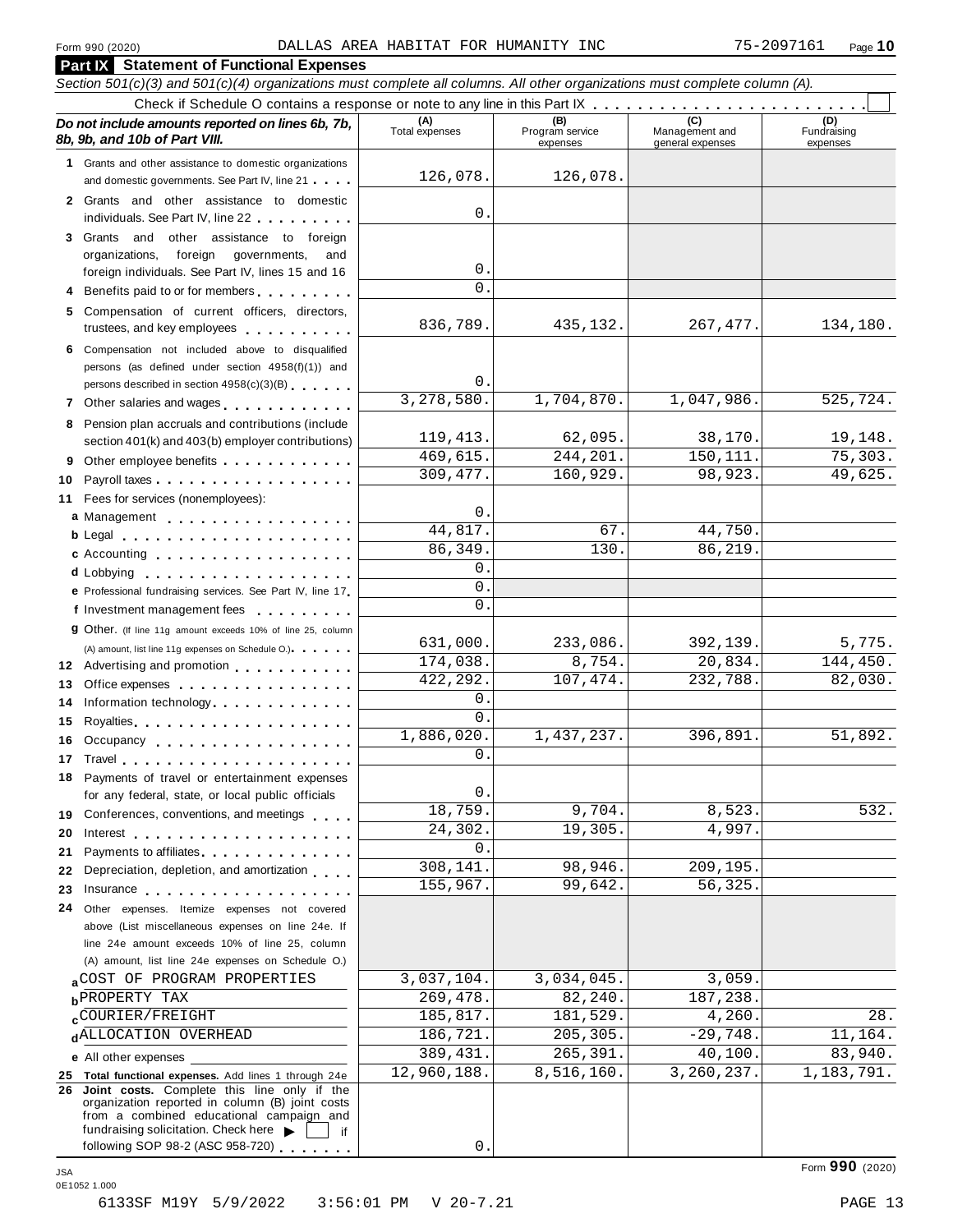Form 990 (2020) DALLAS AREA HABITAT FOR HUMANITY INC 75-2097161

## Part IX Statement of Functional Expenses

*Section 501(c)(3) and 501(c)(4) organizations must complete all columns. All other organizations must complete column (A).*

Check if Schedule O contains a response or note to any line in this Part IX . . . . . . . . . . . . . . . . . . . . . . . . ☐

| *Do not include amounts reported on lines 6b, 7b, 8b, 9b, and 10b of Part VIII.* | (A) Total expenses | (B) Program service expenses | (C) Management and general expenses | (D) Fundraising expenses |
|---|---|---|---|---|
| **1** Grants and other assistance to domestic organizations and domestic governments. See Part IV, line 21 | 126,078. | 126,078. | | |
| **2** Grants and other assistance to domestic individuals. See Part IV, line 22 | 0. | | | |
| **3** Grants and other assistance to foreign organizations, foreign governments, and foreign individuals. See Part IV, lines 15 and 16 | 0. | | | |
| **4** Benefits paid to or for members | 0. | | | |
| **5** Compensation of current officers, directors, trustees, and key employees | 836,789. | 435,132. | 267,477. | 134,180. |
| **6** Compensation not included above to disqualified persons (as defined under section 4958(f)(1)) and persons described in section 4958(c)(3)(B) | 0. | | | |
| **7** Other salaries and wages | 3,278,580. | 1,704,870. | 1,047,986. | 525,724. |
| **8** Pension plan accruals and contributions (include section 401(k) and 403(b) employer contributions) | 119,413. | 62,095. | 38,170. | 19,148. |
| **9** Other employee benefits | 469,615. | 244,201. | 150,111. | 75,303. |
| **10** Payroll taxes | 309,477. | 160,929. | 98,923. | 49,625. |
| **11** Fees for services (nonemployees): | | | | |
| **a** Management | 0. | | | |
| **b** Legal | 44,817. | 67. | 44,750. | |
| **c** Accounting | 86,349. | 130. | 86,219. | |
| **d** Lobbying | 0. | | | |
| **e** Professional fundraising services. See Part IV, line 17 | 0. | | | |
| **f** Investment management fees | 0. | | | |
| **g** Other. (If line 11g amount exceeds 10% of line 25, column (A) amount, list line 11g expenses on Schedule O.) | 631,000. | 233,086. | 392,139. | 5,775. |
| **12** Advertising and promotion | 174,038. | 8,754. | 20,834. | 144,450. |
| **13** Office expenses | 422,292. | 107,474. | 232,788. | 82,030. |
| **14** Information technology | 0. | | | |
| **15** Royalties | 0. | | | |
| **16** Occupancy | 1,886,020. | 1,437,237. | 396,891. | 51,892. |
| **17** Travel | 0. | | | |
| **18** Payments of travel or entertainment expenses for any federal, state, or local public officials | 0. | | | |
| **19** Conferences, conventions, and meetings | 18,759. | 9,704. | 8,523. | 532. |
| **20** Interest | 24,302. | 19,305. | 4,997. | |
| **21** Payments to affiliates | 0. | | | |
| **22** Depreciation, depletion, and amortization | 308,141. | 98,946. | 209,195. | |
| **23** Insurance | 155,967. | 99,642. | 56,325. | |
| **24** Other expenses. Itemize expenses not covered above (List miscellaneous expenses on line 24e. If line 24e amount exceeds 10% of line 25, column (A) amount, list line 24e expenses on Schedule O.) | | | | |
| **a** COST OF PROGRAM PROPERTIES | 3,037,104. | 3,034,045. | 3,059. | |
| **b** PROPERTY TAX | 269,478. | 82,240. | 187,238. | |
| **c** COURIER/FREIGHT | 185,817. | 181,529. | 4,260. | 28. |
| **d** ALLOCATION OVERHEAD | 186,721. | 205,305. | -29,748. | 11,164. |
| **e** All other expenses | 389,431. | 265,391. | 40,100. | 83,940. |
| **25 Total functional expenses.** Add lines 1 through 24e | 12,960,188. | 8,516,160. | 3,260,237. | 1,183,791. |
| **26 Joint costs.** Complete this line only if the organization reported in column (B) joint costs from a combined educational campaign and fundraising solicitation. Check here ▶ ☐ if following SOP 98-2 (ASC 958-720) | 0. | | | |

Form **990** (2020)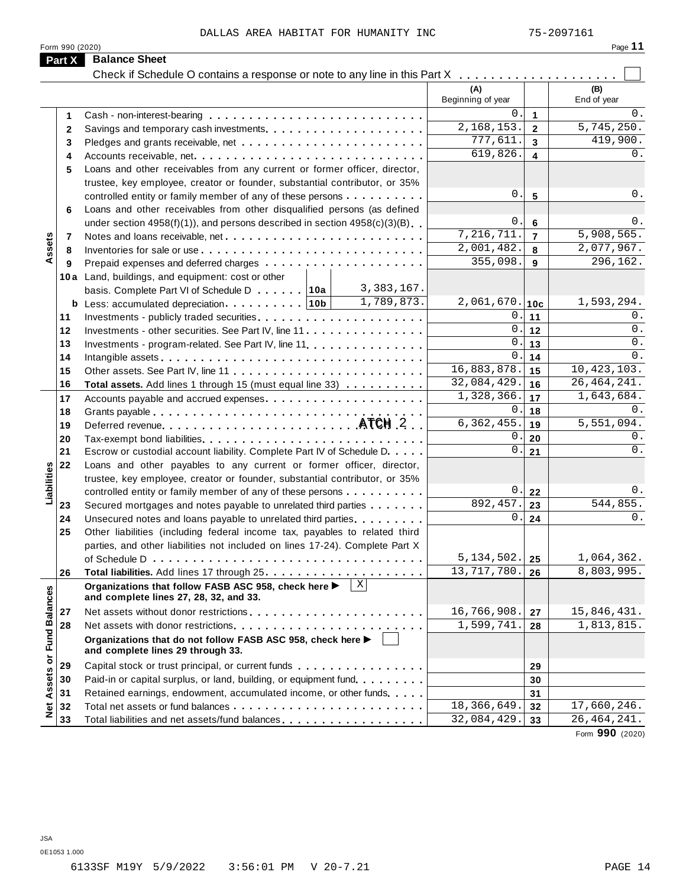DALLAS AREA HABITAT FOR HUMANITY INC 75-2097161

Form 990 (2020) Page **11**

## Part X Balance Sheet

Check if Schedule O contains a response or note to any line in this Part X . . . . . . . . . . . . . . . . . . . . ☐

| | | | (A) Beginning of year | | (B) End of year |
|---|---|---|---|---|---|
| **Assets** | 1 | Cash - non-interest-bearing | 0. | 1 | 0. |
| | 2 | Savings and temporary cash investments | 2,168,153. | 2 | 5,745,250. |
| | 3 | Pledges and grants receivable, net | 777,611. | 3 | 419,900. |
| | 4 | Accounts receivable, net | 619,826. | 4 | 0. |
| | 5 | Loans and other receivables from any current or former officer, director, trustee, key employee, creator or founder, substantial contributor, or 35% controlled entity or family member of any of these persons | 0. | 5 | 0. |
| | 6 | Loans and other receivables from other disqualified persons (as defined under section 4958(f)(1)), and persons described in section 4958(c)(3)(B) | 0. | 6 | 0. |
| | 7 | Notes and loans receivable, net | 7,216,711. | 7 | 5,908,565. |
| | 8 | Inventories for sale or use | 2,001,482. | 8 | 2,077,967. |
| | 9 | Prepaid expenses and deferred charges | 355,098. | 9 | 296,162. |
| | 10a | Land, buildings, and equipment: cost or other basis. Complete Part VI of Schedule D . . . . . . 10a 3,383,167. | | | |
| | b | Less: accumulated depreciation . . . . . . . . . . 10b 1,789,873. | 2,061,670. | 10c | 1,593,294. |
| | 11 | Investments - publicly traded securities | 0. | 11 | 0. |
| | 12 | Investments - other securities. See Part IV, line 11 | 0. | 12 | 0. |
| | 13 | Investments - program-related. See Part IV, line 11 | 0. | 13 | 0. |
| | 14 | Intangible assets | 0. | 14 | 0. |
| | 15 | Other assets. See Part IV, line 11 | 16,883,878. | 15 | 10,423,103. |
| | 16 | **Total assets.** Add lines 1 through 15 (must equal line 33) | 32,084,429. | 16 | 26,464,241. |
| **Liabilities** | 17 | Accounts payable and accrued expenses | 1,328,366. | 17 | 1,643,684. |
| | 18 | Grants payable | 0. | 18 | 0. |
| | 19 | Deferred revenue . . . ATCH 2 | 6,362,455. | 19 | 5,551,094. |
| | 20 | Tax-exempt bond liabilities | 0. | 20 | 0. |
| | 21 | Escrow or custodial account liability. Complete Part IV of Schedule D | 0. | 21 | 0. |
| | 22 | Loans and other payables to any current or former officer, director, trustee, key employee, creator or founder, substantial contributor, or 35% controlled entity or family member of any of these persons | 0. | 22 | 0. |
| | 23 | Secured mortgages and notes payable to unrelated third parties | 892,457. | 23 | 544,855. |
| | 24 | Unsecured notes and loans payable to unrelated third parties | 0. | 24 | 0. |
| | 25 | Other liabilities (including federal income tax, payables to related third parties, and other liabilities not included on lines 17-24). Complete Part X of Schedule D | 5,134,502. | 25 | 1,064,362. |
| | 26 | **Total liabilities.** Add lines 17 through 25 | 13,717,780. | 26 | 8,803,995. |
| **Net Assets or Fund Balances** | | **Organizations that follow FASB ASC 958, check here ▶** ☒ **and complete lines 27, 28, 32, and 33.** | | | |
| | 27 | Net assets without donor restrictions | 16,766,908. | 27 | 15,846,431. |
| | 28 | Net assets with donor restrictions | 1,599,741. | 28 | 1,813,815. |
| | | **Organizations that do not follow FASB ASC 958, check here ▶** ☐ **and complete lines 29 through 33.** | | | |
| | 29 | Capital stock or trust principal, or current funds | | 29 | |
| | 30 | Paid-in or capital surplus, or land, building, or equipment fund | | 30 | |
| | 31 | Retained earnings, endowment, accumulated income, or other funds | | 31 | |
| | 32 | Total net assets or fund balances | 18,366,649. | 32 | 17,660,246. |
| | 33 | Total liabilities and net assets/fund balances | 32,084,429. | 33 | 26,464,241. |

Form **990** (2020)

JSA
0E1053 1.000

6133SF M19Y 5/9/2022 3:56:01 PM V 20-7.21 PAGE 14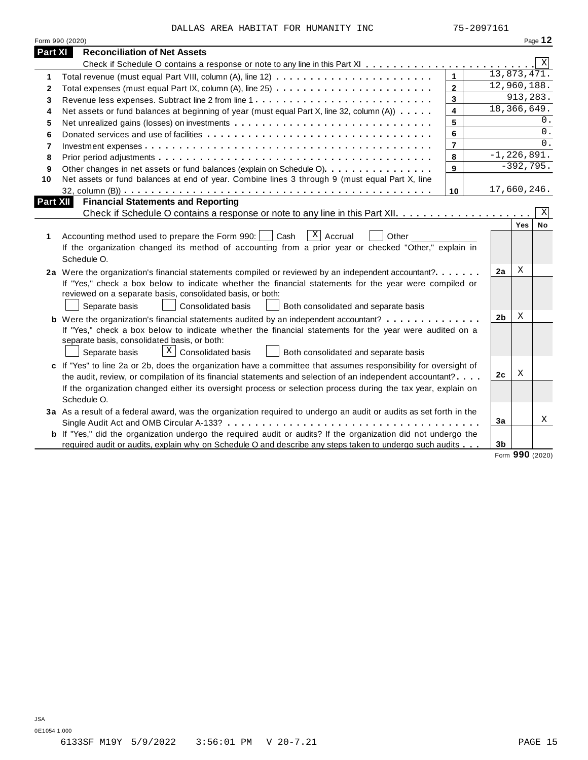DALLAS AREA HABITAT FOR HUMANITY INC 75-2097161

Form 990 (2020) Page **12**

## Part XI Reconciliation of Net Assets

Check if Schedule O contains a response or note to any line in this Part XI . . . . . . . . . . . . . . . . . . . . . . . . [X]

| | | | |
|---|---|---|---|
| 1 | Total revenue (must equal Part VIII, column (A), line 12) | 1 | 13,873,471. |
| 2 | Total expenses (must equal Part IX, column (A), line 25) | 2 | 12,960,188. |
| 3 | Revenue less expenses. Subtract line 2 from line 1 | 3 | 913,283. |
| 4 | Net assets or fund balances at beginning of year (must equal Part X, line 32, column (A)) | 4 | 18,366,649. |
| 5 | Net unrealized gains (losses) on investments | 5 | 0. |
| 6 | Donated services and use of facilities | 6 | 0. |
| 7 | Investment expenses | 7 | 0. |
| 8 | Prior period adjustments | 8 | -1,226,891. |
| 9 | Other changes in net assets or fund balances (explain on Schedule O) | 9 | -392,795. |
| 10 | Net assets or fund balances at end of year. Combine lines 3 through 9 (must equal Part X, line 32, column (B)) | 10 | 17,660,246. |

## Part XII Financial Statements and Reporting

Check if Schedule O contains a response or note to any line in this Part XII . . . . . . . . . . . . . . . . . . . . [X]

| | | | Yes | No |
|---|---|---|---|---|
| 1 | Accounting method used to prepare the Form 990: [ ] Cash [X] Accrual [ ] Other ________ If the organization changed its method of accounting from a prior year or checked "Other," explain in Schedule O. | | | |
| 2a | Were the organization's financial statements compiled or reviewed by an independent accountant? If "Yes," check a box below to indicate whether the financial statements for the year were compiled or reviewed on a separate basis, consolidated basis, or both: [ ] Separate basis [ ] Consolidated basis [ ] Both consolidated and separate basis | 2a | X | |
| b | Were the organization's financial statements audited by an independent accountant? If "Yes," check a box below to indicate whether the financial statements for the year were audited on a separate basis, consolidated basis, or both: [ ] Separate basis [X] Consolidated basis [ ] Both consolidated and separate basis | 2b | X | |
| c | If "Yes" to line 2a or 2b, does the organization have a committee that assumes responsibility for oversight of the audit, review, or compilation of its financial statements and selection of an independent accountant? If the organization changed either its oversight process or selection process during the tax year, explain on Schedule O. | 2c | X | |
| 3a | As a result of a federal award, was the organization required to undergo an audit or audits as set forth in the Single Audit Act and OMB Circular A-133? | 3a | | X |
| b | If "Yes," did the organization undergo the required audit or audits? If the organization did not undergo the required audit or audits, explain why on Schedule O and describe any steps taken to undergo such audits | 3b | | |

Form **990** (2020)

JSA
0E1054 1.000
6133SF M19Y 5/9/2022 3:56:01 PM V 20-7.21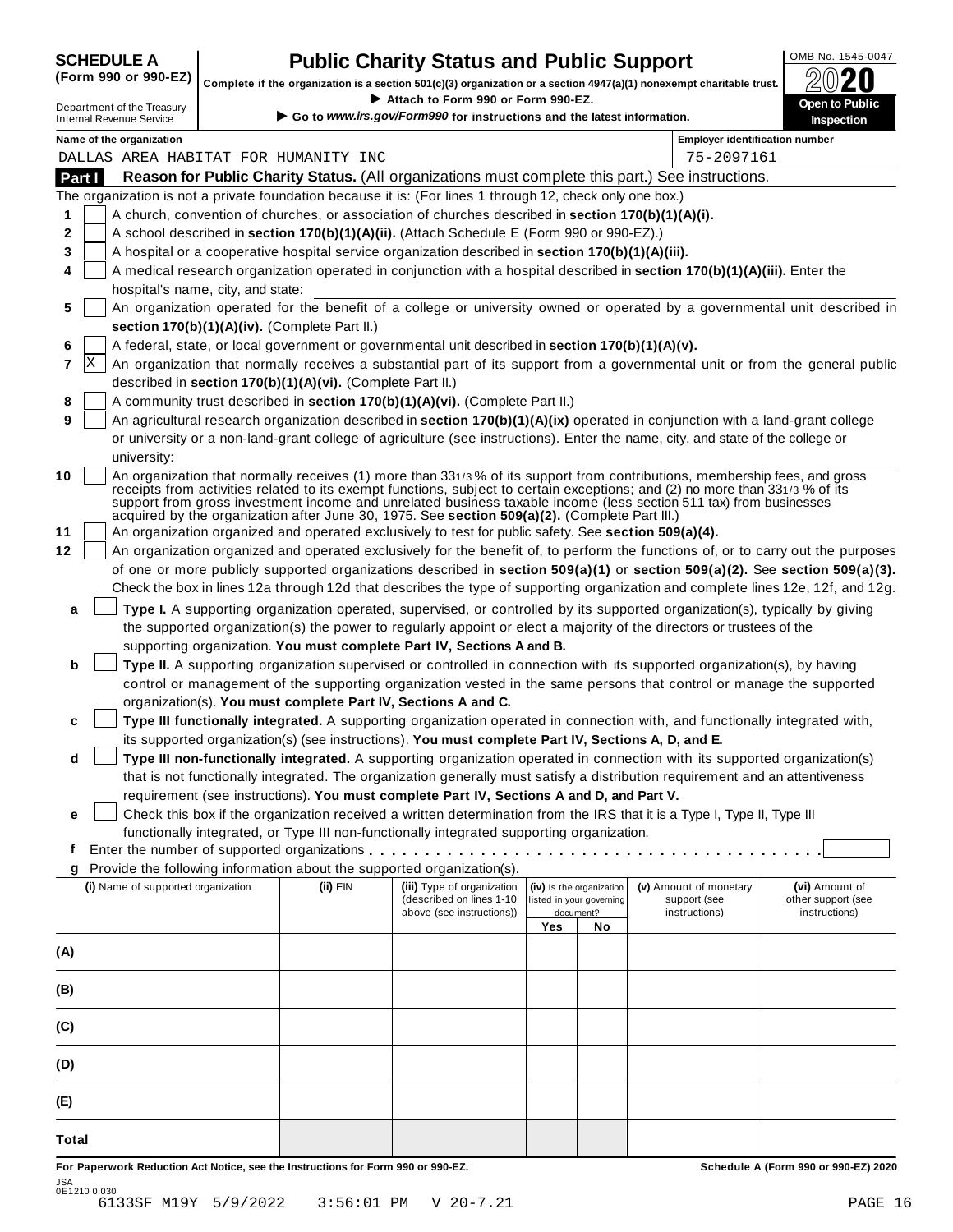**SCHEDULE A (Form 990 or 990-EZ)**

Department of the Treasury
Internal Revenue Service

# Public Charity Status and Public Support

**Complete if the organization is a section 501(c)(3) organization or a section 4947(a)(1) nonexempt charitable trust.**
▶ Attach to Form 990 or Form 990-EZ.
▶ Go to *www.irs.gov/Form990* for instructions and the latest information.

OMB No. 1545-0047
**2020**
**Open to Public Inspection**

**Name of the organization**
DALLAS AREA HABITAT FOR HUMANITY INC

**Employer identification number**
75-2097161

## Part I — Reason for Public Charity Status. (All organizations must complete this part.) See instructions.

The organization is not a private foundation because it is: (For lines 1 through 12, check only one box.)

1 [ ] A church, convention of churches, or association of churches described in **section 170(b)(1)(A)(i).**

2 [ ] A school described in **section 170(b)(1)(A)(ii).** (Attach Schedule E (Form 990 or 990-EZ).)

3 [ ] A hospital or a cooperative hospital service organization described in **section 170(b)(1)(A)(iii).**

4 [ ] A medical research organization operated in conjunction with a hospital described in **section 170(b)(1)(A)(iii).** Enter the hospital's name, city, and state:

5 [ ] An organization operated for the benefit of a college or university owned or operated by a governmental unit described in **section 170(b)(1)(A)(iv).** (Complete Part II.)

6 [ ] A federal, state, or local government or governmental unit described in **section 170(b)(1)(A)(v).**

7 [X] An organization that normally receives a substantial part of its support from a governmental unit or from the general public described in **section 170(b)(1)(A)(vi).** (Complete Part II.)

8 [ ] A community trust described in **section 170(b)(1)(A)(vi).** (Complete Part II.)

9 [ ] An agricultural research organization described in **section 170(b)(1)(A)(ix)** operated in conjunction with a land-grant college or university or a non-land-grant college of agriculture (see instructions). Enter the name, city, and state of the college or university:

10 [ ] An organization that normally receives (1) more than 33 1/3 % of its support from contributions, membership fees, and gross receipts from activities related to its exempt functions, subject to certain exceptions; and (2) no more than 33 1/3 % of its support from gross investment income and unrelated business taxable income (less section 511 tax) from businesses acquired by the organization after June 30, 1975. See **section 509(a)(2).** (Complete Part III.)

11 [ ] An organization organized and operated exclusively to test for public safety. See **section 509(a)(4).**

12 [ ] An organization organized and operated exclusively for the benefit of, to perform the functions of, or to carry out the purposes of one or more publicly supported organizations described in **section 509(a)(1)** or **section 509(a)(2).** See **section 509(a)(3).** Check the box in lines 12a through 12d that describes the type of supporting organization and complete lines 12e, 12f, and 12g.

a [ ] **Type I.** A supporting organization operated, supervised, or controlled by its supported organization(s), typically by giving the supported organization(s) the power to regularly appoint or elect a majority of the directors or trustees of the supporting organization. **You must complete Part IV, Sections A and B.**

b [ ] **Type II.** A supporting organization supervised or controlled in connection with its supported organization(s), by having control or management of the supporting organization vested in the same persons that control or manage the supported organization(s). **You must complete Part IV, Sections A and C.**

c [ ] **Type III functionally integrated.** A supporting organization operated in connection with, and functionally integrated with, its supported organization(s) (see instructions). **You must complete Part IV, Sections A, D, and E.**

d [ ] **Type III non-functionally integrated.** A supporting organization operated in connection with its supported organization(s) that is not functionally integrated. The organization generally must satisfy a distribution requirement and an attentiveness requirement (see instructions). **You must complete Part IV, Sections A and D, and Part V.**

e [ ] Check this box if the organization received a written determination from the IRS that it is a Type I, Type II, Type III functionally integrated, or Type III non-functionally integrated supporting organization.

f Enter the number of supported organizations . . . . . . . . . . . . . . . . . . . . . . . . . . . . . . . . . . . . . .

g Provide the following information about the supported organization(s).

| (i) Name of supported organization | (ii) EIN | (iii) Type of organization (described on lines 1-10 above (see instructions)) | (iv) Is the organization listed in your governing document? Yes | No | (v) Amount of monetary support (see instructions) | (vi) Amount of other support (see instructions) |
|---|---|---|---|---|---|---|
| (A) | | | | | | |
| (B) | | | | | | |
| (C) | | | | | | |
| (D) | | | | | | |
| (E) | | | | | | |
| Total | | | | | | |

**For Paperwork Reduction Act Notice, see the Instructions for Form 990 or 990-EZ.** **Schedule A (Form 990 or 990-EZ) 2020**

JSA
0E1210 0.030
6133SF M19Y 5/9/2022 3:56:01 PM V 20-7.21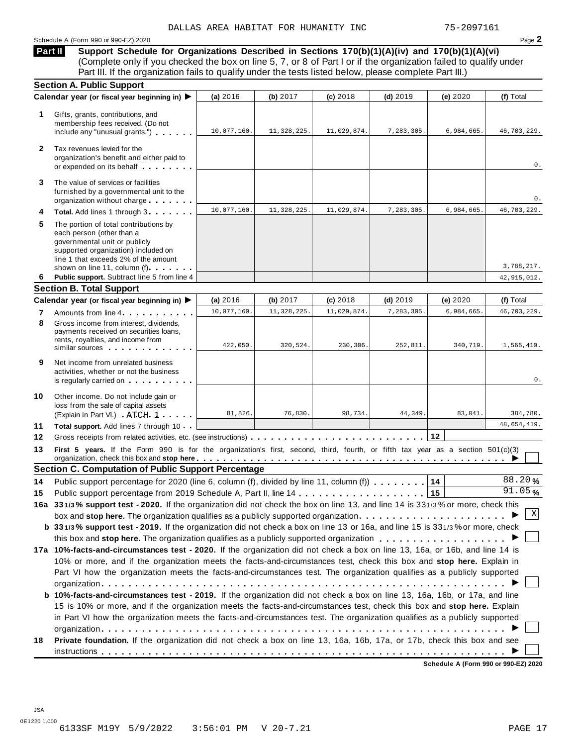DALLAS AREA HABITAT FOR HUMANITY INC 75-2097161

Schedule A (Form 990 or 990-EZ) 2020

## Part II Support Schedule for Organizations Described in Sections 170(b)(1)(A)(iv) and 170(b)(1)(A)(vi)

(Complete only if you checked the box on line 5, 7, or 8 of Part I or if the organization failed to qualify under Part III. If the organization fails to qualify under the tests listed below, please complete Part III.)

### Section A. Public Support

| Calendar year (or fiscal year beginning in) ▶ | (a) 2016 | (b) 2017 | (c) 2018 | (d) 2019 | (e) 2020 | (f) Total |
|---|---|---|---|---|---|---|
| **1** Gifts, grants, contributions, and membership fees received. (Do not include any "unusual grants.") | 10,077,160. | 11,328,225. | 11,029,874. | 7,283,305. | 6,984,665. | 46,703,229. |
| **2** Tax revenues levied for the organization's benefit and either paid to or expended on its behalf | | | | | | 0. |
| **3** The value of services or facilities furnished by a governmental unit to the organization without charge | | | | | | 0. |
| **4** **Total.** Add lines 1 through 3 | 10,077,160. | 11,328,225. | 11,029,874. | 7,283,305. | 6,984,665. | 46,703,229. |
| **5** The portion of total contributions by each person (other than a governmental unit or publicly supported organization) included on line 1 that exceeds 2% of the amount shown on line 11, column (f) | | | | | | 3,788,217. |
| **6** **Public support.** Subtract line 5 from line 4 | | | | | | 42,915,012. |

### Section B. Total Support

| Calendar year (or fiscal year beginning in) ▶ | (a) 2016 | (b) 2017 | (c) 2018 | (d) 2019 | (e) 2020 | (f) Total |
|---|---|---|---|---|---|---|
| **7** Amounts from line 4 | 10,077,160. | 11,328,225. | 11,029,874. | 7,283,305. | 6,984,665. | 46,703,229. |
| **8** Gross income from interest, dividends, payments received on securities loans, rents, royalties, and income from similar sources | 422,050. | 320,524. | 230,306. | 252,811. | 340,719. | 1,566,410. |
| **9** Net income from unrelated business activities, whether or not the business is regularly carried on | | | | | | 0. |
| **10** Other income. Do not include gain or loss from the sale of capital assets (Explain in Part VI.) ATCH 1 | 81,826. | 76,830. | 98,734. | 44,349. | 83,041. | 384,780. |
| **11** **Total support.** Add lines 7 through 10 | | | | | | 48,654,419. |

**12** Gross receipts from related activities, etc. (see instructions) . . . **12**

**13** **First 5 years.** If the Form 990 is for the organization's first, second, third, fourth, or fifth tax year as a section 501(c)(3) organization, check this box and **stop here** ▶ ☐

### Section C. Computation of Public Support Percentage

**14** Public support percentage for 2020 (line 6, column (f), divided by line 11, column (f)) . . . **14** 88.20 %

**15** Public support percentage from 2019 Schedule A, Part II, line 14 . . . **15** 91.05 %

**16a 33 1/3 % support test - 2020.** If the organization did not check the box on line 13, and line 14 is 33 1/3 % or more, check this box and **stop here.** The organization qualifies as a publicly supported organization ▶ ☒

**b 33 1/3 % support test - 2019.** If the organization did not check a box on line 13 or 16a, and line 15 is 33 1/3 % or more, check this box and **stop here.** The organization qualifies as a publicly supported organization ▶ ☐

**17a 10%-facts-and-circumstances test - 2020.** If the organization did not check a box on line 13, 16a, or 16b, and line 14 is 10% or more, and if the organization meets the facts-and-circumstances test, check this box and **stop here.** Explain in Part VI how the organization meets the facts-and-circumstances test. The organization qualifies as a publicly supported organization ▶ ☐

**b 10%-facts-and-circumstances test - 2019.** If the organization did not check a box on line 13, 16a, 16b, or 17a, and line 15 is 10% or more, and if the organization meets the facts-and-circumstances test, check this box and **stop here.** Explain in Part VI how the organization meets the facts-and-circumstances test. The organization qualifies as a publicly supported organization ▶ ☐

**18** **Private foundation.** If the organization did not check a box on line 13, 16a, 16b, 17a, or 17b, check this box and see instructions ▶ ☐

**Schedule A (Form 990 or 990-EZ) 2020**

JSA
0E1220 1.000
6133SF M19Y 5/9/2022 3:56:01 PM V 20-7.21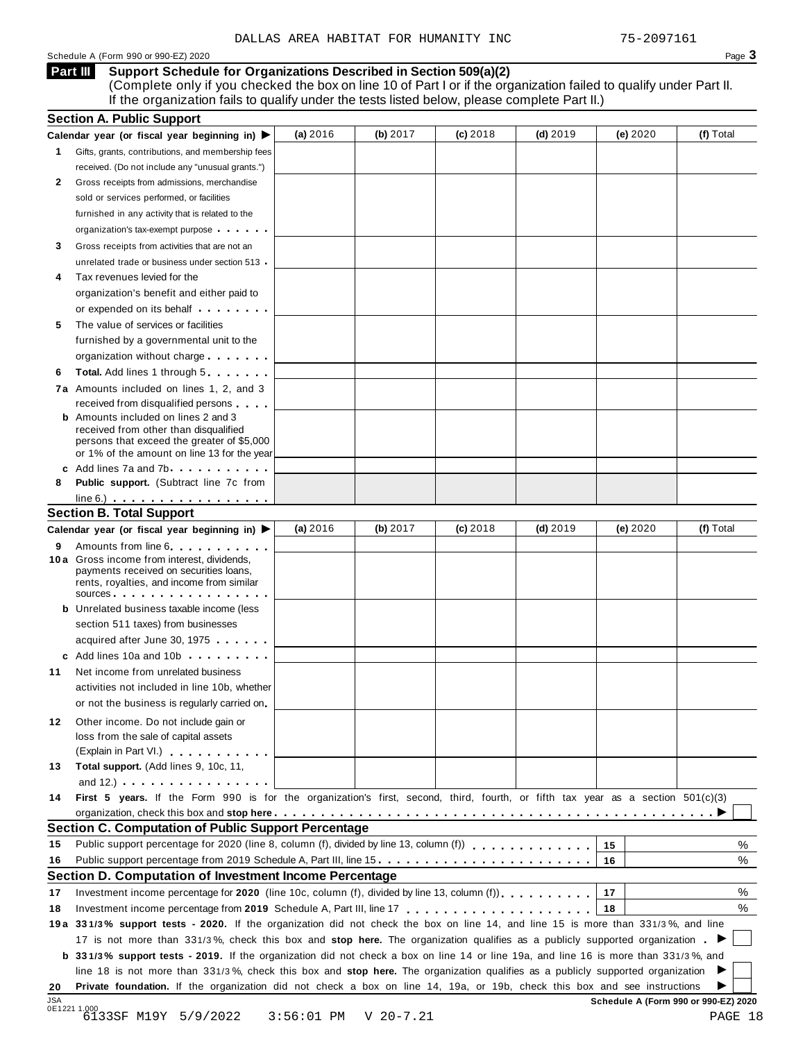DALLAS AREA HABITAT FOR HUMANITY INC 75-2097161

Schedule A (Form 990 or 990-EZ) 2020

## Part III Support Schedule for Organizations Described in Section 509(a)(2)

(Complete only if you checked the box on line 10 of Part I or if the organization failed to qualify under Part II. If the organization fails to qualify under the tests listed below, please complete Part II.)

### Section A. Public Support

| Calendar year (or fiscal year beginning in) ▶ | (a) 2016 | (b) 2017 | (c) 2018 | (d) 2019 | (e) 2020 | (f) Total |
|---|---|---|---|---|---|---|
| **1** Gifts, grants, contributions, and membership fees received. (Do not include any "unusual grants.") | | | | | | |
| **2** Gross receipts from admissions, merchandise sold or services performed, or facilities furnished in any activity that is related to the organization's tax-exempt purpose | | | | | | |
| **3** Gross receipts from activities that are not an unrelated trade or business under section 513 | | | | | | |
| **4** Tax revenues levied for the organization's benefit and either paid to or expended on its behalf | | | | | | |
| **5** The value of services or facilities furnished by a governmental unit to the organization without charge | | | | | | |
| **6** **Total.** Add lines 1 through 5 | | | | | | |
| **7a** Amounts included on lines 1, 2, and 3 received from disqualified persons | | | | | | |
| **b** Amounts included on lines 2 and 3 received from other than disqualified persons that exceed the greater of $5,000 or 1% of the amount on line 13 for the year | | | | | | |
| **c** Add lines 7a and 7b | | | | | | |
| **8** **Public support.** (Subtract line 7c from line 6.) | | | | | | |

### Section B. Total Support

| Calendar year (or fiscal year beginning in) ▶ | (a) 2016 | (b) 2017 | (c) 2018 | (d) 2019 | (e) 2020 | (f) Total |
|---|---|---|---|---|---|---|
| **9** Amounts from line 6 | | | | | | |
| **10a** Gross income from interest, dividends, payments received on securities loans, rents, royalties, and income from similar sources | | | | | | |
| **b** Unrelated business taxable income (less section 511 taxes) from businesses acquired after June 30, 1975 | | | | | | |
| **c** Add lines 10a and 10b | | | | | | |
| **11** Net income from unrelated business activities not included in line 10b, whether or not the business is regularly carried on | | | | | | |
| **12** Other income. Do not include gain or loss from the sale of capital assets (Explain in Part VI.) | | | | | | |
| **13** **Total support.** (Add lines 9, 10c, 11, and 12.) | | | | | | |

**14** **First 5 years.** If the Form 990 is for the organization's first, second, third, fourth, or fifth tax year as a section 501(c)(3) organization, check this box and **stop here** ▶ ☐

### Section C. Computation of Public Support Percentage

| | | | |
|---|---|---|---|
| **15** | Public support percentage for 2020 (line 8, column (f), divided by line 13, column (f)) | 15 | % |
| **16** | Public support percentage from 2019 Schedule A, Part III, line 15 | 16 | % |

### Section D. Computation of Investment Income Percentage

| | | | |
|---|---|---|---|
| **17** | Investment income percentage for **2020** (line 10c, column (f), divided by line 13, column (f)) | 17 | % |
| **18** | Investment income percentage from **2019** Schedule A, Part III, line 17 | 18 | % |

**19a** **33 1/3% support tests - 2020.** If the organization did not check the box on line 14, and line 15 is more than 33 1/3%, and line 17 is not more than 33 1/3%, check this box and **stop here.** The organization qualifies as a publicly supported organization ▶ ☐

**b** **33 1/3% support tests - 2019.** If the organization did not check a box on line 14 or line 19a, and line 16 is more than 33 1/3%, and line 18 is not more than 33 1/3%, check this box and **stop here.** The organization qualifies as a publicly supported organization ▶ ☐

**20** **Private foundation.** If the organization did not check a box on line 14, 19a, or 19b, check this box and see instructions ▶ ☐

**Schedule A (Form 990 or 990-EZ) 2020**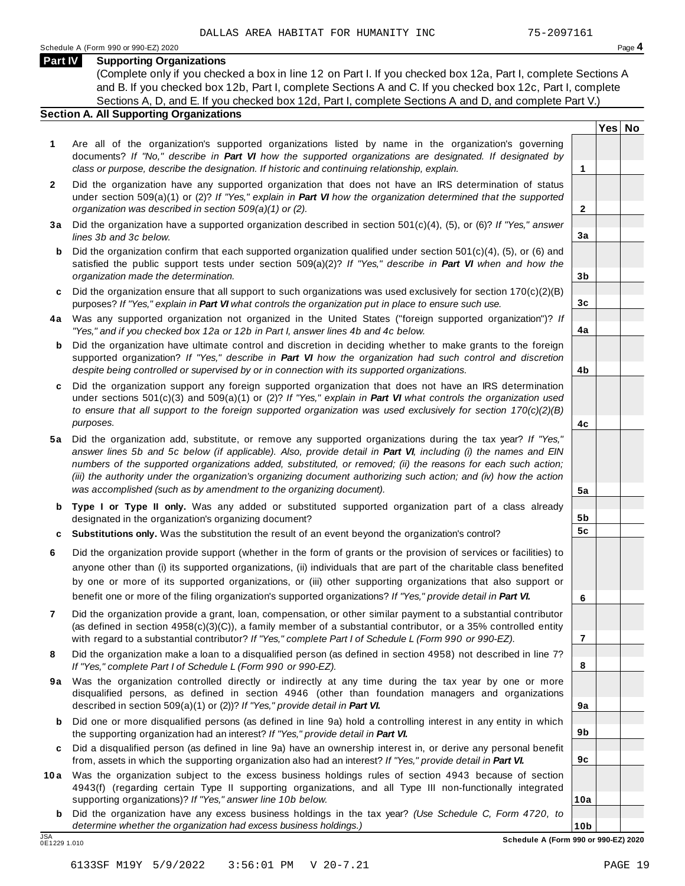DALLAS AREA HABITAT FOR HUMANITY INC 75-2097161

Schedule A (Form 990 or 990-EZ) 2020

## Part IV Supporting Organizations

(Complete only if you checked a box in line 12 on Part I. If you checked box 12a, Part I, complete Sections A and B. If you checked box 12b, Part I, complete Sections A and C. If you checked box 12c, Part I, complete Sections A, D, and E. If you checked box 12d, Part I, complete Sections A and D, and complete Part V.)

### Section A. All Supporting Organizations

| | | | Yes | No |
|---|---|---|---|---|
| **1** | Are all of the organization's supported organizations listed by name in the organization's governing documents? *If "No," describe in **Part VI** how the supported organizations are designated. If designated by class or purpose, describe the designation. If historic and continuing relationship, explain.* | 1 | | |
| **2** | Did the organization have any supported organization that does not have an IRS determination of status under section 509(a)(1) or (2)? *If "Yes," explain in **Part VI** how the organization determined that the supported organization was described in section 509(a)(1) or (2).* | 2 | | |
| **3a** | Did the organization have a supported organization described in section 501(c)(4), (5), or (6)? *If "Yes," answer lines 3b and 3c below.* | 3a | | |
| **b** | Did the organization confirm that each supported organization qualified under section 501(c)(4), (5), or (6) and satisfied the public support tests under section 509(a)(2)? *If "Yes," describe in **Part VI** when and how the organization made the determination.* | 3b | | |
| **c** | Did the organization ensure that all support to such organizations was used exclusively for section 170(c)(2)(B) purposes? *If "Yes," explain in **Part VI** what controls the organization put in place to ensure such use.* | 3c | | |
| **4a** | Was any supported organization not organized in the United States ("foreign supported organization")? *If "Yes," and if you checked box 12a or 12b in Part I, answer lines 4b and 4c below.* | 4a | | |
| **b** | Did the organization have ultimate control and discretion in deciding whether to make grants to the foreign supported organization? *If "Yes," describe in **Part VI** how the organization had such control and discretion despite being controlled or supervised by or in connection with its supported organizations.* | 4b | | |
| **c** | Did the organization support any foreign supported organization that does not have an IRS determination under sections 501(c)(3) and 509(a)(1) or (2)? *If "Yes," explain in **Part VI** what controls the organization used to ensure that all support to the foreign supported organization was used exclusively for section 170(c)(2)(B) purposes.* | 4c | | |
| **5a** | Did the organization add, substitute, or remove any supported organizations during the tax year? *If "Yes," answer lines 5b and 5c below (if applicable). Also, provide detail in **Part VI**, including (i) the names and EIN numbers of the supported organizations added, substituted, or removed; (ii) the reasons for each such action; (iii) the authority under the organization's organizing document authorizing such action; and (iv) how the action was accomplished (such as by amendment to the organizing document).* | 5a | | |
| **b** | **Type I or Type II only.** Was any added or substituted supported organization part of a class already designated in the organization's organizing document? | 5b | | |
| **c** | **Substitutions only.** Was the substitution the result of an event beyond the organization's control? | 5c | | |
| **6** | Did the organization provide support (whether in the form of grants or the provision of services or facilities) to anyone other than (i) its supported organizations, (ii) individuals that are part of the charitable class benefited by one or more of its supported organizations, or (iii) other supporting organizations that also support or benefit one or more of the filing organization's supported organizations? *If "Yes," provide detail in **Part VI.*** | 6 | | |
| **7** | Did the organization provide a grant, loan, compensation, or other similar payment to a substantial contributor (as defined in section 4958(c)(3)(C)), a family member of a substantial contributor, or a 35% controlled entity with regard to a substantial contributor? *If "Yes," complete Part I of Schedule L (Form 990 or 990-EZ).* | 7 | | |
| **8** | Did the organization make a loan to a disqualified person (as defined in section 4958) not described in line 7? *If "Yes," complete Part I of Schedule L (Form 990 or 990-EZ).* | 8 | | |
| **9a** | Was the organization controlled directly or indirectly at any time during the tax year by one or more disqualified persons, as defined in section 4946 (other than foundation managers and organizations described in section 509(a)(1) or (2))? *If "Yes," provide detail in **Part VI.*** | 9a | | |
| **b** | Did one or more disqualified persons (as defined in line 9a) hold a controlling interest in any entity in which the supporting organization had an interest? *If "Yes," provide detail in **Part VI.*** | 9b | | |
| **c** | Did a disqualified person (as defined in line 9a) have an ownership interest in, or derive any personal benefit from, assets in which the supporting organization also had an interest? *If "Yes," provide detail in **Part VI.*** | 9c | | |
| **10a** | Was the organization subject to the excess business holdings rules of section 4943 because of section 4943(f) (regarding certain Type II supporting organizations, and all Type III non-functionally integrated supporting organizations)? *If "Yes," answer line 10b below.* | 10a | | |
| **b** | Did the organization have any excess business holdings in the tax year? *(Use Schedule C, Form 4720, to determine whether the organization had excess business holdings.)* | 10b | | |

JSA 0E1229 1.010

**Schedule A (Form 990 or 990-EZ) 2020**

6133SF M19Y 5/9/2022 3:56:01 PM V 20-7.21 PAGE 19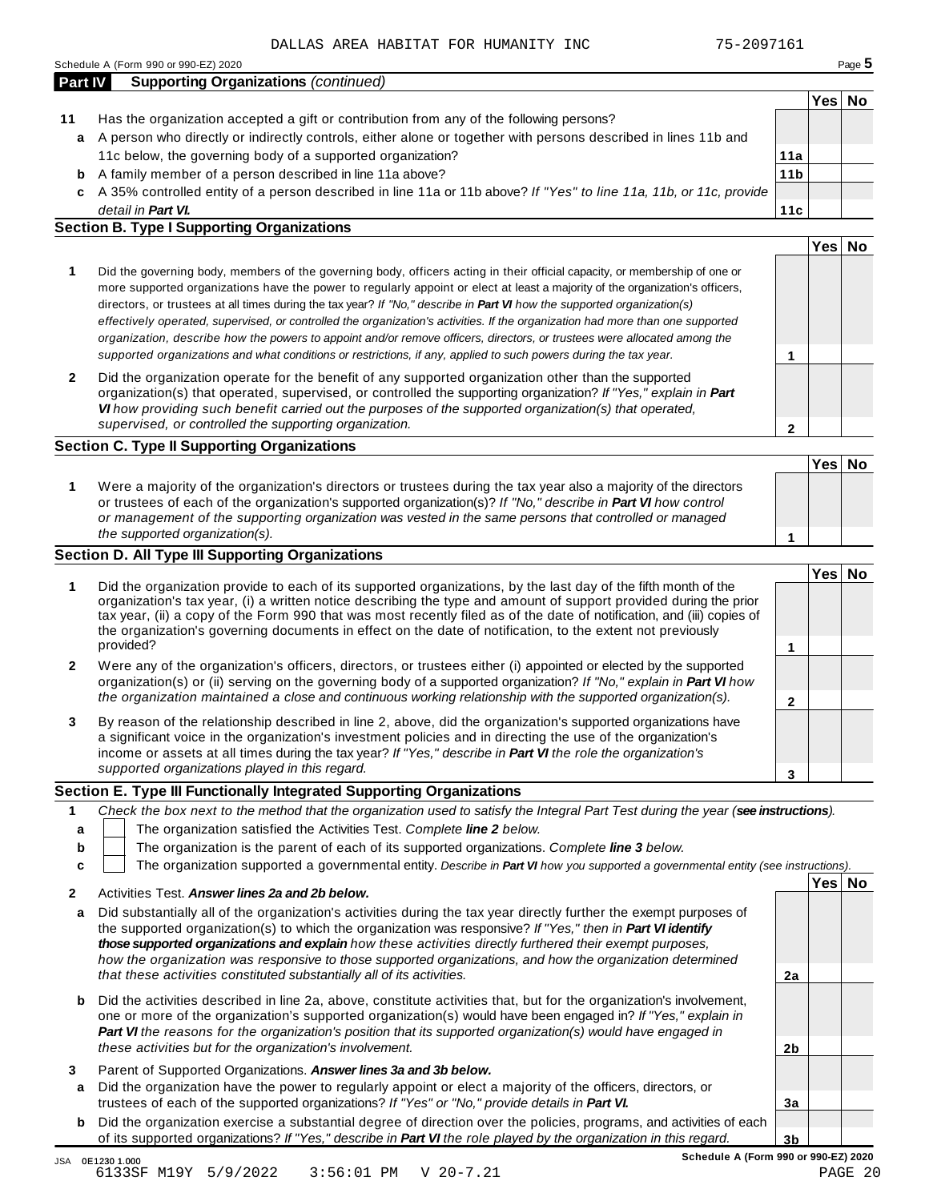DALLAS AREA HABITAT FOR HUMANITY INC 75-2097161

Schedule A (Form 990 or 990-EZ) 2020

## Part IV Supporting Organizations *(continued)*

| | | | Yes | No |
|---|---|---|---|---|
| **11** | Has the organization accepted a gift or contribution from any of the following persons? | | | |
| **a** | A person who directly or indirectly controls, either alone or together with persons described in lines 11b and 11c below, the governing body of a supported organization? | **11a** | | |
| **b** | A family member of a person described in line 11a above? | **11b** | | |
| **c** | A 35% controlled entity of a person described in line 11a or 11b above? *If "Yes" to line 11a, 11b, or 11c, provide detail in **Part VI.*** | **11c** | | |

### Section B. Type I Supporting Organizations

| | | | Yes | No |
|---|---|---|---|---|
| **1** | Did the governing body, members of the governing body, officers acting in their official capacity, or membership of one or more supported organizations have the power to regularly appoint or elect at least a majority of the organization's officers, directors, or trustees at all times during the tax year? *If "No," describe in **Part VI** how the supported organization(s) effectively operated, supervised, or controlled the organization's activities. If the organization had more than one supported organization, describe how the powers to appoint and/or remove officers, directors, or trustees were allocated among the supported organizations and what conditions or restrictions, if any, applied to such powers during the tax year.* | **1** | | |
| **2** | Did the organization operate for the benefit of any supported organization other than the supported organization(s) that operated, supervised, or controlled the supporting organization? *If "Yes," explain in **Part VI** how providing such benefit carried out the purposes of the supported organization(s) that operated, supervised, or controlled the supporting organization.* | **2** | | |

### Section C. Type II Supporting Organizations

| | | | Yes | No |
|---|---|---|---|---|
| **1** | Were a majority of the organization's directors or trustees during the tax year also a majority of the directors or trustees of each of the organization's supported organization(s)? *If "No," describe in **Part VI** how control or management of the supporting organization was vested in the same persons that controlled or managed the supported organization(s).* | **1** | | |

### Section D. All Type III Supporting Organizations

| | | | Yes | No |
|---|---|---|---|---|
| **1** | Did the organization provide to each of its supported organizations, by the last day of the fifth month of the organization's tax year, (i) a written notice describing the type and amount of support provided during the prior tax year, (ii) a copy of the Form 990 that was most recently filed as of the date of notification, and (iii) copies of the organization's governing documents in effect on the date of notification, to the extent not previously provided? | **1** | | |
| **2** | Were any of the organization's officers, directors, or trustees either (i) appointed or elected by the supported organization(s) or (ii) serving on the governing body of a supported organization? *If "No," explain in **Part VI** how the organization maintained a close and continuous working relationship with the supported organization(s).* | **2** | | |
| **3** | By reason of the relationship described in line 2, above, did the organization's supported organizations have a significant voice in the organization's investment policies and in directing the use of the organization's income or assets at all times during the tax year? *If "Yes," describe in **Part VI** the role the organization's supported organizations played in this regard.* | **3** | | |

### Section E. Type III Functionally Integrated Supporting Organizations

**1** *Check the box next to the method that the organization used to satisfy the Integral Part Test during the year (**see instructions**).*

- **a** ☐ The organization satisfied the Activities Test. *Complete **line 2** below.*
- **b** ☐ The organization is the parent of each of its supported organizations. *Complete **line 3** below.*
- **c** ☐ The organization supported a governmental entity. *Describe in **Part VI** how you supported a governmental entity (see instructions).*

| | | | Yes | No |
|---|---|---|---|---|
| **2** | Activities Test. ***Answer lines 2a and 2b below.*** | | | |
| **a** | Did substantially all of the organization's activities during the tax year directly further the exempt purposes of the supported organization(s) to which the organization was responsive? *If "Yes," then in **Part VI identify those supported organizations and explain** how these activities directly furthered their exempt purposes, how the organization was responsive to those supported organizations, and how the organization determined that these activities constituted substantially all of its activities.* | **2a** | | |
| **b** | Did the activities described in line 2a, above, constitute activities that, but for the organization's involvement, one or more of the organization's supported organization(s) would have been engaged in? *If "Yes," explain in **Part VI** the reasons for the organization's position that its supported organization(s) would have engaged in these activities but for the organization's involvement.* | **2b** | | |
| **3** | Parent of Supported Organizations. ***Answer lines 3a and 3b below.*** | | | |
| **a** | Did the organization have the power to regularly appoint or elect a majority of the officers, directors, or trustees of each of the supported organizations? *If "Yes" or "No," provide details in **Part VI.*** | **3a** | | |
| **b** | Did the organization exercise a substantial degree of direction over the policies, programs, and activities of each of its supported organizations? *If "Yes," describe in **Part VI** the role played by the organization in this regard.* | **3b** | | |

**Schedule A (Form 990 or 990-EZ) 2020**

JSA 0E1230 1.000
6133SF M19Y 5/9/2022 3:56:01 PM V 20-7.21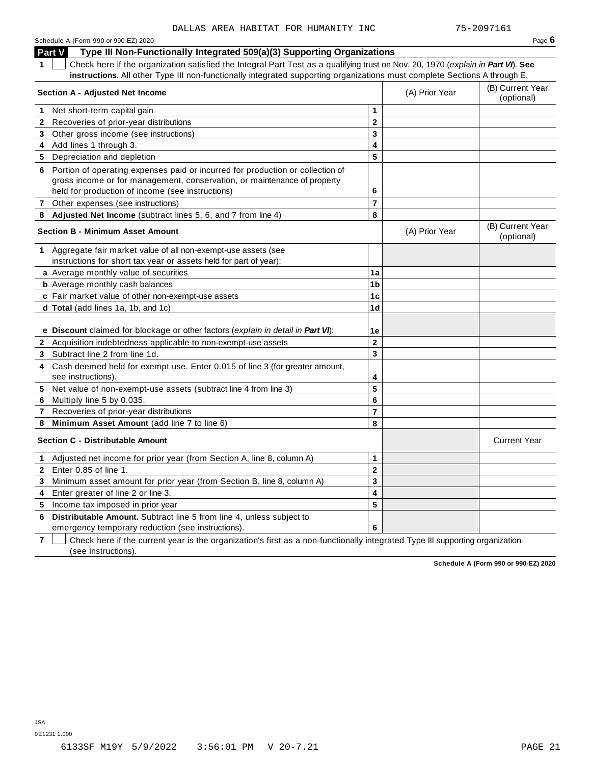DALLAS AREA HABITAT FOR HUMANITY INC 75-2097161

Schedule A (Form 990 or 990-EZ) 2020

## Part V Type III Non-Functionally Integrated 509(a)(3) Supporting Organizations

**1** ☐ Check here if the organization satisfied the Integral Part Test as a qualifying trust on Nov. 20, 1970 (*explain in **Part VI***). **See instructions.** All other Type III non-functionally integrated supporting organizations must complete Sections A through E.

| **Section A - Adjusted Net Income** | | (A) Prior Year | (B) Current Year (optional) |
|---|---|---|---|
| **1** Net short-term capital gain | **1** | | |
| **2** Recoveries of prior-year distributions | **2** | | |
| **3** Other gross income (see instructions) | **3** | | |
| **4** Add lines 1 through 3. | **4** | | |
| **5** Depreciation and depletion | **5** | | |
| **6** Portion of operating expenses paid or incurred for production or collection of gross income or for management, conservation, or maintenance of property held for production of income (see instructions) | **6** | | |
| **7** Other expenses (see instructions) | **7** | | |
| **8** **Adjusted Net Income** (subtract lines 5, 6, and 7 from line 4) | **8** | | |

| **Section B - Minimum Asset Amount** | | (A) Prior Year | (B) Current Year (optional) |
|---|---|---|---|
| **1** Aggregate fair market value of all non-exempt-use assets (see instructions for short tax year or assets held for part of year): | | | |
| **a** Average monthly value of securities | **1a** | | |
| **b** Average monthly cash balances | **1b** | | |
| **c** Fair market value of other non-exempt-use assets | **1c** | | |
| **d Total** (add lines 1a, 1b, and 1c) | **1d** | | |
| **e Discount** claimed for blockage or other factors (*explain in detail in **Part VI***): | **1e** | | |
| **2** Acquisition indebtedness applicable to non-exempt-use assets | **2** | | |
| **3** Subtract line 2 from line 1d. | **3** | | |
| **4** Cash deemed held for exempt use. Enter 0.015 of line 3 (for greater amount, see instructions). | **4** | | |
| **5** Net value of non-exempt-use assets (subtract line 4 from line 3) | **5** | | |
| **6** Multiply line 5 by 0.035. | **6** | | |
| **7** Recoveries of prior-year distributions | **7** | | |
| **8** **Minimum Asset Amount** (add line 7 to line 6) | **8** | | |

| **Section C - Distributable Amount** | | | Current Year |
|---|---|---|---|
| **1** Adjusted net income for prior year (from Section A, line 8, column A) | **1** | | |
| **2** Enter 0.85 of line 1. | **2** | | |
| **3** Minimum asset amount for prior year (from Section B, line 8, column A) | **3** | | |
| **4** Enter greater of line 2 or line 3. | **4** | | |
| **5** Income tax imposed in prior year | **5** | | |
| **6** **Distributable Amount.** Subtract line 5 from line 4, unless subject to emergency temporary reduction (see instructions). | **6** | | |

**7** ☐ Check here if the current year is the organization's first as a non-functionally integrated Type III supporting organization (see instructions).

**Schedule A (Form 990 or 990-EZ) 2020**

JSA
0E1231 1.000

6133SF M19Y 5/9/2022 3:56:01 PM V 20-7.21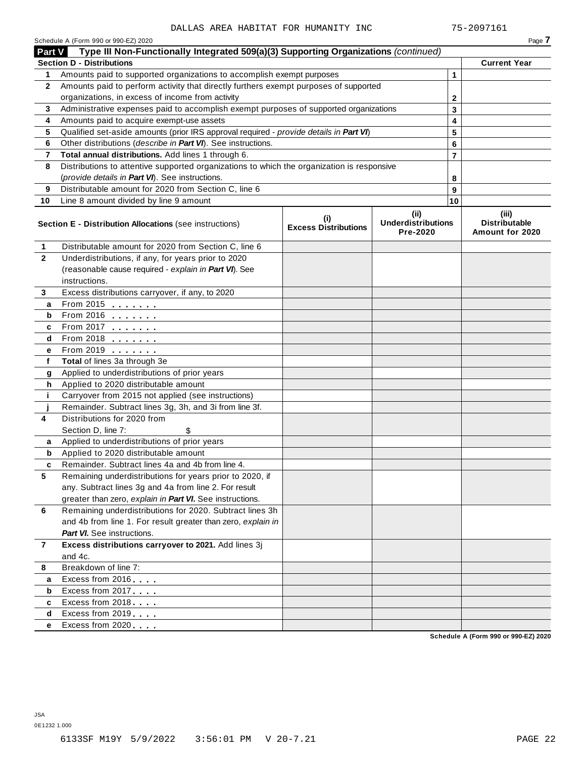DALLAS AREA HABITAT FOR HUMANITY INC 75-2097161

Schedule A (Form 990 or 990-EZ) 2020

## Part V Type III Non-Functionally Integrated 509(a)(3) Supporting Organizations *(continued)*

| Section D - Distributions | | | Current Year |
|---|---|---|---|
| 1 | Amounts paid to supported organizations to accomplish exempt purposes | 1 | |
| 2 | Amounts paid to perform activity that directly furthers exempt purposes of supported organizations, in excess of income from activity | 2 | |
| 3 | Administrative expenses paid to accomplish exempt purposes of supported organizations | 3 | |
| 4 | Amounts paid to acquire exempt-use assets | 4 | |
| 5 | Qualified set-aside amounts (prior IRS approval required - *provide details in **Part VI***) | 5 | |
| 6 | Other distributions (*describe in **Part VI***). See instructions. | 6 | |
| 7 | **Total annual distributions.** Add lines 1 through 6. | 7 | |
| 8 | Distributions to attentive supported organizations to which the organization is responsive (*provide details in **Part VI***). See instructions. | 8 | |
| 9 | Distributable amount for 2020 from Section C, line 6 | 9 | |
| 10 | Line 8 amount divided by line 9 amount | 10 | |

| | **Section E - Distribution Allocations** (see instructions) | (i) Excess Distributions | (ii) Underdistributions Pre-2020 | (iii) Distributable Amount for 2020 |
|---|---|---|---|---|
| 1 | Distributable amount for 2020 from Section C, line 6 | | | |
| 2 | Underdistributions, if any, for years prior to 2020 (reasonable cause required - *explain in **Part VI***). See instructions. | | | |
| 3 | Excess distributions carryover, if any, to 2020 | | | |
| a | From 2015 | | | |
| b | From 2016 | | | |
| c | From 2017 | | | |
| d | From 2018 | | | |
| e | From 2019 | | | |
| f | **Total** of lines 3a through 3e | | | |
| g | Applied to underdistributions of prior years | | | |
| h | Applied to 2020 distributable amount | | | |
| i | Carryover from 2015 not applied (see instructions) | | | |
| j | Remainder. Subtract lines 3g, 3h, and 3i from line 3f. | | | |
| 4 | Distributions for 2020 from Section D, line 7: $ | | | |
| a | Applied to underdistributions of prior years | | | |
| b | Applied to 2020 distributable amount | | | |
| c | Remainder. Subtract lines 4a and 4b from line 4. | | | |
| 5 | Remaining underdistributions for years prior to 2020, if any. Subtract lines 3g and 4a from line 2. For result greater than zero, *explain in **Part VI***. See instructions. | | | |
| 6 | Remaining underdistributions for 2020. Subtract lines 3h and 4b from line 1. For result greater than zero, *explain in **Part VI***. See instructions. | | | |
| 7 | **Excess distributions carryover to 2021.** Add lines 3j and 4c. | | | |
| 8 | Breakdown of line 7: | | | |
| a | Excess from 2016 | | | |
| b | Excess from 2017 | | | |
| c | Excess from 2018 | | | |
| d | Excess from 2019 | | | |
| e | Excess from 2020 | | | |

Schedule A (Form 990 or 990-EZ) 2020

JSA
0E1232 1.000

6133SF M19Y 5/9/2022 3:56:01 PM V 20-7.21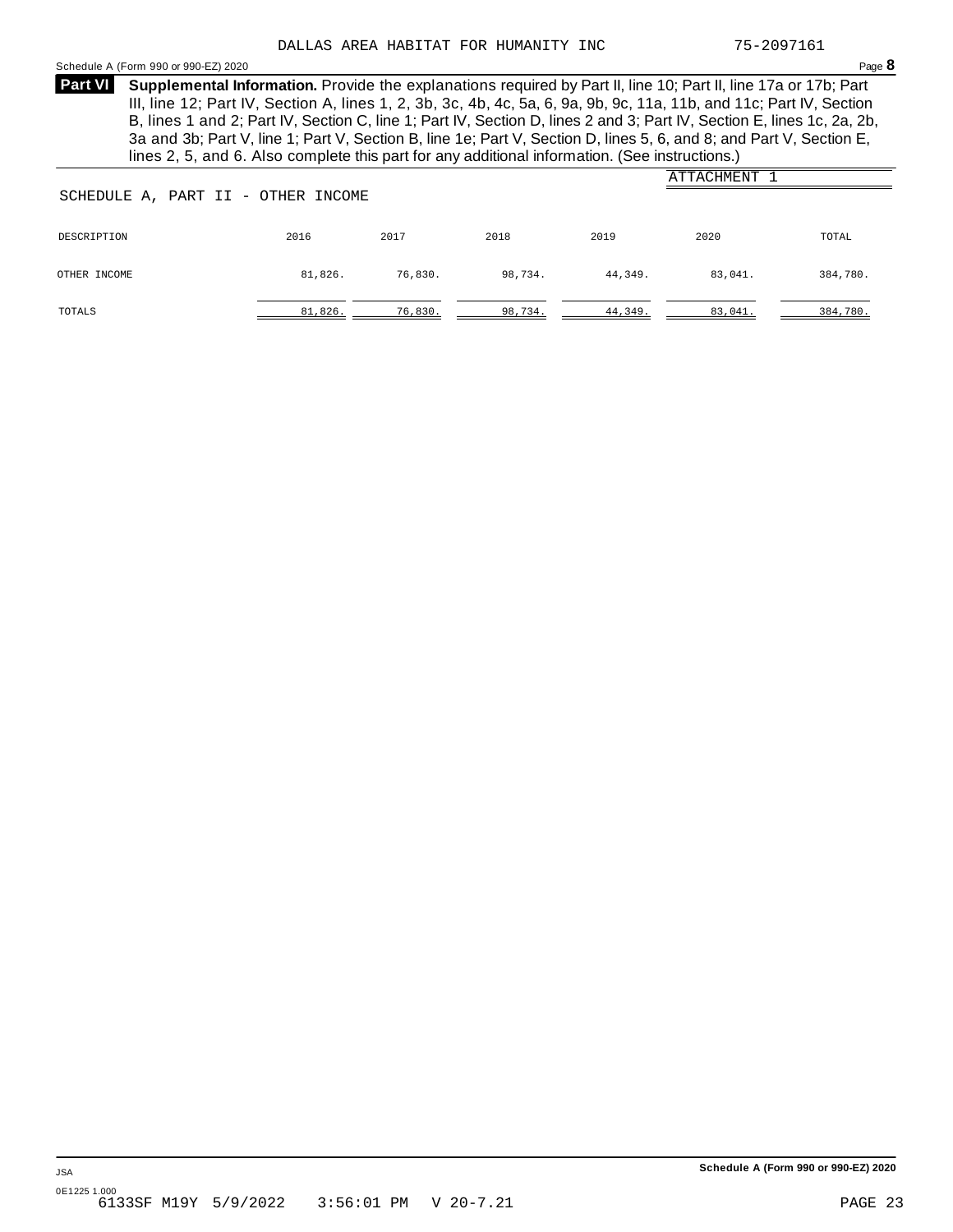DALLAS AREA HABITAT FOR HUMANITY INC 75-2097161

Schedule A (Form 990 or 990-EZ) 2020 Page **8**

**Part VI** **Supplemental Information.** Provide the explanations required by Part II, line 10; Part II, line 17a or 17b; Part III, line 12; Part IV, Section A, lines 1, 2, 3b, 3c, 4b, 4c, 5a, 6, 9a, 9b, 9c, 11a, 11b, and 11c; Part IV, Section B, lines 1 and 2; Part IV, Section C, line 1; Part IV, Section D, lines 2 and 3; Part IV, Section E, lines 1c, 2a, 2b, 3a and 3b; Part V, line 1; Part V, Section B, line 1e; Part V, Section D, lines 5, 6, and 8; and Part V, Section E, lines 2, 5, and 6. Also complete this part for any additional information. (See instructions.)

ATTACHMENT 1

SCHEDULE A, PART II - OTHER INCOME

| DESCRIPTION | 2016 | 2017 | 2018 | 2019 | 2020 | TOTAL |
|---|---|---|---|---|---|---|
| OTHER INCOME | 81,826. | 76,830. | 98,734. | 44,349. | 83,041. | 384,780. |
| TOTALS | 81,826. | 76,830. | 98,734. | 44,349. | 83,041. | 384,780. |

JSA

0E1225 1.000

6133SF M19Y 5/9/2022 3:56:01 PM V 20-7.21

Schedule A (Form 990 or 990-EZ) 2020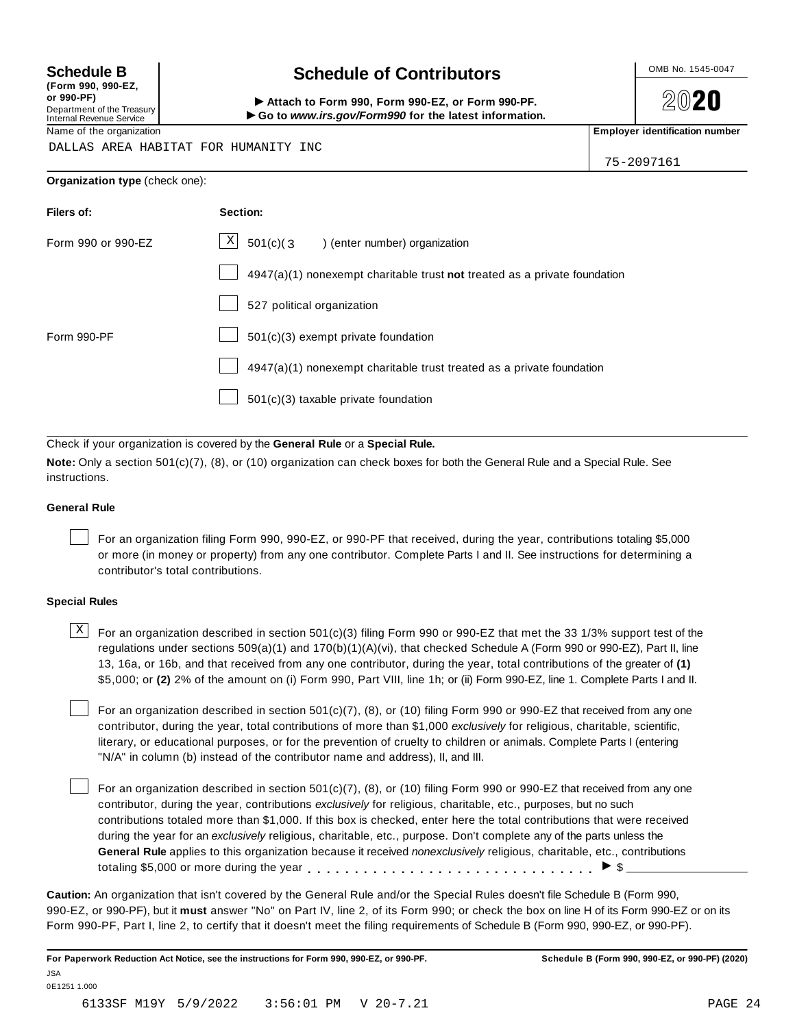**Schedule B**
**(Form 990, 990-EZ, or 990-PF)**
Department of the Treasury
Internal Revenue Service

# Schedule of Contributors

▶ **Attach to Form 990, Form 990-EZ, or Form 990-PF.**
▶ **Go to *www.irs.gov/Form990* for the latest information.**

OMB No. 1545-0047

**2020**

| Name of the organization | Employer identification number |
|---|---|
| DALLAS AREA HABITAT FOR HUMANITY INC | 75-2097161 |

**Organization type** (check one):

| Filers of: | Section: |
|---|---|
| Form 990 or 990-EZ | [X] 501(c)( 3 ) (enter number) organization |
| | [ ] 4947(a)(1) nonexempt charitable trust **not** treated as a private foundation |
| | [ ] 527 political organization |
| Form 990-PF | [ ] 501(c)(3) exempt private foundation |
| | [ ] 4947(a)(1) nonexempt charitable trust treated as a private foundation |
| | [ ] 501(c)(3) taxable private foundation |

Check if your organization is covered by the **General Rule** or a **Special Rule.**

**Note:** Only a section 501(c)(7), (8), or (10) organization can check boxes for both the General Rule and a Special Rule. See instructions.

### General Rule

[ ] For an organization filing Form 990, 990-EZ, or 990-PF that received, during the year, contributions totaling $5,000 or more (in money or property) from any one contributor. Complete Parts I and II. See instructions for determining a contributor's total contributions.

### Special Rules

[X] For an organization described in section 501(c)(3) filing Form 990 or 990-EZ that met the 33 1/3% support test of the regulations under sections 509(a)(1) and 170(b)(1)(A)(vi), that checked Schedule A (Form 990 or 990-EZ), Part II, line 13, 16a, or 16b, and that received from any one contributor, during the year, total contributions of the greater of **(1)** $5,000; or **(2)** 2% of the amount on (i) Form 990, Part VIII, line 1h; or (ii) Form 990-EZ, line 1. Complete Parts I and II.

[ ] For an organization described in section 501(c)(7), (8), or (10) filing Form 990 or 990-EZ that received from any one contributor, during the year, total contributions of more than $1,000 *exclusively* for religious, charitable, scientific, literary, or educational purposes, or for the prevention of cruelty to children or animals. Complete Parts I (entering "N/A" in column (b) instead of the contributor name and address), II, and III.

[ ] For an organization described in section 501(c)(7), (8), or (10) filing Form 990 or 990-EZ that received from any one contributor, during the year, contributions *exclusively* for religious, charitable, etc., purposes, but no such contributions totaled more than $1,000. If this box is checked, enter here the total contributions that were received during the year for an *exclusively* religious, charitable, etc., purpose. Don't complete any of the parts unless the **General Rule** applies to this organization because it received *nonexclusively* religious, charitable, etc., contributions totaling $5,000 or more during the year . . . . . . . . . . . . . . . . . . . . . . . . . . . . . ▶ $ ______________

**Caution:** An organization that isn't covered by the General Rule and/or the Special Rules doesn't file Schedule B (Form 990, 990-EZ, or 990-PF), but it **must** answer "No" on Part IV, line 2, of its Form 990; or check the box on line H of its Form 990-EZ or on its Form 990-PF, Part I, line 2, to certify that it doesn't meet the filing requirements of Schedule B (Form 990, 990-EZ, or 990-PF).

**For Paperwork Reduction Act Notice, see the instructions for Form 990, 990-EZ, or 990-PF.** **Schedule B (Form 990, 990-EZ, or 990-PF) (2020)**

JSA
0E1251 1.000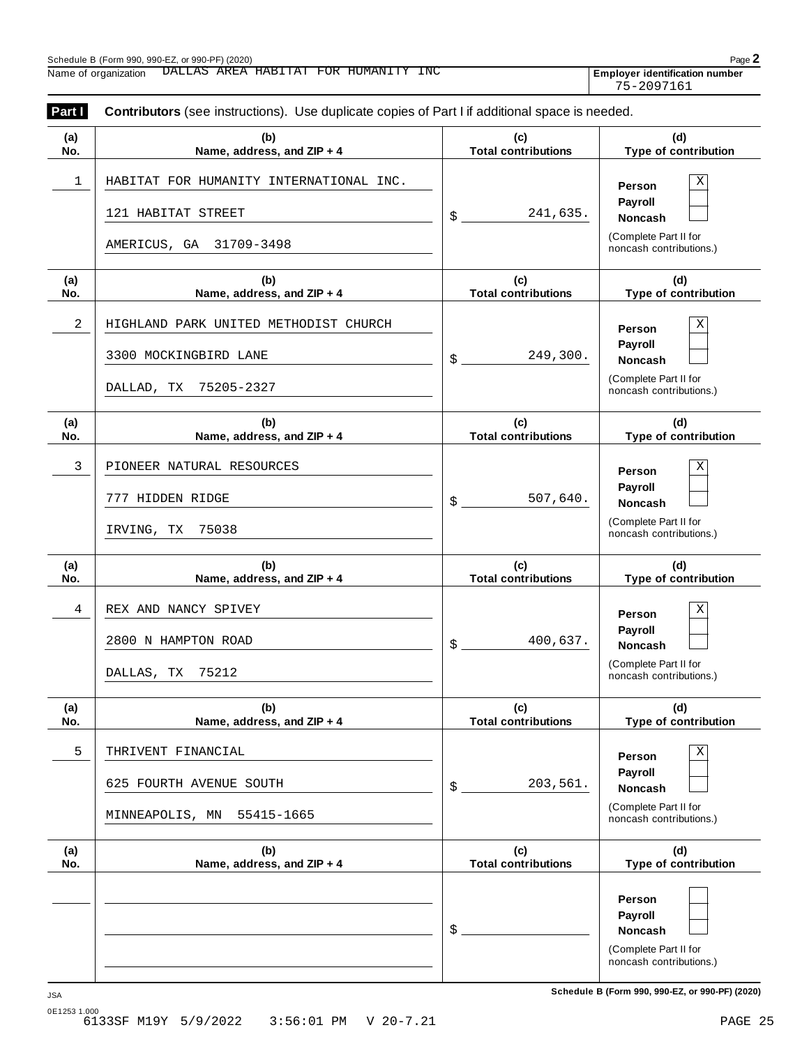Schedule B (Form 990, 990-EZ, or 990-PF) (2020)

Name of organization: DALLAS AREA HABITAT FOR HUMANITY INC

Employer identification number: 75-2097161

**Part I** **Contributors** (see instructions). Use duplicate copies of Part I if additional space is needed.

| (a) No. | (b) Name, address, and ZIP + 4 | (c) Total contributions | (d) Type of contribution |
|---|---|---|---|
| 1 | HABITAT FOR HUMANITY INTERNATIONAL INC.<br>121 HABITAT STREET<br>AMERICUS, GA 31709-3498 | $ 241,635. | Person [X]<br>Payroll [ ]<br>Noncash [ ]<br>(Complete Part II for noncash contributions.) |
| 2 | HIGHLAND PARK UNITED METHODIST CHURCH<br>3300 MOCKINGBIRD LANE<br>DALLAD, TX 75205-2327 | $ 249,300. | Person [X]<br>Payroll [ ]<br>Noncash [ ]<br>(Complete Part II for noncash contributions.) |
| 3 | PIONEER NATURAL RESOURCES<br>777 HIDDEN RIDGE<br>IRVING, TX 75038 | $ 507,640. | Person [X]<br>Payroll [ ]<br>Noncash [ ]<br>(Complete Part II for noncash contributions.) |
| 4 | REX AND NANCY SPIVEY<br>2800 N HAMPTON ROAD<br>DALLAS, TX 75212 | $ 400,637. | Person [X]<br>Payroll [ ]<br>Noncash [ ]<br>(Complete Part II for noncash contributions.) |
| 5 | THRIVENT FINANCIAL<br>625 FOURTH AVENUE SOUTH<br>MINNEAPOLIS, MN 55415-1665 | $ 203,561. | Person [X]<br>Payroll [ ]<br>Noncash [ ]<br>(Complete Part II for noncash contributions.) |
| | | $ | Person [ ]<br>Payroll [ ]<br>Noncash [ ]<br>(Complete Part II for noncash contributions.) |

JSA

0E1253 1.000

6133SF M19Y 5/9/2022 3:56:01 PM V 20-7.21

Schedule B (Form 990, 990-EZ, or 990-PF) (2020)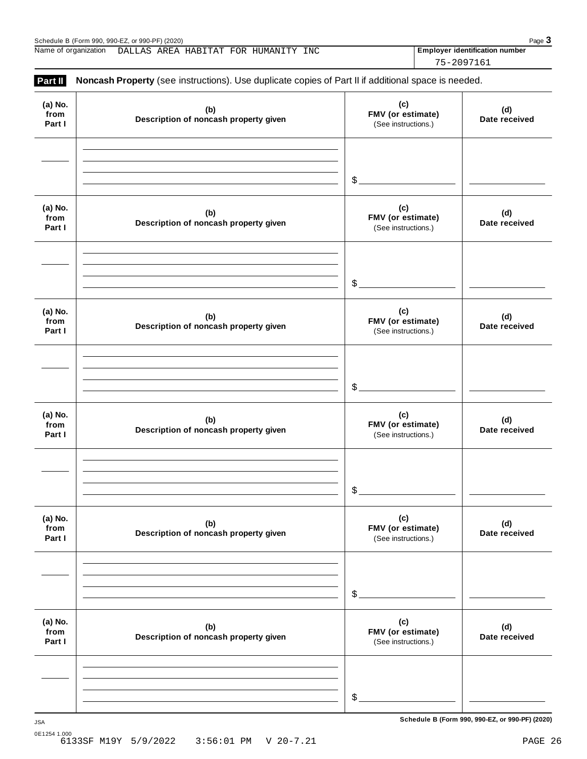Schedule B (Form 990, 990-EZ, or 990-PF) (2020)

Name of organization DALLAS AREA HABITAT FOR HUMANITY INC

Employer identification number 75-2097161

**Part II** **Noncash Property** (see instructions). Use duplicate copies of Part II if additional space is needed.

| (a) No. from Part I | (b) Description of noncash property given | (c) FMV (or estimate) (See instructions.) | (d) Date received |
|---|---|---|---|
| | | $ | |

| (a) No. from Part I | (b) Description of noncash property given | (c) FMV (or estimate) (See instructions.) | (d) Date received |
|---|---|---|---|
| | | $ | |

| (a) No. from Part I | (b) Description of noncash property given | (c) FMV (or estimate) (See instructions.) | (d) Date received |
|---|---|---|---|
| | | $ | |

| (a) No. from Part I | (b) Description of noncash property given | (c) FMV (or estimate) (See instructions.) | (d) Date received |
|---|---|---|---|
| | | $ | |

| (a) No. from Part I | (b) Description of noncash property given | (c) FMV (or estimate) (See instructions.) | (d) Date received |
|---|---|---|---|
| | | $ | |

| (a) No. from Part I | (b) Description of noncash property given | (c) FMV (or estimate) (See instructions.) | (d) Date received |
|---|---|---|---|
| | | $ | |

JSA

0E1254 1.000

Schedule B (Form 990, 990-EZ, or 990-PF) (2020)

6133SF M19Y 5/9/2022 3:56:01 PM V 20-7.21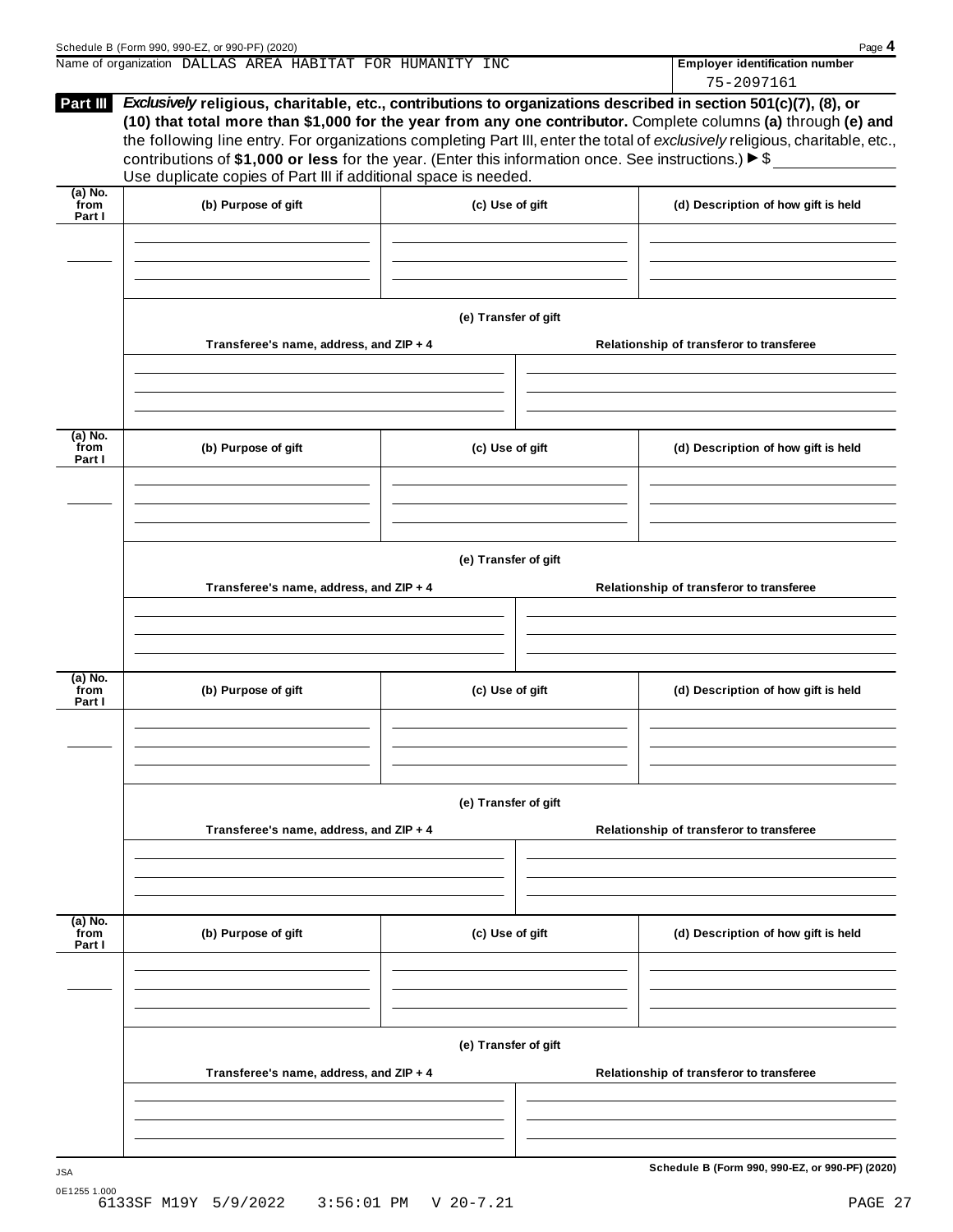Name of organization DALLAS AREA HABITAT FOR HUMANITY INC

**Employer identification number** 75-2097161

**Part III** ***Exclusively* religious, charitable, etc., contributions to organizations described in section 501(c)(7), (8), or (10) that total more than $1,000 for the year from any one contributor.** Complete columns **(a)** through **(e)** and the following line entry. For organizations completing Part III, enter the total of *exclusively* religious, charitable, etc., contributions of **$1,000 or less** for the year. (Enter this information once. See instructions.) ▶ $

Use duplicate copies of Part III if additional space is needed.

| (a) No. from Part I | (b) Purpose of gift | (c) Use of gift | (d) Description of how gift is held |
|---|---|---|---|
| | | | |

**(e) Transfer of gift**

| Transferee's name, address, and ZIP + 4 | Relationship of transferor to transferee |
|---|---|
| | |

| (a) No. from Part I | (b) Purpose of gift | (c) Use of gift | (d) Description of how gift is held |
|---|---|---|---|
| | | | |

**(e) Transfer of gift**

| Transferee's name, address, and ZIP + 4 | Relationship of transferor to transferee |
|---|---|
| | |

| (a) No. from Part I | (b) Purpose of gift | (c) Use of gift | (d) Description of how gift is held |
|---|---|---|---|
| | | | |

**(e) Transfer of gift**

| Transferee's name, address, and ZIP + 4 | Relationship of transferor to transferee |
|---|---|
| | |

| (a) No. from Part I | (b) Purpose of gift | (c) Use of gift | (d) Description of how gift is held |
|---|---|---|---|
| | | | |

**(e) Transfer of gift**

| Transferee's name, address, and ZIP + 4 | Relationship of transferor to transferee |
|---|---|
| | |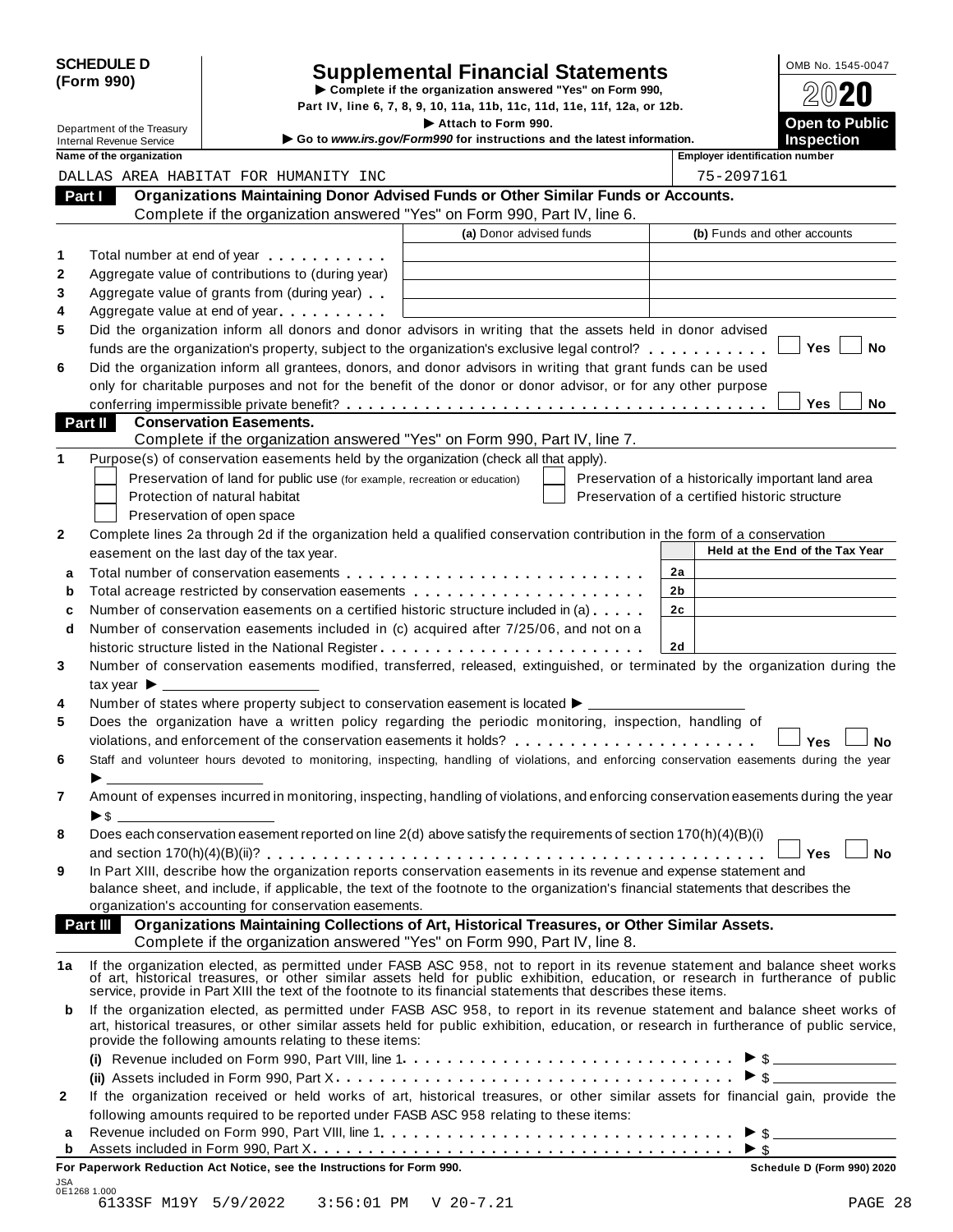**SCHEDULE D (Form 990)**

Department of the Treasury
Internal Revenue Service

# Supplemental Financial Statements

▶ Complete if the organization answered "Yes" on Form 990, Part IV, line 6, 7, 8, 9, 10, 11a, 11b, 11c, 11d, 11e, 11f, 12a, or 12b.

▶ Attach to Form 990.

▶ Go to *www.irs.gov/Form990* for instructions and the latest information.

OMB No. 1545-0047

**2020**

**Open to Public Inspection**

| Name of the organization | Employer identification number |
|---|---|
| DALLAS AREA HABITAT FOR HUMANITY INC | 75-2097161 |

## Part I Organizations Maintaining Donor Advised Funds or Other Similar Funds or Accounts.

Complete if the organization answered "Yes" on Form 990, Part IV, line 6.

| | | (a) Donor advised funds | (b) Funds and other accounts |
|---|---|---|---|
| 1 | Total number at end of year | | |
| 2 | Aggregate value of contributions to (during year) | | |
| 3 | Aggregate value of grants from (during year) | | |
| 4 | Aggregate value at end of year | | |

5 Did the organization inform all donors and donor advisors in writing that the assets held in donor advised funds are the organization's property, subject to the organization's exclusive legal control? ☐ Yes ☐ No

6 Did the organization inform all grantees, donors, and donor advisors in writing that grant funds can be used only for charitable purposes and not for the benefit of the donor or donor advisor, or for any other purpose conferring impermissible private benefit? ☐ Yes ☐ No

## Part II Conservation Easements.

Complete if the organization answered "Yes" on Form 990, Part IV, line 7.

1 Purpose(s) of conservation easements held by the organization (check all that apply).

- ☐ Preservation of land for public use (for example, recreation or education)
- ☐ Protection of natural habitat
- ☐ Preservation of open space
- ☐ Preservation of a historically important land area
- ☐ Preservation of a certified historic structure

2 Complete lines 2a through 2d if the organization held a qualified conservation contribution in the form of a conservation easement on the last day of the tax year.

| | | | Held at the End of the Tax Year |
|---|---|---|---|
| a | Total number of conservation easements | 2a | |
| b | Total acreage restricted by conservation easements | 2b | |
| c | Number of conservation easements on a certified historic structure included in (a) | 2c | |
| d | Number of conservation easements included in (c) acquired after 7/25/06, and not on a historic structure listed in the National Register | 2d | |

3 Number of conservation easements modified, transferred, released, extinguished, or terminated by the organization during the tax year ▶ ____________

4 Number of states where property subject to conservation easement is located ▶ ____________

5 Does the organization have a written policy regarding the periodic monitoring, inspection, handling of violations, and enforcement of the conservation easements it holds? ☐ Yes ☐ No

6 Staff and volunteer hours devoted to monitoring, inspecting, handling of violations, and enforcing conservation easements during the year ▶ ____________

7 Amount of expenses incurred in monitoring, inspecting, handling of violations, and enforcing conservation easements during the year ▶ $ ____________

8 Does each conservation easement reported on line 2(d) above satisfy the requirements of section 170(h)(4)(B)(i) and section 170(h)(4)(B)(ii)? ☐ Yes ☐ No

9 In Part XIII, describe how the organization reports conservation easements in its revenue and expense statement and balance sheet, and include, if applicable, the text of the footnote to the organization's financial statements that describes the organization's accounting for conservation easements.

## Part III Organizations Maintaining Collections of Art, Historical Treasures, or Other Similar Assets.

Complete if the organization answered "Yes" on Form 990, Part IV, line 8.

1a If the organization elected, as permitted under FASB ASC 958, not to report in its revenue statement and balance sheet works of art, historical treasures, or other similar assets held for public exhibition, education, or research in furtherance of public service, provide in Part XIII the text of the footnote to its financial statements that describes these items.

b If the organization elected, as permitted under FASB ASC 958, to report in its revenue statement and balance sheet works of art, historical treasures, or other similar assets held for public exhibition, education, or research in furtherance of public service, provide the following amounts relating to these items:

(i) Revenue included on Form 990, Part VIII, line 1 ▶ $ ____________

(ii) Assets included in Form 990, Part X ▶ $ ____________

2 If the organization received or held works of art, historical treasures, or other similar assets for financial gain, provide the following amounts required to be reported under FASB ASC 958 relating to these items:

a Revenue included on Form 990, Part VIII, line 1 ▶ $ ____________

b Assets included in Form 990, Part X ▶ $ ____________

**For Paperwork Reduction Act Notice, see the Instructions for Form 990.** **Schedule D (Form 990) 2020**

JSA 0E1268 1.000
6133SF M19Y 5/9/2022 3:56:01 PM V 20-7.21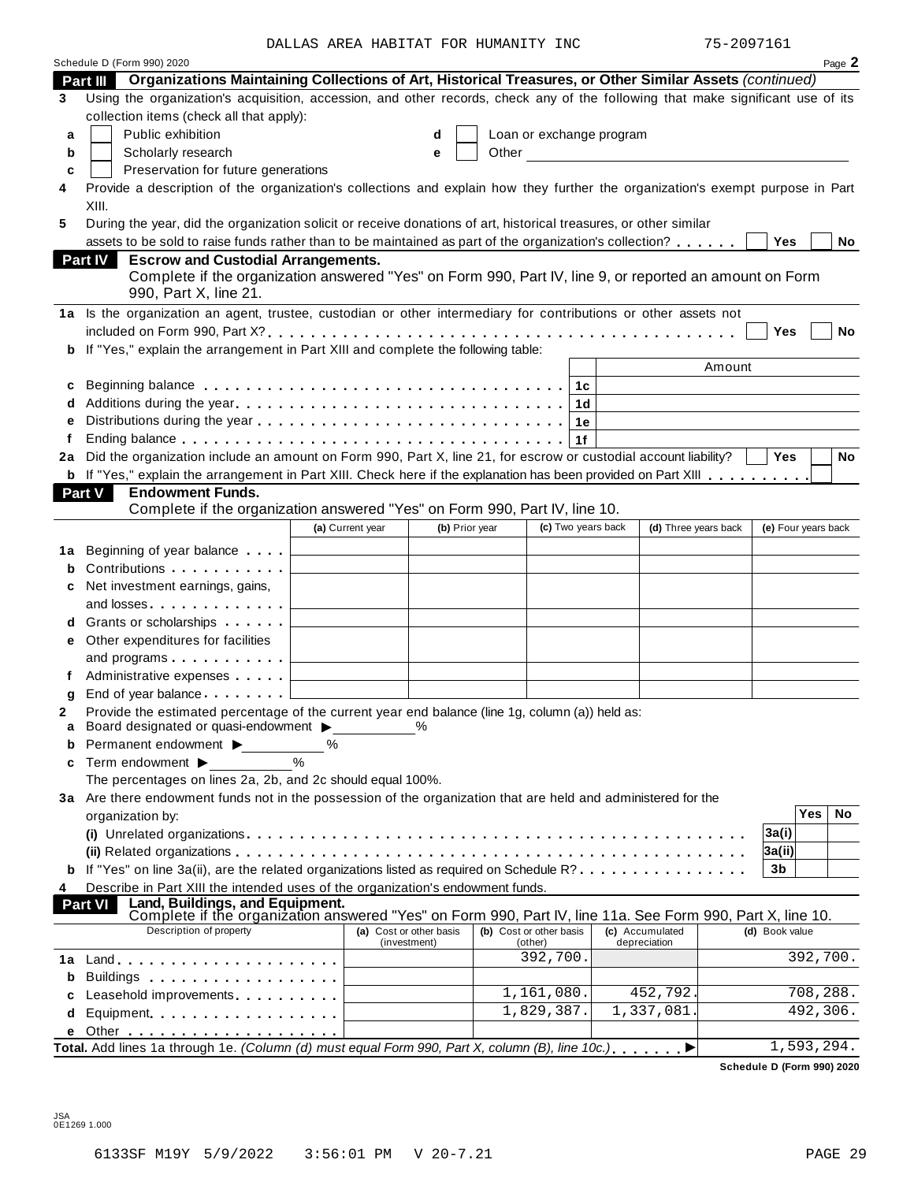DALLAS AREA HABITAT FOR HUMANITY INC 75-2097161

Schedule D (Form 990) 2020

## Part III Organizations Maintaining Collections of Art, Historical Treasures, or Other Similar Assets *(continued)*

**3** Using the organization's acquisition, accession, and other records, check any of the following that make significant use of its collection items (check all that apply):

- **a** ☐ Public exhibition
- **b** ☐ Scholarly research
- **c** ☐ Preservation for future generations
- **d** ☐ Loan or exchange program
- **e** ☐ Other

**4** Provide a description of the organization's collections and explain how they further the organization's exempt purpose in Part XIII.

**5** During the year, did the organization solicit or receive donations of art, historical treasures, or other similar assets to be sold to raise funds rather than to be maintained as part of the organization's collection? ☐ Yes ☐ No

## Part IV Escrow and Custodial Arrangements.

Complete if the organization answered "Yes" on Form 990, Part IV, line 9, or reported an amount on Form 990, Part X, line 21.

**1a** Is the organization an agent, trustee, custodian or other intermediary for contributions or other assets not included on Form 990, Part X? ☐ Yes ☐ No

**b** If "Yes," explain the arrangement in Part XIII and complete the following table:

| | | | Amount |
|---|---|---|---|
| **c** | Beginning balance | 1c | |
| **d** | Additions during the year | 1d | |
| **e** | Distributions during the year | 1e | |
| **f** | Ending balance | 1f | |

**2a** Did the organization include an amount on Form 990, Part X, line 21, for escrow or custodial account liability? ☐ Yes ☐ No

**b** If "Yes," explain the arrangement in Part XIII. Check here if the explanation has been provided on Part XIII ☐

## Part V Endowment Funds.

Complete if the organization answered "Yes" on Form 990, Part IV, line 10.

| | | (a) Current year | (b) Prior year | (c) Two years back | (d) Three years back | (e) Four years back |
|---|---|---|---|---|---|---|
| **1a** | Beginning of year balance | | | | | |
| **b** | Contributions | | | | | |
| **c** | Net investment earnings, gains, and losses | | | | | |
| **d** | Grants or scholarships | | | | | |
| **e** | Other expenditures for facilities and programs | | | | | |
| **f** | Administrative expenses | | | | | |
| **g** | End of year balance | | | | | |

**2** Provide the estimated percentage of the current year end balance (line 1g, column (a)) held as:

- **a** Board designated or quasi-endowment ▶ ______ %
- **b** Permanent endowment ▶ ______ %
- **c** Term endowment ▶ ______ %

The percentages on lines 2a, 2b, and 2c should equal 100%.

**3a** Are there endowment funds not in the possession of the organization that are held and administered for the organization by:

| | | | Yes | No |
|---|---|---|---|---|
| | (i) Unrelated organizations | 3a(i) | | |
| | (ii) Related organizations | 3a(ii) | | |
| **b** | If "Yes" on line 3a(ii), are the related organizations listed as required on Schedule R? | 3b | | |

**4** Describe in Part XIII the intended uses of the organization's endowment funds.

## Part VI Land, Buildings, and Equipment.

Complete if the organization answered "Yes" on Form 990, Part IV, line 11a. See Form 990, Part X, line 10.

| | Description of property | (a) Cost or other basis (investment) | (b) Cost or other basis (other) | (c) Accumulated depreciation | (d) Book value |
|---|---|---|---|---|---|
| **1a** | Land | | 392,700. | | 392,700. |
| **b** | Buildings | | | | |
| **c** | Leasehold improvements | | 1,161,080. | 452,792. | 708,288. |
| **d** | Equipment | | 1,829,387. | 1,337,081. | 492,306. |
| **e** | Other | | | | |
| | **Total.** Add lines 1a through 1e. *(Column (d) must equal Form 990, Part X, column (B), line 10c.)* | | | | 1,593,294. |

**Schedule D (Form 990) 2020**

JSA 0E1269 1.000

6133SF M19Y 5/9/2022 3:56:01 PM V 20-7.21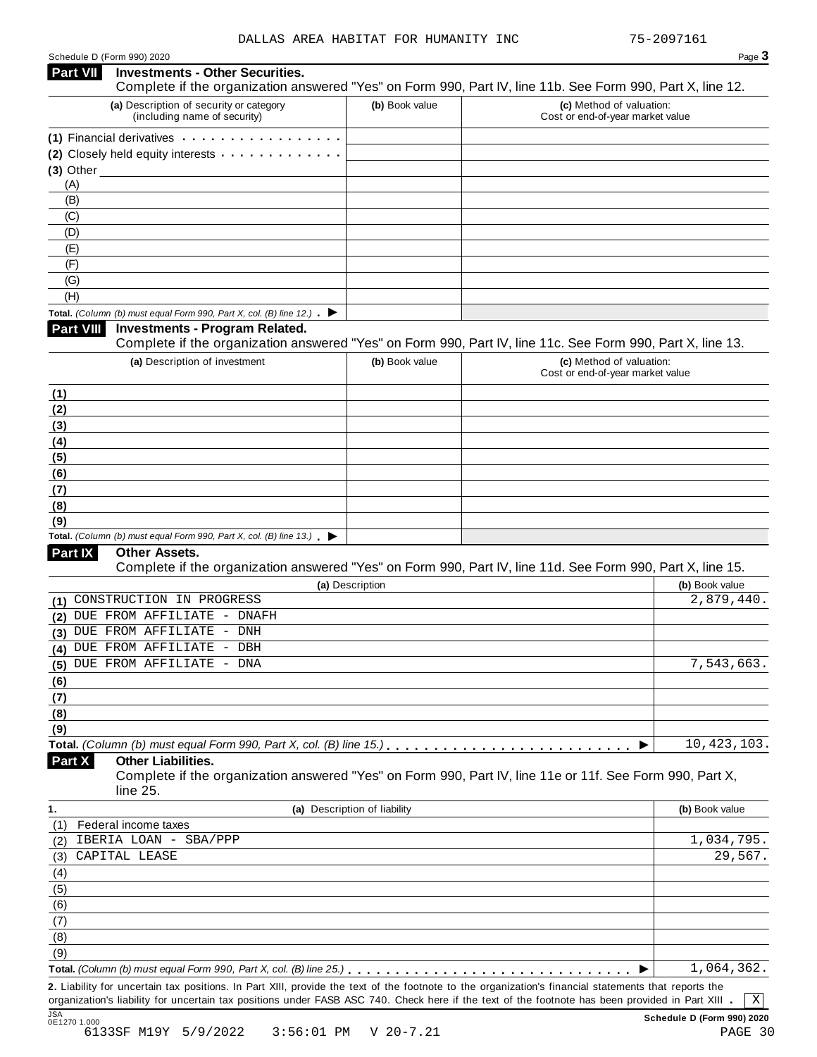DALLAS AREA HABITAT FOR HUMANITY INC 75-2097161

Schedule D (Form 990) 2020 Page 3

## Part VII Investments - Other Securities.

Complete if the organization answered "Yes" on Form 990, Part IV, line 11b. See Form 990, Part X, line 12.

| (a) Description of security or category (including name of security) | (b) Book value | (c) Method of valuation: Cost or end-of-year market value |
|---|---|---|
| (1) Financial derivatives | | |
| (2) Closely held equity interests | | |
| (3) Other | | |
| (A) | | |
| (B) | | |
| (C) | | |
| (D) | | |
| (E) | | |
| (F) | | |
| (G) | | |
| (H) | | |
| **Total.** *(Column (b) must equal Form 990, Part X, col. (B) line 12.)* ▶ | | |

## Part VIII Investments - Program Related.

Complete if the organization answered "Yes" on Form 990, Part IV, line 11c. See Form 990, Part X, line 13.

| (a) Description of investment | (b) Book value | (c) Method of valuation: Cost or end-of-year market value |
|---|---|---|
| (1) | | |
| (2) | | |
| (3) | | |
| (4) | | |
| (5) | | |
| (6) | | |
| (7) | | |
| (8) | | |
| (9) | | |
| **Total.** *(Column (b) must equal Form 990, Part X, col. (B) line 13.)* ▶ | | |

## Part IX Other Assets.

Complete if the organization answered "Yes" on Form 990, Part IV, line 11d. See Form 990, Part X, line 15.

| (a) Description | (b) Book value |
|---|---|
| (1) CONSTRUCTION IN PROGRESS | 2,879,440. |
| (2) DUE FROM AFFILIATE - DNAFH | |
| (3) DUE FROM AFFILIATE - DNH | |
| (4) DUE FROM AFFILIATE - DBH | |
| (5) DUE FROM AFFILIATE - DNA | 7,543,663. |
| (6) | |
| (7) | |
| (8) | |
| (9) | |
| **Total.** *(Column (b) must equal Form 990, Part X, col. (B) line 15.)* ▶ | 10,423,103. |

## Part X Other Liabilities.

Complete if the organization answered "Yes" on Form 990, Part IV, line 11e or 11f. See Form 990, Part X, line 25.

| 1. (a) Description of liability | (b) Book value |
|---|---|
| (1) Federal income taxes | |
| (2) IBERIA LOAN - SBA/PPP | 1,034,795. |
| (3) CAPITAL LEASE | 29,567. |
| (4) | |
| (5) | |
| (6) | |
| (7) | |
| (8) | |
| (9) | |
| **Total.** *(Column (b) must equal Form 990, Part X, col. (B) line 25.)* ▶ | 1,064,362. |

**2.** Liability for uncertain tax positions. In Part XIII, provide the text of the footnote to the organization's financial statements that reports the organization's liability for uncertain tax positions under FASB ASC 740. Check here if the text of the footnote has been provided in Part XIII . [X]

JSA 0E1270 1.000 **Schedule D (Form 990) 2020**

6133SF M19Y 5/9/2022 3:56:01 PM V 20-7.21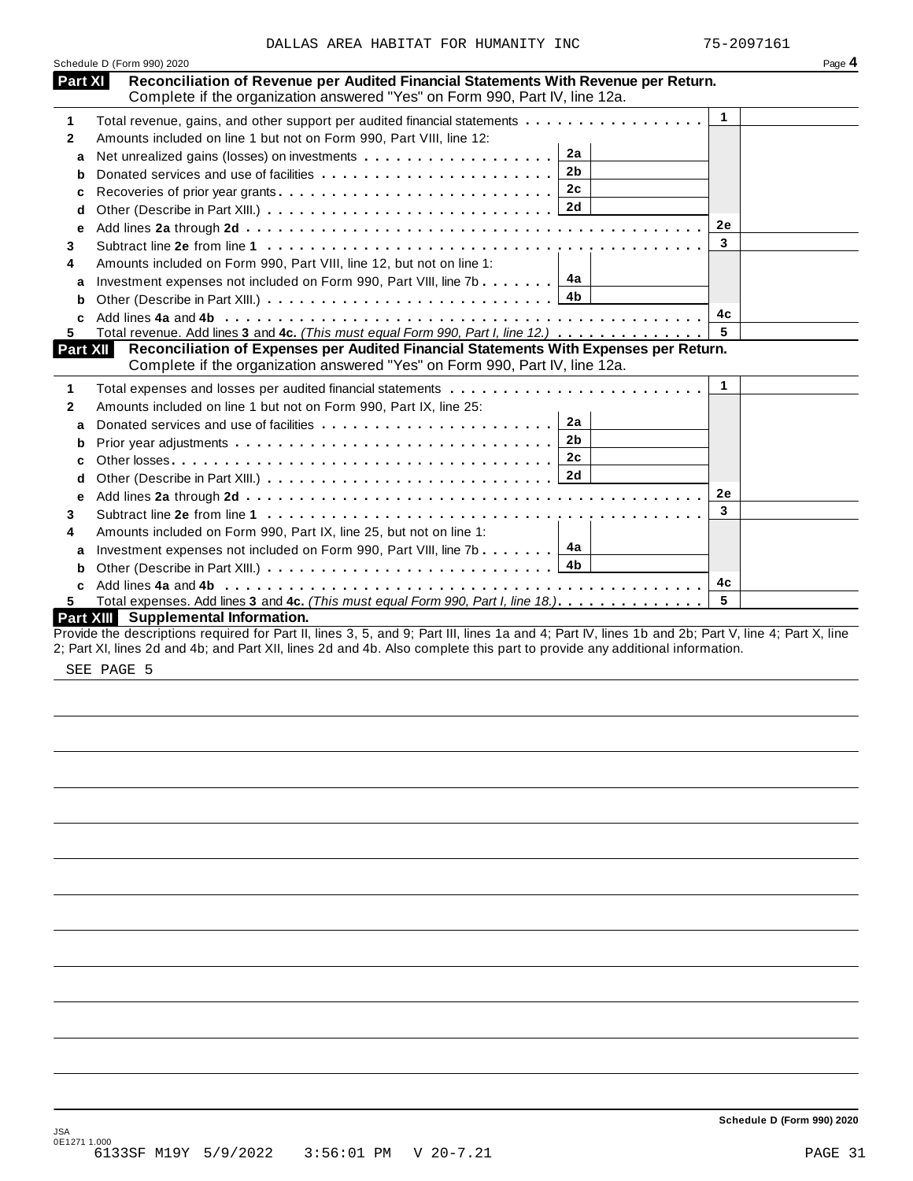DALLAS AREA HABITAT FOR HUMANITY INC 75-2097161

Schedule D (Form 990) 2020 Page **4**

## Part XI Reconciliation of Revenue per Audited Financial Statements With Revenue per Return.

Complete if the organization answered "Yes" on Form 990, Part IV, line 12a.

| | | | | | |
|---|---|---|---|---|---|
| **1** | Total revenue, gains, and other support per audited financial statements | | | 1 | |
| **2** | Amounts included on line 1 but not on Form 990, Part VIII, line 12: | | | | |
| **a** | Net unrealized gains (losses) on investments | 2a | | | |
| **b** | Donated services and use of facilities | 2b | | | |
| **c** | Recoveries of prior year grants | 2c | | | |
| **d** | Other (Describe in Part XIII.) | 2d | | | |
| **e** | Add lines **2a** through **2d** | | | 2e | |
| **3** | Subtract line **2e** from line **1** | | | 3 | |
| **4** | Amounts included on Form 990, Part VIII, line 12, but not on line 1: | | | | |
| **a** | Investment expenses not included on Form 990, Part VIII, line 7b | 4a | | | |
| **b** | Other (Describe in Part XIII.) | 4b | | | |
| **c** | Add lines **4a** and **4b** | | | 4c | |
| **5** | Total revenue. Add lines **3** and **4c.** *(This must equal Form 990, Part I, line 12.)* | | | 5 | |

## Part XII Reconciliation of Expenses per Audited Financial Statements With Expenses per Return.

Complete if the organization answered "Yes" on Form 990, Part IV, line 12a.

| | | | | | |
|---|---|---|---|---|---|
| **1** | Total expenses and losses per audited financial statements | | | 1 | |
| **2** | Amounts included on line 1 but not on Form 990, Part IX, line 25: | | | | |
| **a** | Donated services and use of facilities | 2a | | | |
| **b** | Prior year adjustments | 2b | | | |
| **c** | Other losses | 2c | | | |
| **d** | Other (Describe in Part XIII.) | 2d | | | |
| **e** | Add lines **2a** through **2d** | | | 2e | |
| **3** | Subtract line **2e** from line **1** | | | 3 | |
| **4** | Amounts included on Form 990, Part IX, line 25, but not on line 1: | | | | |
| **a** | Investment expenses not included on Form 990, Part VIII, line 7b | 4a | | | |
| **b** | Other (Describe in Part XIII.) | 4b | | | |
| **c** | Add lines **4a** and **4b** | | | 4c | |
| **5** | Total expenses. Add lines **3** and **4c.** *(This must equal Form 990, Part I, line 18.)* | | | 5 | |

## Part XIII Supplemental Information.

Provide the descriptions required for Part II, lines 3, 5, and 9; Part III, lines 1a and 4; Part IV, lines 1b and 2b; Part V, line 4; Part X, line 2; Part XI, lines 2d and 4b; and Part XII, lines 2d and 4b. Also complete this part to provide any additional information.

SEE PAGE 5

**Schedule D (Form 990) 2020**

JSA 0E1271 1.000

6133SF M19Y 5/9/2022 3:56:01 PM V 20-7.21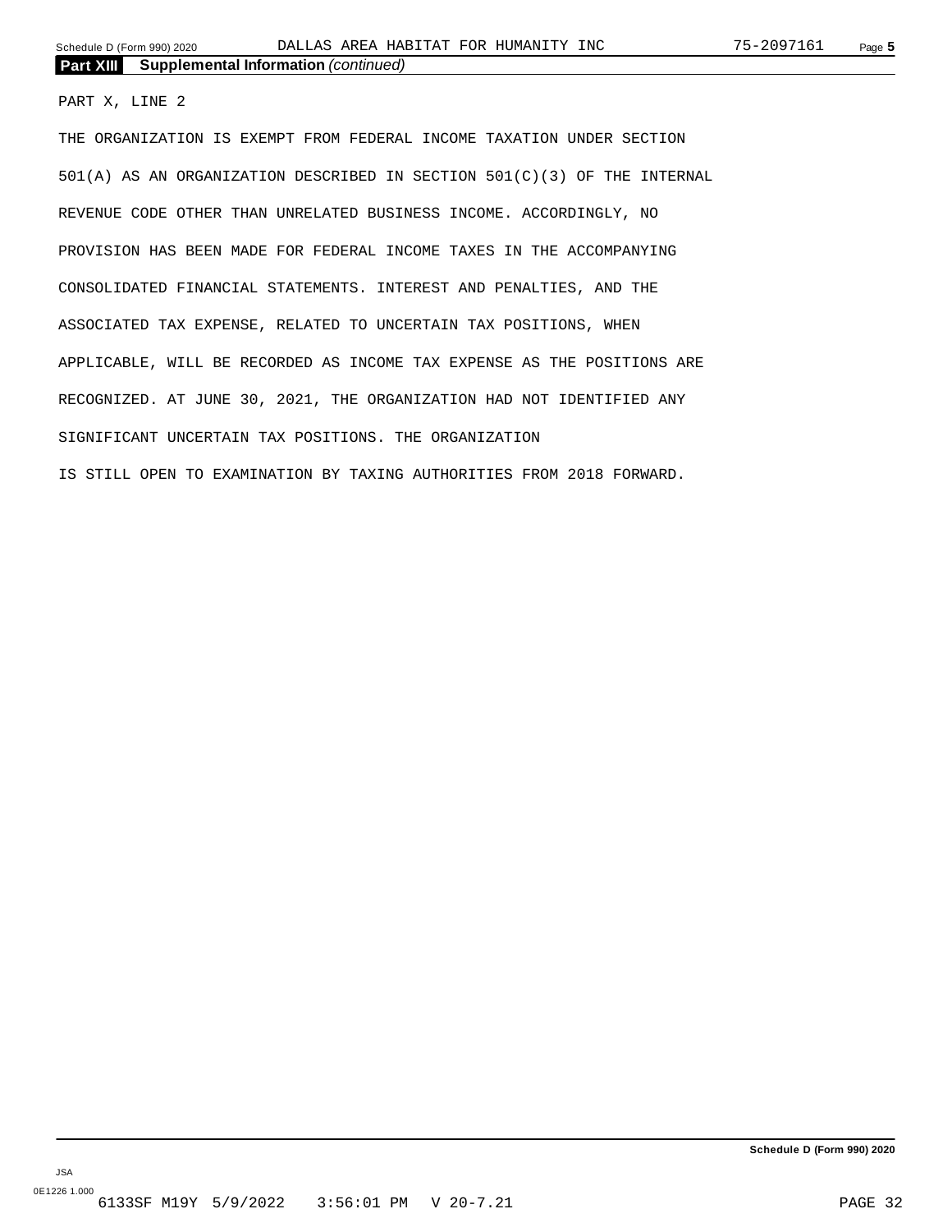## Part XIII Supplemental Information *(continued)*

PART X, LINE 2

THE ORGANIZATION IS EXEMPT FROM FEDERAL INCOME TAXATION UNDER SECTION 501(A) AS AN ORGANIZATION DESCRIBED IN SECTION 501(C)(3) OF THE INTERNAL REVENUE CODE OTHER THAN UNRELATED BUSINESS INCOME. ACCORDINGLY, NO PROVISION HAS BEEN MADE FOR FEDERAL INCOME TAXES IN THE ACCOMPANYING CONSOLIDATED FINANCIAL STATEMENTS. INTEREST AND PENALTIES, AND THE ASSOCIATED TAX EXPENSE, RELATED TO UNCERTAIN TAX POSITIONS, WHEN APPLICABLE, WILL BE RECORDED AS INCOME TAX EXPENSE AS THE POSITIONS ARE RECOGNIZED. AT JUNE 30, 2021, THE ORGANIZATION HAD NOT IDENTIFIED ANY SIGNIFICANT UNCERTAIN TAX POSITIONS. THE ORGANIZATION IS STILL OPEN TO EXAMINATION BY TAXING AUTHORITIES FROM 2018 FORWARD.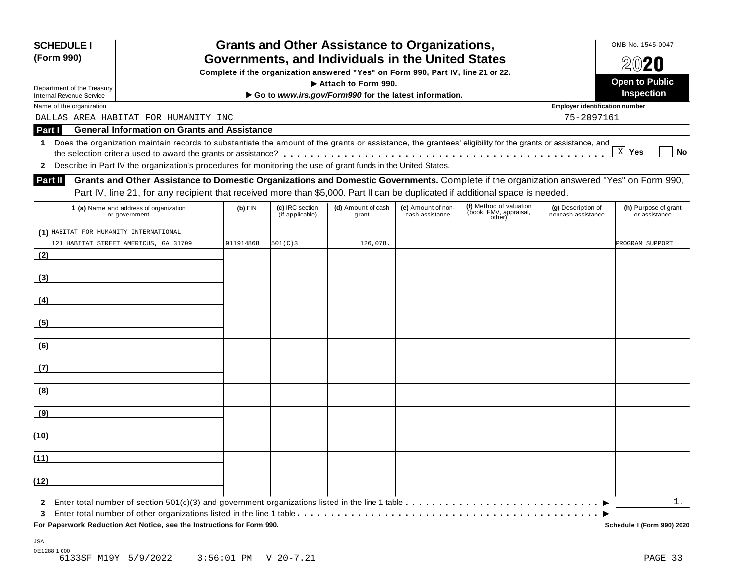**SCHEDULE I (Form 990)**

Department of the Treasury
Internal Revenue Service

# Grants and Other Assistance to Organizations, Governments, and Individuals in the United States

**Complete if the organization answered "Yes" on Form 990, Part IV, line 21 or 22.**
**▶ Attach to Form 990.**
**▶ Go to *www.irs.gov/Form990* for the latest information.**

OMB No. 1545-0047

**2020**

**Open to Public Inspection**

Name of the organization: DALLAS AREA HABITAT FOR HUMANITY INC

Employer identification number: 75-2097161

## Part I — General Information on Grants and Assistance

**1** Does the organization maintain records to substantiate the amount of the grants or assistance, the grantees' eligibility for the grants or assistance, and the selection criteria used to award the grants or assistance? . . . . . [X] **Yes** [ ] **No**

**2** Describe in Part IV the organization's procedures for monitoring the use of grant funds in the United States.

## Part II — Grants and Other Assistance to Domestic Organizations and Domestic Governments.

Complete if the organization answered "Yes" on Form 990, Part IV, line 21, for any recipient that received more than $5,000. Part II can be duplicated if additional space is needed.

| 1 (a) Name and address of organization or government | (b) EIN | (c) IRC section (if applicable) | (d) Amount of cash grant | (e) Amount of non-cash assistance | (f) Method of valuation (book, FMV, appraisal, other) | (g) Description of noncash assistance | (h) Purpose of grant or assistance |
|---|---|---|---|---|---|---|---|
| (1) HABITAT FOR HUMANITY INTERNATIONAL 121 HABITAT STREET AMERICUS, GA 31709 | 911914868 | 501(C)3 | 126,078. | | | | PROGRAM SUPPORT |
| (2) | | | | | | | |
| (3) | | | | | | | |
| (4) | | | | | | | |
| (5) | | | | | | | |
| (6) | | | | | | | |
| (7) | | | | | | | |
| (8) | | | | | | | |
| (9) | | | | | | | |
| (10) | | | | | | | |
| (11) | | | | | | | |
| (12) | | | | | | | |

**2** Enter total number of section 501(c)(3) and government organizations listed in the line 1 table . . . . . ▶ 1.

**3** Enter total number of other organizations listed in the line 1 table . . . . . ▶

**For Paperwork Reduction Act Notice, see the Instructions for Form 990.** **Schedule I (Form 990) 2020**

JSA
0E1288 1.000
6133SF M19Y 5/9/2022 3:56:01 PM V 20-7.21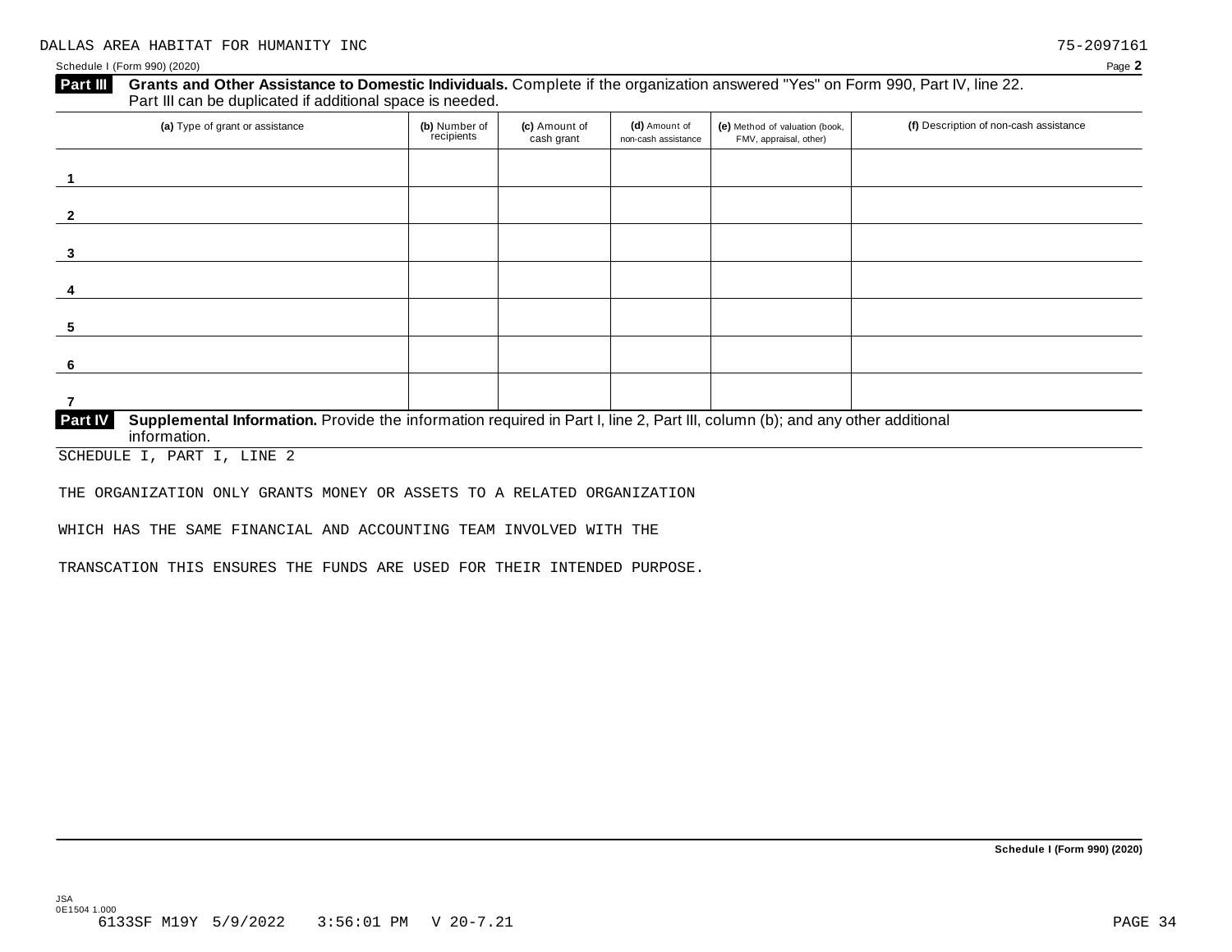DALLAS AREA HABITAT FOR HUMANITY INC 75-2097161

Schedule I (Form 990) (2020) Page **2**

**Part III** **Grants and Other Assistance to Domestic Individuals.** Complete if the organization answered "Yes" on Form 990, Part IV, line 22. Part III can be duplicated if additional space is needed.

| (a) Type of grant or assistance | (b) Number of recipients | (c) Amount of cash grant | (d) Amount of non-cash assistance | (e) Method of valuation (book, FMV, appraisal, other) | (f) Description of non-cash assistance |
|---|---|---|---|---|---|
| 1 | | | | | |
| 2 | | | | | |
| 3 | | | | | |
| 4 | | | | | |
| 5 | | | | | |
| 6 | | | | | |
| 7 | | | | | |

**Part IV** **Supplemental Information.** Provide the information required in Part I, line 2, Part III, column (b); and any other additional information.

SCHEDULE I, PART I, LINE 2

THE ORGANIZATION ONLY GRANTS MONEY OR ASSETS TO A RELATED ORGANIZATION

WHICH HAS THE SAME FINANCIAL AND ACCOUNTING TEAM INVOLVED WITH THE

TRANSCATION THIS ENSURES THE FUNDS ARE USED FOR THEIR INTENDED PURPOSE.

**Schedule I (Form 990) (2020)**

JSA
0E1504 1.000
6133SF M19Y 5/9/2022 3:56:01 PM V 20-7.21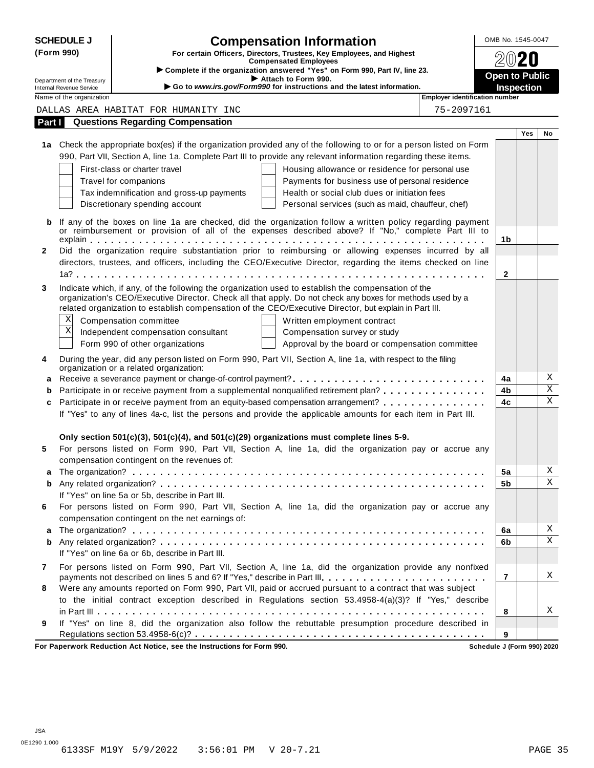**SCHEDULE J (Form 990)**

Department of the Treasury
Internal Revenue Service

# Compensation Information

**For certain Officers, Directors, Trustees, Key Employees, and Highest Compensated Employees**

▶ Complete if the organization answered "Yes" on Form 990, Part IV, line 23.
▶ Attach to Form 990.
▶ Go to *www.irs.gov/Form990* for instructions and the latest information.

OMB No. 1545-0047

**2020**

**Open to Public Inspection**

Name of the organization: DALLAS AREA HABITAT FOR HUMANITY INC

Employer identification number: 75-2097161

## Part I Questions Regarding Compensation

| | | | Yes | No |
|---|---|---|---|---|
| **1a** | Check the appropriate box(es) if the organization provided any of the following to or for a person listed on Form 990, Part VII, Section A, line 1a. Complete Part III to provide any relevant information regarding these items.<br>☐ First-class or charter travel ☐ Housing allowance or residence for personal use<br>☐ Travel for companions ☐ Payments for business use of personal residence<br>☐ Tax indemnification and gross-up payments ☐ Health or social club dues or initiation fees<br>☐ Discretionary spending account ☐ Personal services (such as maid, chauffeur, chef) | | | |
| **b** | If any of the boxes on line 1a are checked, did the organization follow a written policy regarding payment or reimbursement or provision of all of the expenses described above? If "No," complete Part III to explain | 1b | | |
| **2** | Did the organization require substantiation prior to reimbursing or allowing expenses incurred by all directors, trustees, and officers, including the CEO/Executive Director, regarding the items checked on line 1a? | 2 | | |
| **3** | Indicate which, if any, of the following the organization used to establish the compensation of the organization's CEO/Executive Director. Check all that apply. Do not check any boxes for methods used by a related organization to establish compensation of the CEO/Executive Director, but explain in Part III.<br>☒ Compensation committee ☐ Written employment contract<br>☒ Independent compensation consultant ☐ Compensation survey or study<br>☐ Form 990 of other organizations ☐ Approval by the board or compensation committee | | | |
| **4** | During the year, did any person listed on Form 990, Part VII, Section A, line 1a, with respect to the filing organization or a related organization: | | | |
| **a** | Receive a severance payment or change-of-control payment? | 4a | | X |
| **b** | Participate in or receive payment from a supplemental nonqualified retirement plan? | 4b | | X |
| **c** | Participate in or receive payment from an equity-based compensation arrangement? | 4c | | X |
| | If "Yes" to any of lines 4a-c, list the persons and provide the applicable amounts for each item in Part III. | | | |
| | **Only section 501(c)(3), 501(c)(4), and 501(c)(29) organizations must complete lines 5-9.** | | | |
| **5** | For persons listed on Form 990, Part VII, Section A, line 1a, did the organization pay or accrue any compensation contingent on the revenues of: | | | |
| **a** | The organization? | 5a | | X |
| **b** | Any related organization? | 5b | | X |
| | If "Yes" on line 5a or 5b, describe in Part III. | | | |
| **6** | For persons listed on Form 990, Part VII, Section A, line 1a, did the organization pay or accrue any compensation contingent on the net earnings of: | | | |
| **a** | The organization? | 6a | | X |
| **b** | Any related organization? | 6b | | X |
| | If "Yes" on line 6a or 6b, describe in Part III. | | | |
| **7** | For persons listed on Form 990, Part VII, Section A, line 1a, did the organization provide any nonfixed payments not described on lines 5 and 6? If "Yes," describe in Part III | 7 | | X |
| **8** | Were any amounts reported on Form 990, Part VII, paid or accrued pursuant to a contract that was subject to the initial contract exception described in Regulations section 53.4958-4(a)(3)? If "Yes," describe in Part III | 8 | | X |
| **9** | If "Yes" on line 8, did the organization also follow the rebuttable presumption procedure described in Regulations section 53.4958-6(c)? | 9 | | |

**For Paperwork Reduction Act Notice, see the Instructions for Form 990.** **Schedule J (Form 990) 2020**

JSA
0E1290 1.000
6133SF M19Y 5/9/2022 3:56:01 PM V 20-7.21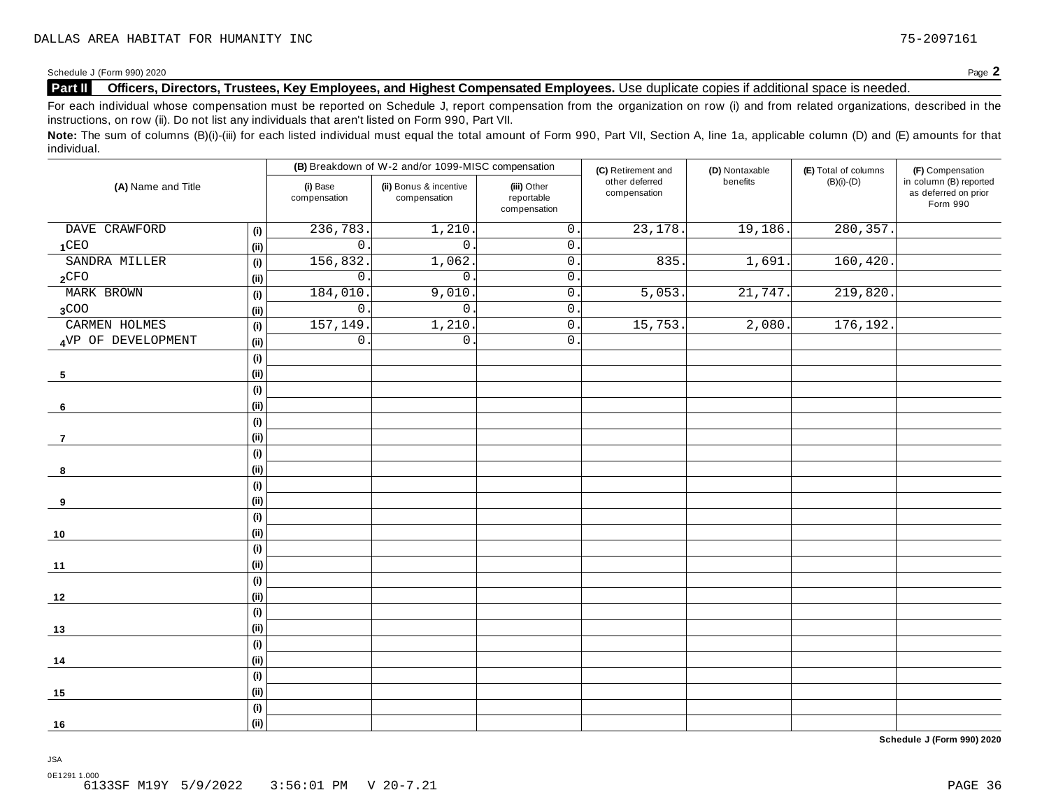DALLAS AREA HABITAT FOR HUMANITY INC 75-2097161

Schedule J (Form 990) 2020 Page **2**

## Part II Officers, Directors, Trustees, Key Employees, and Highest Compensated Employees. Use duplicate copies if additional space is needed.

For each individual whose compensation must be reported on Schedule J, report compensation from the organization on row (i) and from related organizations, described in the instructions, on row (ii). Do not list any individuals that aren't listed on Form 990, Part VII.

**Note:** The sum of columns (B)(i)-(iii) for each listed individual must equal the total amount of Form 990, Part VII, Section A, line 1a, applicable column (D) and (E) amounts for that individual.

| (A) Name and Title | | (B) Breakdown of W-2 and/or 1099-MISC compensation | | | (C) Retirement and other deferred compensation | (D) Nontaxable benefits | (E) Total of columns (B)(i)-(D) | (F) Compensation in column (B) reported as deferred on prior Form 990 |
|---|---|---|---|---|---|---|---|---|
| | | (i) Base compensation | (ii) Bonus & incentive compensation | (iii) Other reportable compensation | | | | |
| DAVE CRAWFORD | (i) | 236,783. | 1,210. | 0. | 23,178. | 19,186. | 280,357. | |
| 1 CEO | (ii) | 0. | 0. | 0. | | | | |
| SANDRA MILLER | (i) | 156,832. | 1,062. | 0. | 835. | 1,691. | 160,420. | |
| 2 CFO | (ii) | 0. | 0. | 0. | | | | |
| MARK BROWN | (i) | 184,010. | 9,010. | 0. | 5,053. | 21,747. | 219,820. | |
| 3 COO | (ii) | 0. | 0. | 0. | | | | |
| CARMEN HOLMES | (i) | 157,149. | 1,210. | 0. | 15,753. | 2,080. | 176,192. | |
| 4 VP OF DEVELOPMENT | (ii) | 0. | 0. | 0. | | | | |
| | (i) | | | | | | | |
| 5 | (ii) | | | | | | | |
| | (i) | | | | | | | |
| 6 | (ii) | | | | | | | |
| | (i) | | | | | | | |
| 7 | (ii) | | | | | | | |
| | (i) | | | | | | | |
| 8 | (ii) | | | | | | | |
| | (i) | | | | | | | |
| 9 | (ii) | | | | | | | |
| | (i) | | | | | | | |
| 10 | (ii) | | | | | | | |
| | (i) | | | | | | | |
| 11 | (ii) | | | | | | | |
| | (i) | | | | | | | |
| 12 | (ii) | | | | | | | |
| | (i) | | | | | | | |
| 13 | (ii) | | | | | | | |
| | (i) | | | | | | | |
| 14 | (ii) | | | | | | | |
| | (i) | | | | | | | |
| 15 | (ii) | | | | | | | |
| | (i) | | | | | | | |
| 16 | (ii) | | | | | | | |

**Schedule J (Form 990) 2020**

JSA
0E1291 1.000
6133SF M19Y 5/9/2022 3:56:01 PM V 20-7.21 PAGE 36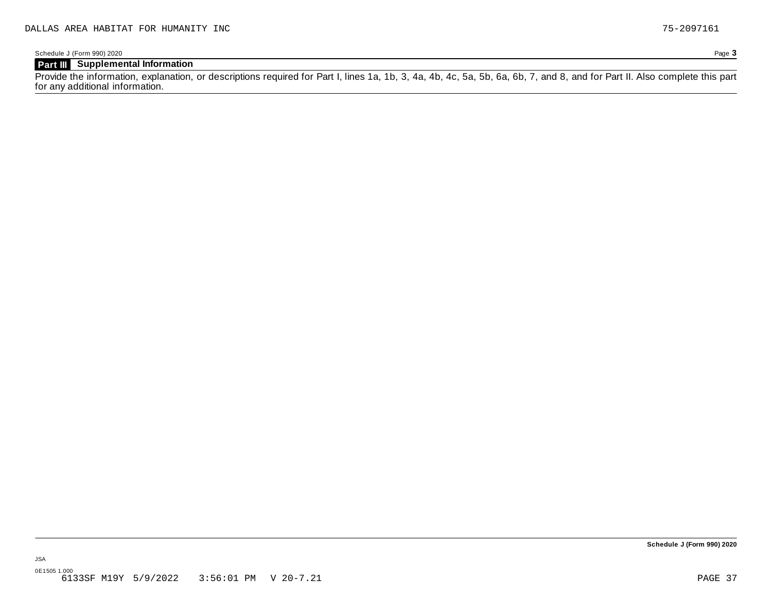DALLAS AREA HABITAT FOR HUMANITY INC 75-2097161

Schedule J (Form 990) 2020

## Part III Supplemental Information

Provide the information, explanation, or descriptions required for Part I, lines 1a, 1b, 3, 4a, 4b, 4c, 5a, 5b, 6a, 6b, 7, and 8, and for Part II. Also complete this part for any additional information.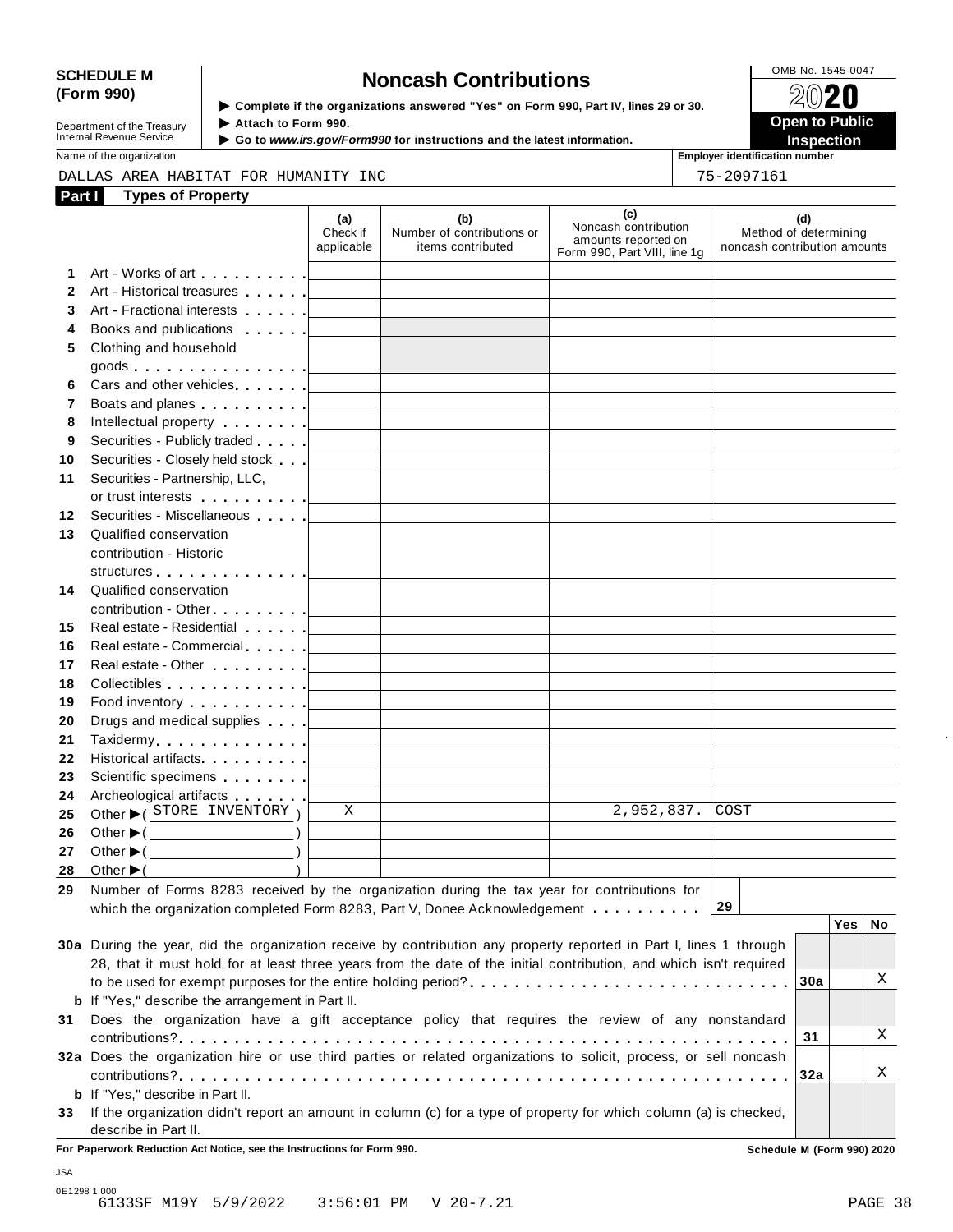**SCHEDULE M (Form 990)**

Department of the Treasury
Internal Revenue Service

# Noncash Contributions

▶ Complete if the organizations answered "Yes" on Form 990, Part IV, lines 29 or 30.
▶ Attach to Form 990.
▶ Go to *www.irs.gov/Form990* for instructions and the latest information.

OMB No. 1545-0047

**2020**

**Open to Public Inspection**

Name of the organization: DALLAS AREA HABITAT FOR HUMANITY INC

Employer identification number: 75-2097161

## Part I Types of Property

| | | (a) Check if applicable | (b) Number of contributions or items contributed | (c) Noncash contribution amounts reported on Form 990, Part VIII, line 1g | (d) Method of determining noncash contribution amounts |
|---|---|---|---|---|---|
| 1 | Art - Works of art | | | | |
| 2 | Art - Historical treasures | | | | |
| 3 | Art - Fractional interests | | | | |
| 4 | Books and publications | | | | |
| 5 | Clothing and household goods | | | | |
| 6 | Cars and other vehicles | | | | |
| 7 | Boats and planes | | | | |
| 8 | Intellectual property | | | | |
| 9 | Securities - Publicly traded | | | | |
| 10 | Securities - Closely held stock | | | | |
| 11 | Securities - Partnership, LLC, or trust interests | | | | |
| 12 | Securities - Miscellaneous | | | | |
| 13 | Qualified conservation contribution - Historic structures | | | | |
| 14 | Qualified conservation contribution - Other | | | | |
| 15 | Real estate - Residential | | | | |
| 16 | Real estate - Commercial | | | | |
| 17 | Real estate - Other | | | | |
| 18 | Collectibles | | | | |
| 19 | Food inventory | | | | |
| 20 | Drugs and medical supplies | | | | |
| 21 | Taxidermy | | | | |
| 22 | Historical artifacts | | | | |
| 23 | Scientific specimens | | | | |
| 24 | Archeological artifacts | | | | |
| 25 | Other ▶ ( STORE INVENTORY ) | X | | 2,952,837. | COST |
| 26 | Other ▶ ( ) | | | | |
| 27 | Other ▶ ( ) | | | | |
| 28 | Other ▶ ( ) | | | | |

**29** Number of Forms 8283 received by the organization during the tax year for contributions for which the organization completed Form 8283, Part V, Donee Acknowledgement . . . . . . . . . . **29**

| | | | Yes | No |
|---|---|---|---|---|
| **30a** | During the year, did the organization receive by contribution any property reported in Part I, lines 1 through 28, that it must hold for at least three years from the date of the initial contribution, and which isn't required to be used for exempt purposes for the entire holding period? | 30a | | X |
| **b** | If "Yes," describe the arrangement in Part II. | | | |
| **31** | Does the organization have a gift acceptance policy that requires the review of any nonstandard contributions? | 31 | | X |
| **32a** | Does the organization hire or use third parties or related organizations to solicit, process, or sell noncash contributions? | 32a | | X |
| **b** | If "Yes," describe in Part II. | | | |
| **33** | If the organization didn't report an amount in column (c) for a type of property for which column (a) is checked, describe in Part II. | | | |

**For Paperwork Reduction Act Notice, see the Instructions for Form 990.** **Schedule M (Form 990) 2020**

JSA
0E1298 1.000
6133SF M19Y 5/9/2022 3:56:01 PM V 20-7.21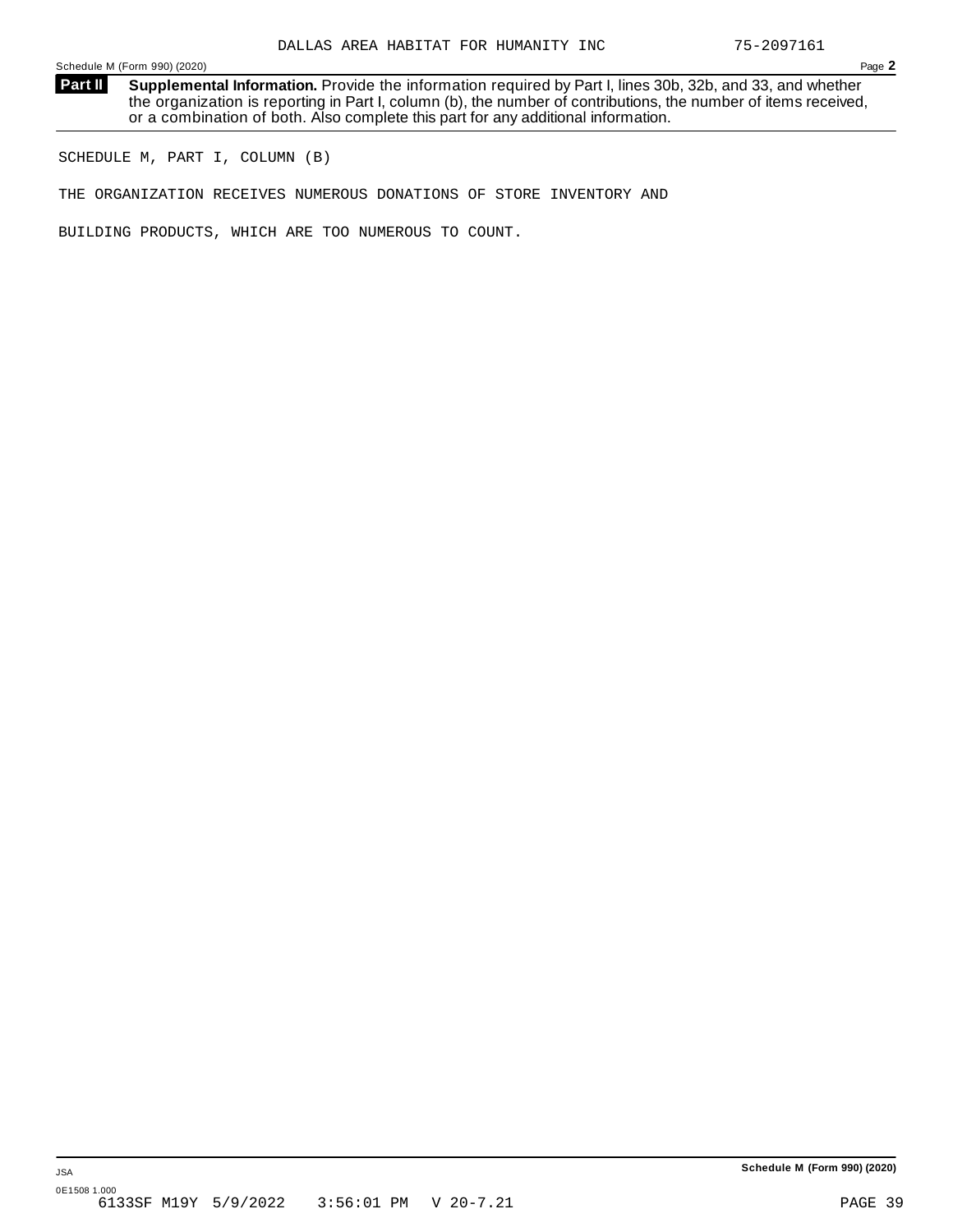DALLAS AREA HABITAT FOR HUMANITY INC 75-2097161

Schedule M (Form 990) (2020) Page **2**

**Part II** **Supplemental Information.** Provide the information required by Part I, lines 30b, 32b, and 33, and whether the organization is reporting in Part I, column (b), the number of contributions, the number of items received, or a combination of both. Also complete this part for any additional information.

SCHEDULE M, PART I, COLUMN (B)

THE ORGANIZATION RECEIVES NUMEROUS DONATIONS OF STORE INVENTORY AND

BUILDING PRODUCTS, WHICH ARE TOO NUMEROUS TO COUNT.

JSA **Schedule M (Form 990) (2020)**

0E1508 1.000
6133SF M19Y 5/9/2022 3:56:01 PM V 20-7.21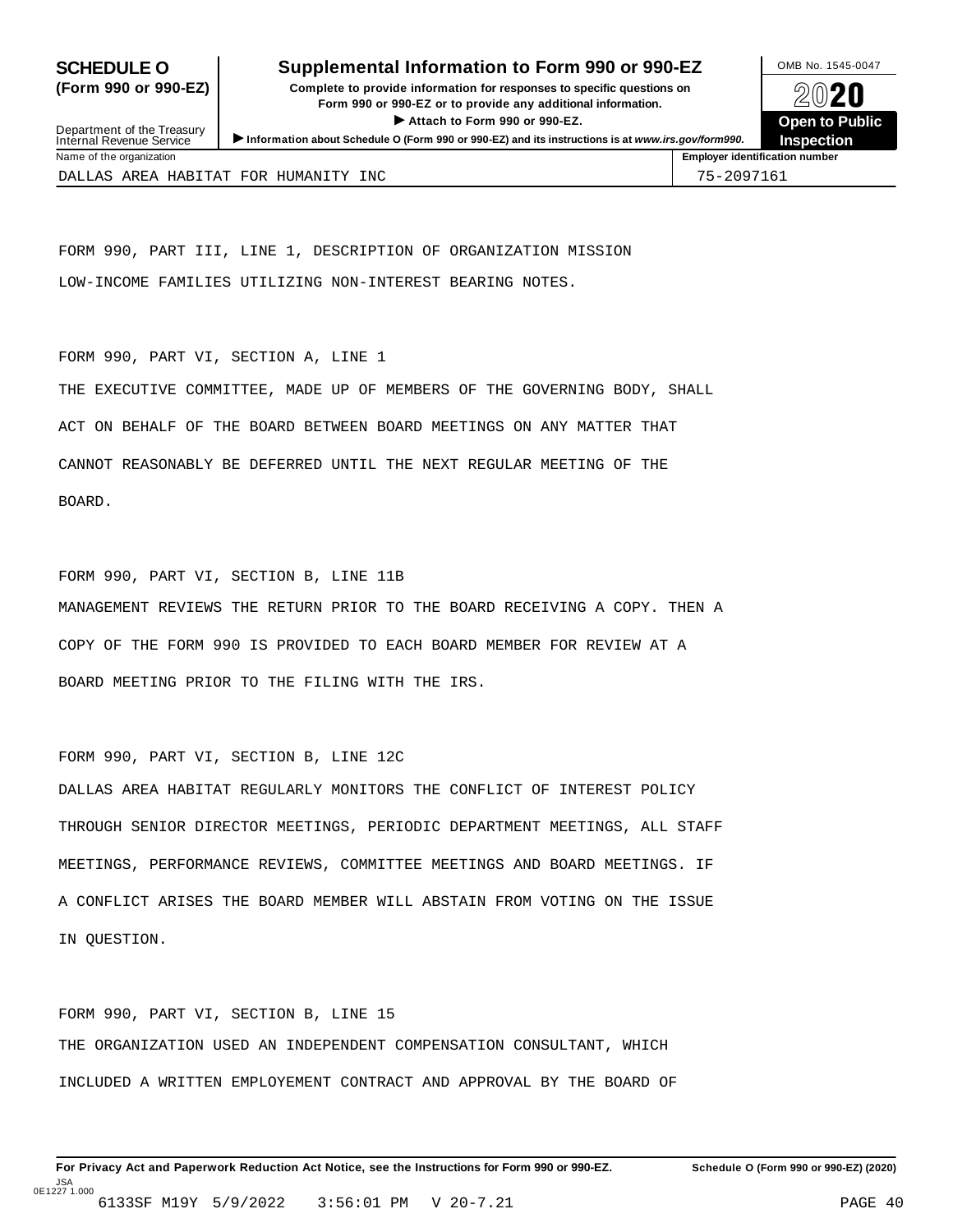**SCHEDULE O (Form 990 or 990-EZ)**

Department of the Treasury
Internal Revenue Service

# Supplemental Information to Form 990 or 990-EZ

**Complete to provide information for responses to specific questions on Form 990 or 990-EZ or to provide any additional information.**

▶ **Attach to Form 990 or 990-EZ.**

▶ **Information about Schedule O (Form 990 or 990-EZ) and its instructions is at *www.irs.gov/form990*.**

OMB No. 1545-0047

**2020**

**Open to Public Inspection**

| Name of the organization | Employer identification number |
|---|---|
| DALLAS AREA HABITAT FOR HUMANITY INC | 75-2097161 |

FORM 990, PART III, LINE 1, DESCRIPTION OF ORGANIZATION MISSION

LOW-INCOME FAMILIES UTILIZING NON-INTEREST BEARING NOTES.

FORM 990, PART VI, SECTION A, LINE 1

THE EXECUTIVE COMMITTEE, MADE UP OF MEMBERS OF THE GOVERNING BODY, SHALL ACT ON BEHALF OF THE BOARD BETWEEN BOARD MEETINGS ON ANY MATTER THAT CANNOT REASONABLY BE DEFERRED UNTIL THE NEXT REGULAR MEETING OF THE BOARD.

FORM 990, PART VI, SECTION B, LINE 11B

MANAGEMENT REVIEWS THE RETURN PRIOR TO THE BOARD RECEIVING A COPY. THEN A COPY OF THE FORM 990 IS PROVIDED TO EACH BOARD MEMBER FOR REVIEW AT A BOARD MEETING PRIOR TO THE FILING WITH THE IRS.

FORM 990, PART VI, SECTION B, LINE 12C

DALLAS AREA HABITAT REGULARLY MONITORS THE CONFLICT OF INTEREST POLICY THROUGH SENIOR DIRECTOR MEETINGS, PERIODIC DEPARTMENT MEETINGS, ALL STAFF MEETINGS, PERFORMANCE REVIEWS, COMMITTEE MEETINGS AND BOARD MEETINGS. IF A CONFLICT ARISES THE BOARD MEMBER WILL ABSTAIN FROM VOTING ON THE ISSUE IN QUESTION.

FORM 990, PART VI, SECTION B, LINE 15

THE ORGANIZATION USED AN INDEPENDENT COMPENSATION CONSULTANT, WHICH INCLUDED A WRITTEN EMPLOYEMENT CONTRACT AND APPROVAL BY THE BOARD OF

**For Privacy Act and Paperwork Reduction Act Notice, see the Instructions for Form 990 or 990-EZ.** **Schedule O (Form 990 or 990-EZ) (2020)**

JSA
0E1227 1.000
6133SF M19Y 5/9/2022 3:56:01 PM V 20-7.21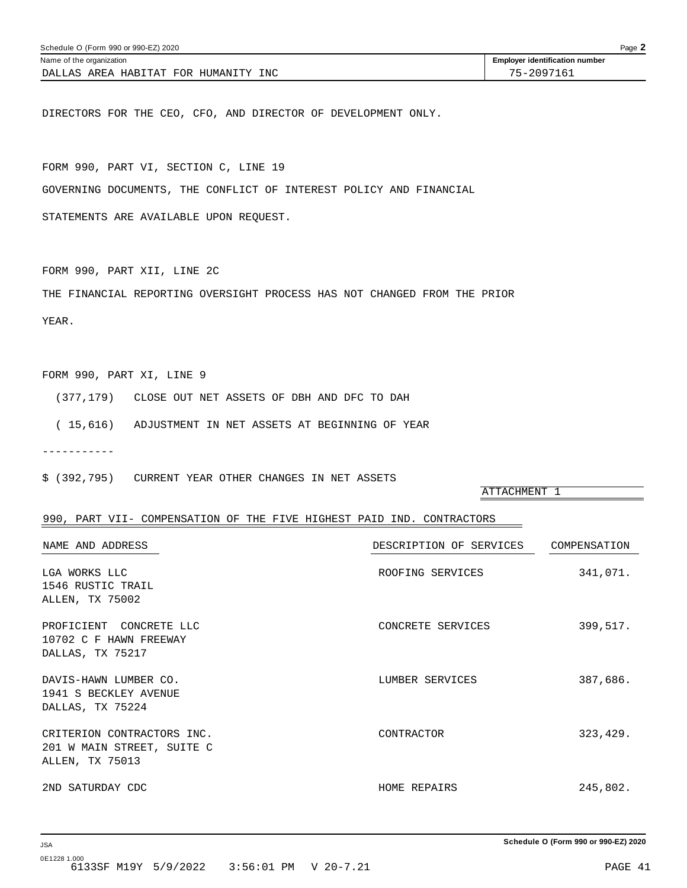Schedule O (Form 990 or 990-EZ) 2020

Name of the organization: DALLAS AREA HABITAT FOR HUMANITY INC

Employer identification number: 75-2097161

DIRECTORS FOR THE CEO, CFO, AND DIRECTOR OF DEVELOPMENT ONLY.

FORM 990, PART VI, SECTION C, LINE 19

GOVERNING DOCUMENTS, THE CONFLICT OF INTEREST POLICY AND FINANCIAL STATEMENTS ARE AVAILABLE UPON REQUEST.

FORM 990, PART XII, LINE 2C

THE FINANCIAL REPORTING OVERSIGHT PROCESS HAS NOT CHANGED FROM THE PRIOR YEAR.

FORM 990, PART XI, LINE 9

(377,179) CLOSE OUT NET ASSETS OF DBH AND DFC TO DAH

( 15,616) ADJUSTMENT IN NET ASSETS AT BEGINNING OF YEAR

-----------

$ (392,795) CURRENT YEAR OTHER CHANGES IN NET ASSETS

ATTACHMENT 1

990, PART VII- COMPENSATION OF THE FIVE HIGHEST PAID IND. CONTRACTORS

| NAME AND ADDRESS | DESCRIPTION OF SERVICES | COMPENSATION |
|---|---|---|
| LGA WORKS LLC<br>1546 RUSTIC TRAIL<br>ALLEN, TX 75002 | ROOFING SERVICES | 341,071. |
| PROFICIENT CONCRETE LLC<br>10702 C F HAWN FREEWAY<br>DALLAS, TX 75217 | CONCRETE SERVICES | 399,517. |
| DAVIS-HAWN LUMBER CO.<br>1941 S BECKLEY AVENUE<br>DALLAS, TX 75224 | LUMBER SERVICES | 387,686. |
| CRITERION CONTRACTORS INC.<br>201 W MAIN STREET, SUITE C<br>ALLEN, TX 75013 | CONTRACTOR | 323,429. |
| 2ND SATURDAY CDC | HOME REPAIRS | 245,802. |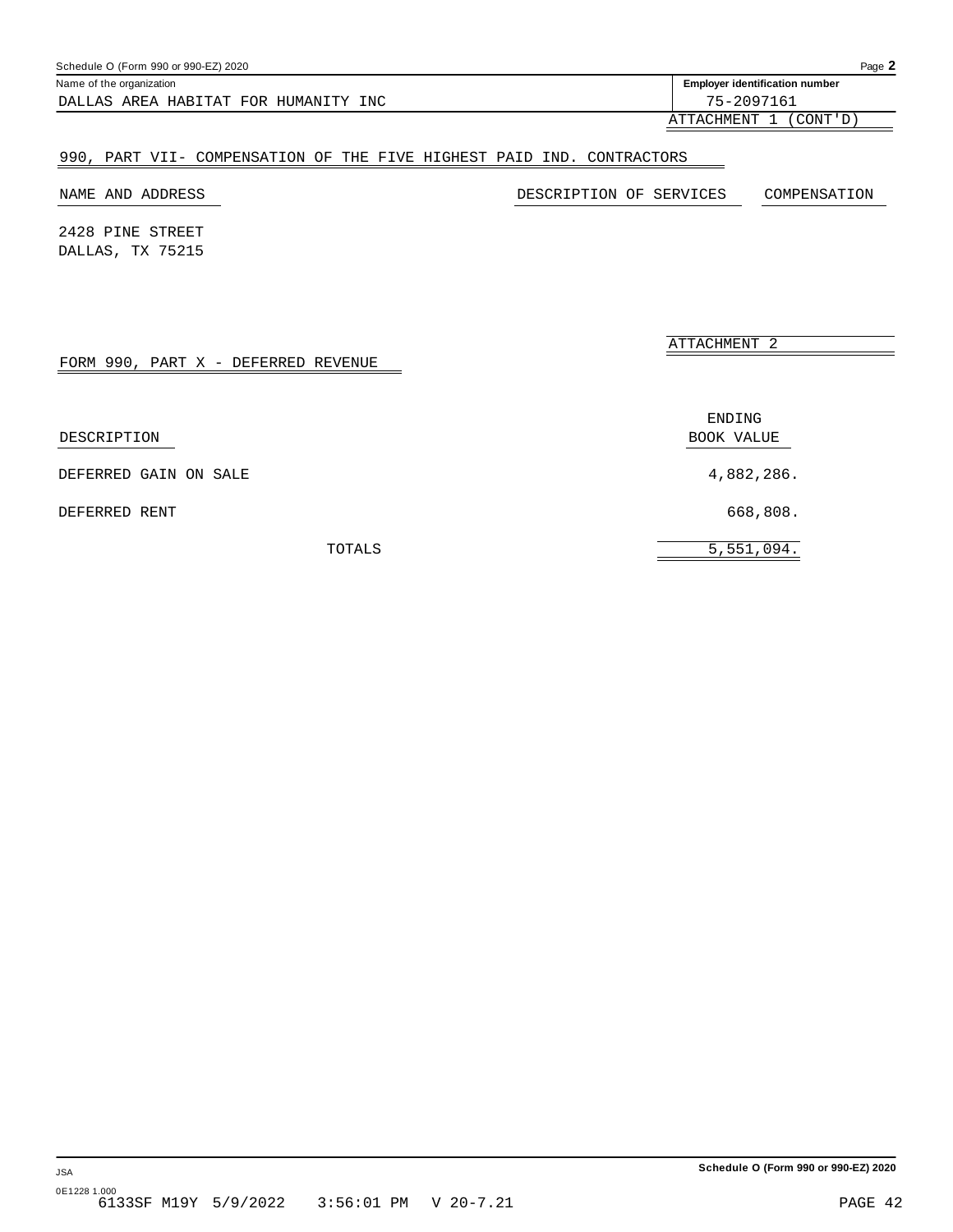Schedule O (Form 990 or 990-EZ) 2020

| Name of the organization | Employer identification number |
|---|---|
| DALLAS AREA HABITAT FOR HUMANITY INC | 75-2097161 |

ATTACHMENT 1 (CONT'D)

## 990, PART VII- COMPENSATION OF THE FIVE HIGHEST PAID IND. CONTRACTORS

| NAME AND ADDRESS | DESCRIPTION OF SERVICES | COMPENSATION |
|---|---|---|
| 2428 PINE STREET<br>DALLAS, TX 75215 | | |

ATTACHMENT 2

## FORM 990, PART X - DEFERRED REVENUE

| DESCRIPTION | ENDING BOOK VALUE |
|---|---|
| DEFERRED GAIN ON SALE | 4,882,286. |
| DEFERRED RENT | 668,808. |
| TOTALS | 5,551,094. |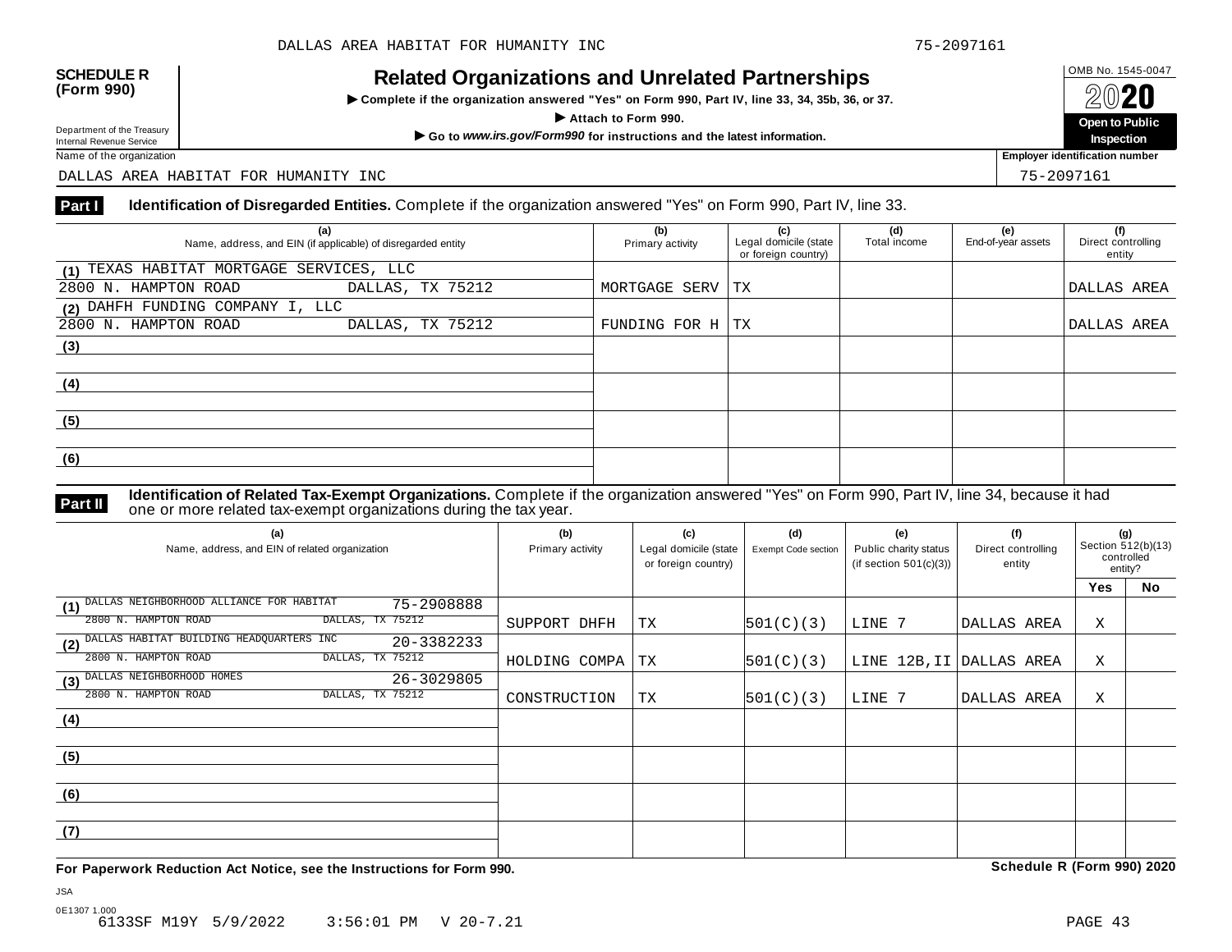DALLAS AREA HABITAT FOR HUMANITY INC 75-2097161

**SCHEDULE R (Form 990)**

Department of the Treasury
Internal Revenue Service

# Related Organizations and Unrelated Partnerships

▶ Complete if the organization answered "Yes" on Form 990, Part IV, line 33, 34, 35b, 36, or 37.

▶ Attach to Form 990.

▶ Go to *www.irs.gov/Form990* for instructions and the latest information.

OMB No. 1545-0047

**2020**

**Open to Public Inspection**

Name of the organization: DALLAS AREA HABITAT FOR HUMANITY INC

Employer identification number: 75-2097161

**Part I** **Identification of Disregarded Entities.** Complete if the organization answered "Yes" on Form 990, Part IV, line 33.

| (a) Name, address, and EIN (if applicable) of disregarded entity | (b) Primary activity | (c) Legal domicile (state or foreign country) | (d) Total income | (e) End-of-year assets | (f) Direct controlling entity |
|---|---|---|---|---|---|
| (1) TEXAS HABITAT MORTGAGE SERVICES, LLC 2800 N. HAMPTON ROAD DALLAS, TX 75212 | MORTGAGE SERV | TX | | | DALLAS AREA |
| (2) DAHFH FUNDING COMPANY I, LLC 2800 N. HAMPTON ROAD DALLAS, TX 75212 | FUNDING FOR H | TX | | | DALLAS AREA |
| (3) | | | | | |
| (4) | | | | | |
| (5) | | | | | |
| (6) | | | | | |

**Part II** **Identification of Related Tax-Exempt Organizations.** Complete if the organization answered "Yes" on Form 990, Part IV, line 34, because it had one or more related tax-exempt organizations during the tax year.

| (a) Name, address, and EIN of related organization | (b) Primary activity | (c) Legal domicile (state or foreign country) | (d) Exempt Code section | (e) Public charity status (if section 501(c)(3)) | (f) Direct controlling entity | (g) Section 512(b)(13) controlled entity? Yes | No |
|---|---|---|---|---|---|---|---|
| (1) DALLAS NEIGHBORHOOD ALLIANCE FOR HABITAT 75-2908888 2800 N. HAMPTON ROAD DALLAS, TX 75212 | SUPPORT DHFH | TX | 501(C)(3) | LINE 7 | DALLAS AREA | X | |
| (2) DALLAS HABITAT BUILDING HEADQUARTERS INC 20-3382233 2800 N. HAMPTON ROAD DALLAS, TX 75212 | HOLDING COMPA | TX | 501(C)(3) | LINE 12B,II | DALLAS AREA | X | |
| (3) DALLAS NEIGHBORHOOD HOMES 26-3029805 2800 N. HAMPTON ROAD DALLAS, TX 75212 | CONSTRUCTION | TX | 501(C)(3) | LINE 7 | DALLAS AREA | X | |
| (4) | | | | | | | |
| (5) | | | | | | | |
| (6) | | | | | | | |
| (7) | | | | | | | |

**For Paperwork Reduction Act Notice, see the Instructions for Form 990.** **Schedule R (Form 990) 2020**

JSA
0E1307 1.000
6133SF M19Y 5/9/2022 3:56:01 PM V 20-7.21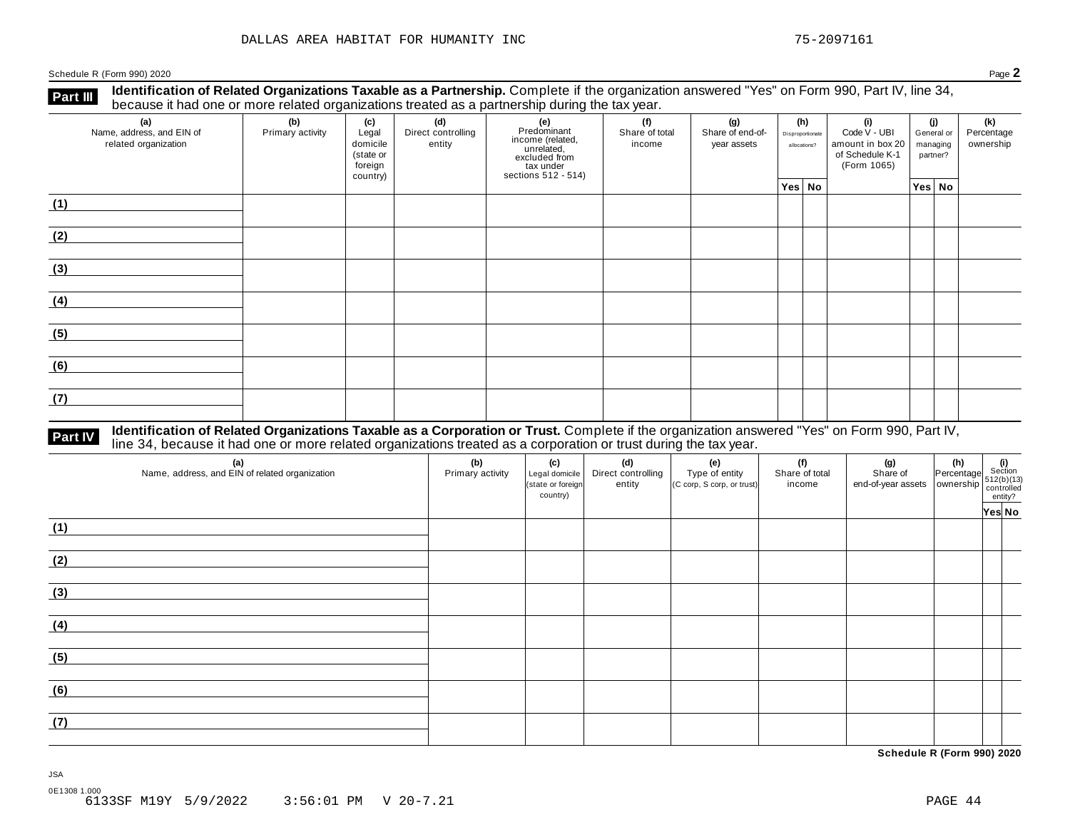DALLAS AREA HABITAT FOR HUMANITY INC 75-2097161

Schedule R (Form 990) 2020 Page **2**

**Part III** **Identification of Related Organizations Taxable as a Partnership.** Complete if the organization answered "Yes" on Form 990, Part IV, line 34, because it had one or more related organizations treated as a partnership during the tax year.

| (a) Name, address, and EIN of related organization | (b) Primary activity | (c) Legal domicile (state or foreign country) | (d) Direct controlling entity | (e) Predominant income (related, unrelated, excluded from tax under sections 512 - 514) | (f) Share of total income | (g) Share of end-of-year assets | (h) Disproportionate allocations? | | (i) Code V - UBI amount in box 20 of Schedule K-1 (Form 1065) | (j) General or managing partner? | | (k) Percentage ownership |
|---|---|---|---|---|---|---|---|---|---|---|---|---|
| | | | | | | | Yes | No | | Yes | No | |
| (1) | | | | | | | | | | | | |
| (2) | | | | | | | | | | | | |
| (3) | | | | | | | | | | | | |
| (4) | | | | | | | | | | | | |
| (5) | | | | | | | | | | | | |
| (6) | | | | | | | | | | | | |
| (7) | | | | | | | | | | | | |

**Part IV** **Identification of Related Organizations Taxable as a Corporation or Trust.** Complete if the organization answered "Yes" on Form 990, Part IV, line 34, because it had one or more related organizations treated as a corporation or trust during the tax year.

| (a) Name, address, and EIN of related organization | (b) Primary activity | (c) Legal domicile (state or foreign country) | (d) Direct controlling entity | (e) Type of entity (C corp, S corp, or trust) | (f) Share of total income | (g) Share of end-of-year assets | (h) Percentage ownership | (i) Section 512(b)(13) controlled entity? | |
|---|---|---|---|---|---|---|---|---|---|
| | | | | | | | | Yes | No |
| (1) | | | | | | | | | |
| (2) | | | | | | | | | |
| (3) | | | | | | | | | |
| (4) | | | | | | | | | |
| (5) | | | | | | | | | |
| (6) | | | | | | | | | |
| (7) | | | | | | | | | |

**Schedule R (Form 990) 2020**

JSA
0E1308 1.000
6133SF M19Y 5/9/2022 3:56:01 PM V 20-7.21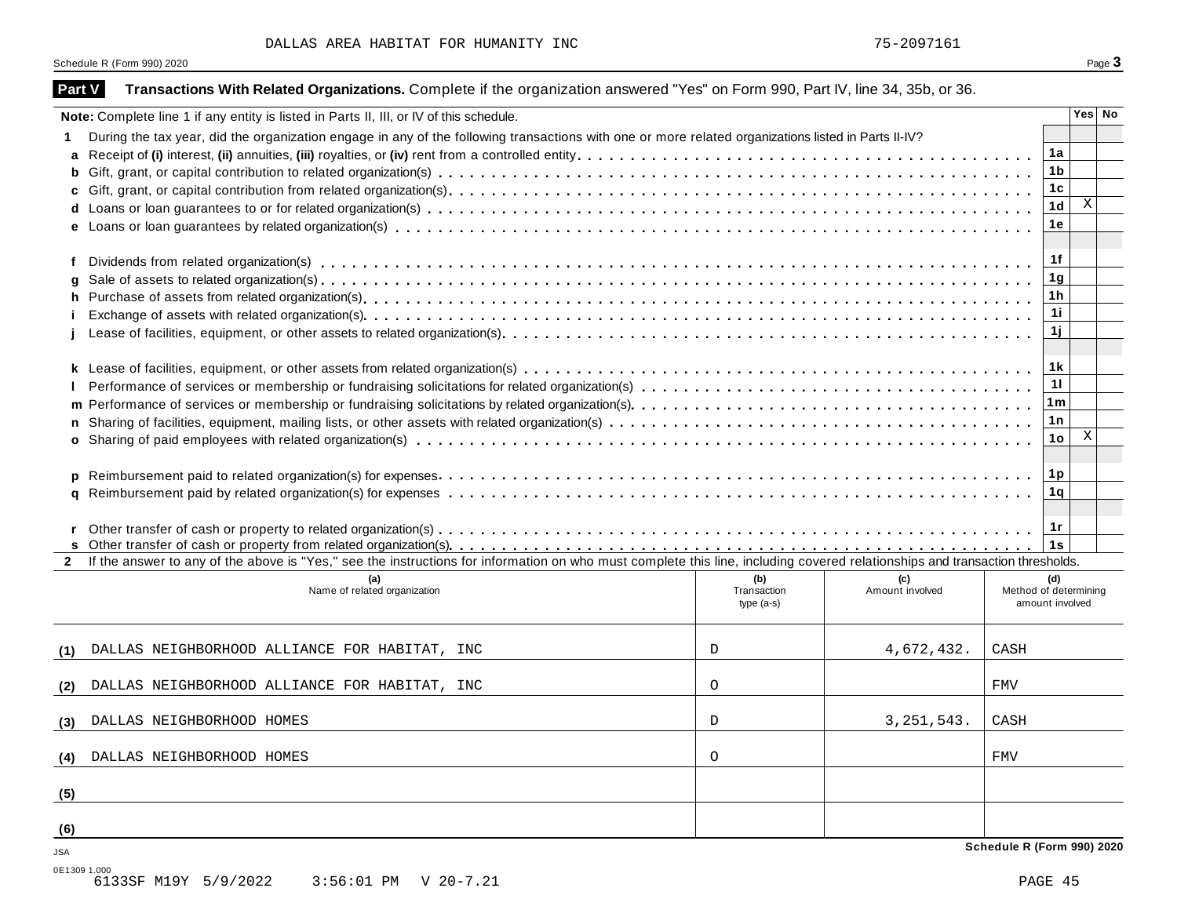DALLAS AREA HABITAT FOR HUMANITY INC 75-2097161

Schedule R (Form 990) 2020

## Part V Transactions With Related Organizations. Complete if the organization answered "Yes" on Form 990, Part IV, line 34, 35b, or 36.

| **Note:** Complete line 1 if any entity is listed in Parts II, III, or IV of this schedule. | | Yes | No |
|---|---|---|---|
| **1** During the tax year, did the organization engage in any of the following transactions with one or more related organizations listed in Parts II-IV? | | | |
| **a** Receipt of **(i)** interest, **(ii)** annuities, **(iii)** royalties, or **(iv)** rent from a controlled entity | 1a | | |
| **b** Gift, grant, or capital contribution to related organization(s) | 1b | | |
| **c** Gift, grant, or capital contribution from related organization(s) | 1c | | |
| **d** Loans or loan guarantees to or for related organization(s) | 1d | X | |
| **e** Loans or loan guarantees by related organization(s) | 1e | | |
| **f** Dividends from related organization(s) | 1f | | |
| **g** Sale of assets to related organization(s) | 1g | | |
| **h** Purchase of assets from related organization(s) | 1h | | |
| **i** Exchange of assets with related organization(s) | 1i | | |
| **j** Lease of facilities, equipment, or other assets to related organization(s) | 1j | | |
| **k** Lease of facilities, equipment, or other assets from related organization(s) | 1k | | |
| **l** Performance of services or membership or fundraising solicitations for related organization(s) | 1l | | |
| **m** Performance of services or membership or fundraising solicitations by related organization(s) | 1m | | |
| **n** Sharing of facilities, equipment, mailing lists, or other assets with related organization(s) | 1n | | |
| **o** Sharing of paid employees with related organization(s) | 1o | X | |
| **p** Reimbursement paid to related organization(s) for expenses | 1p | | |
| **q** Reimbursement paid by related organization(s) for expenses | 1q | | |
| **r** Other transfer of cash or property to related organization(s) | 1r | | |
| **s** Other transfer of cash or property from related organization(s) | 1s | | |

**2** If the answer to any of the above is "Yes," see the instructions for information on who must complete this line, including covered relationships and transaction thresholds.

| | (a) Name of related organization | (b) Transaction type (a-s) | (c) Amount involved | (d) Method of determining amount involved |
|---|---|---|---|---|
| (1) | DALLAS NEIGHBORHOOD ALLIANCE FOR HABITAT, INC | D | 4,672,432. | CASH |
| (2) | DALLAS NEIGHBORHOOD ALLIANCE FOR HABITAT, INC | O | | FMV |
| (3) | DALLAS NEIGHBORHOOD HOMES | D | 3,251,543. | CASH |
| (4) | DALLAS NEIGHBORHOOD HOMES | O | | FMV |
| (5) | | | | |
| (6) | | | | |

Schedule R (Form 990) 2020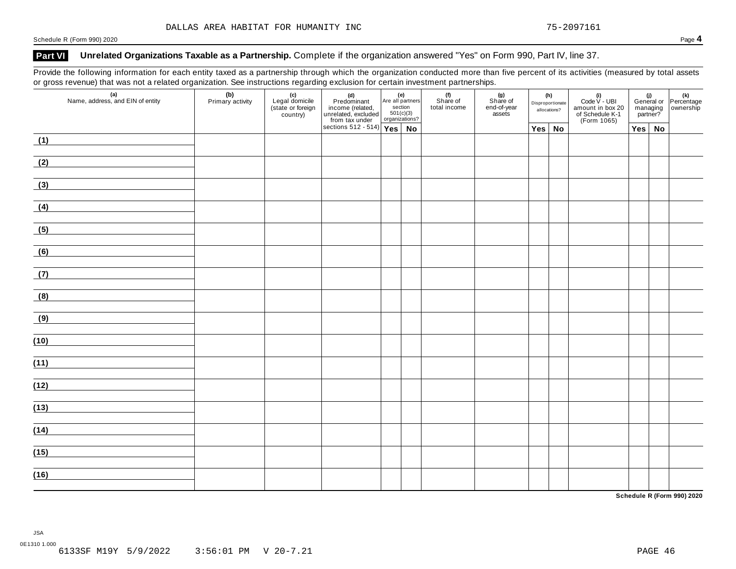DALLAS AREA HABITAT FOR HUMANITY INC 75-2097161

Schedule R (Form 990) 2020

## Part VI Unrelated Organizations Taxable as a Partnership. Complete if the organization answered "Yes" on Form 990, Part IV, line 37.

Provide the following information for each entity taxed as a partnership through which the organization conducted more than five percent of its activities (measured by total assets or gross revenue) that was not a related organization. See instructions regarding exclusion for certain investment partnerships.

| (a) Name, address, and EIN of entity | (b) Primary activity | (c) Legal domicile (state or foreign country) | (d) Predominant income (related, unrelated, excluded from tax under sections 512 - 514) | (e) Are all partners section 501(c)(3) organizations? | | (f) Share of total income | (g) Share of end-of-year assets | (h) Disproportionate allocations? | | (i) Code V - UBI amount in box 20 of Schedule K-1 (Form 1065) | (j) General or managing partner? | | (k) Percentage ownership |
|---|---|---|---|---|---|---|---|---|---|---|---|---|---|
| | | | | Yes | No | | | Yes | No | | Yes | No | |
| (1) | | | | | | | | | | | | | |
| (2) | | | | | | | | | | | | | |
| (3) | | | | | | | | | | | | | |
| (4) | | | | | | | | | | | | | |
| (5) | | | | | | | | | | | | | |
| (6) | | | | | | | | | | | | | |
| (7) | | | | | | | | | | | | | |
| (8) | | | | | | | | | | | | | |
| (9) | | | | | | | | | | | | | |
| (10) | | | | | | | | | | | | | |
| (11) | | | | | | | | | | | | | |
| (12) | | | | | | | | | | | | | |
| (13) | | | | | | | | | | | | | |
| (14) | | | | | | | | | | | | | |
| (15) | | | | | | | | | | | | | |
| (16) | | | | | | | | | | | | | |

Schedule R (Form 990) 2020

JSA
0E1310 1.000
6133SF M19Y 5/9/2022 3:56:01 PM V 20-7.21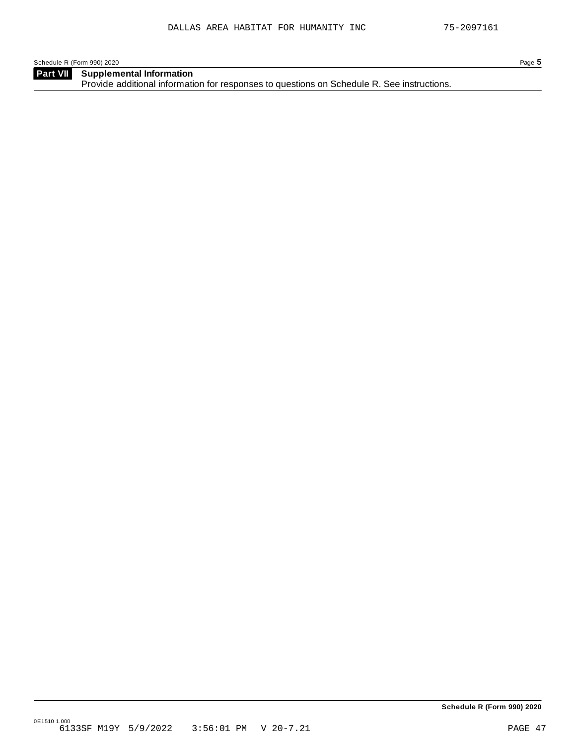## Part VII Supplemental Information

Provide additional information for responses to questions on Schedule R. See instructions.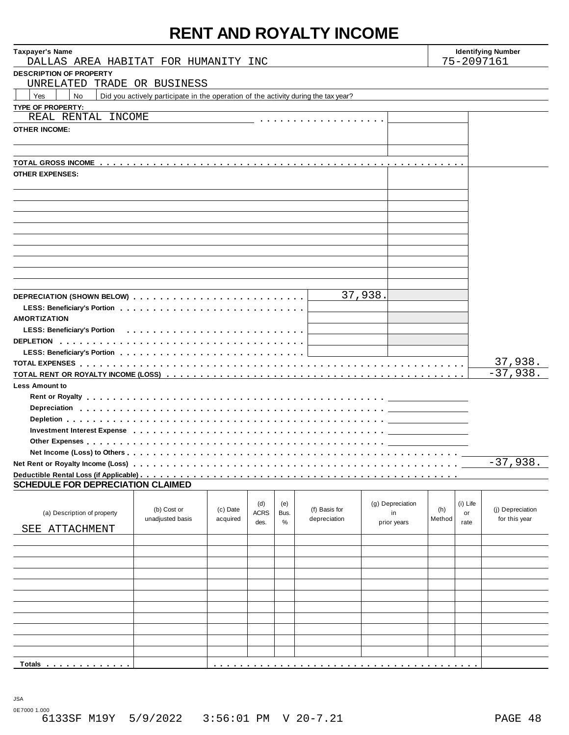# RENT AND ROYALTY INCOME

**Taxpayer's Name:** DALLAS AREA HABITAT FOR HUMANITY INC

**Identifying Number:** 75-2097161

**DESCRIPTION OF PROPERTY**

UNRELATED TRADE OR BUSINESS

☐ Yes ☐ No Did you actively participate in the operation of the activity during the tax year?

**TYPE OF PROPERTY:**

| | | | |
|---|---|---|---|
| REAL RENTAL INCOME | | | |
| **OTHER INCOME:** | | | |
| | | | |
| | | | |
| **TOTAL GROSS INCOME** | | | |
| **OTHER EXPENSES:** | | | |
| | | | |
| | | | |
| | | | |
| | | | |
| | | | |
| | | | |
| | | | |
| | | | |
| | | | |
| **DEPRECIATION (SHOWN BELOW)** | 37,938. | | |
| **LESS: Beneficiary's Portion** | | | |
| **AMORTIZATION** | | | |
| **LESS: Beneficiary's Portion** | | | |
| **DEPLETION** | | | |
| **LESS: Beneficiary's Portion** | | | |
| **TOTAL EXPENSES** | | | 37,938. |
| **TOTAL RENT OR ROYALTY INCOME (LOSS)** | | | -37,938. |
| **Less Amount to** | | | |
| Rent or Royalty | | | |
| Depreciation | | | |
| Depletion | | | |
| Investment Interest Expense | | | |
| Other Expenses | | | |
| Net Income (Loss) to Others | | | |
| **Net Rent or Royalty Income (Loss)** | | | -37,938. |
| **Deductible Rental Loss (if Applicable)** | | | |

## SCHEDULE FOR DEPRECIATION CLAIMED

| (a) Description of property | (b) Cost or unadjusted basis | (c) Date acquired | (d) ACRS des. | (e) Bus. % | (f) Basis for depreciation | (g) Depreciation in prior years | (h) Method | (i) Life or rate | (j) Depreciation for this year |
|---|---|---|---|---|---|---|---|---|---|
| SEE ATTACHMENT | | | | | | | | | |
| | | | | | | | | | |
| | | | | | | | | | |
| | | | | | | | | | |
| | | | | | | | | | |
| | | | | | | | | | |
| | | | | | | | | | |
| | | | | | | | | | |
| | | | | | | | | | |
| | | | | | | | | | |
| | | | | | | | | | |
| | | | | | | | | | |
| **Totals** | | | | | | | | | |

JSA
0E7000 1.000
6133SF M19Y 5/9/2022 3:56:01 PM V 20-7.21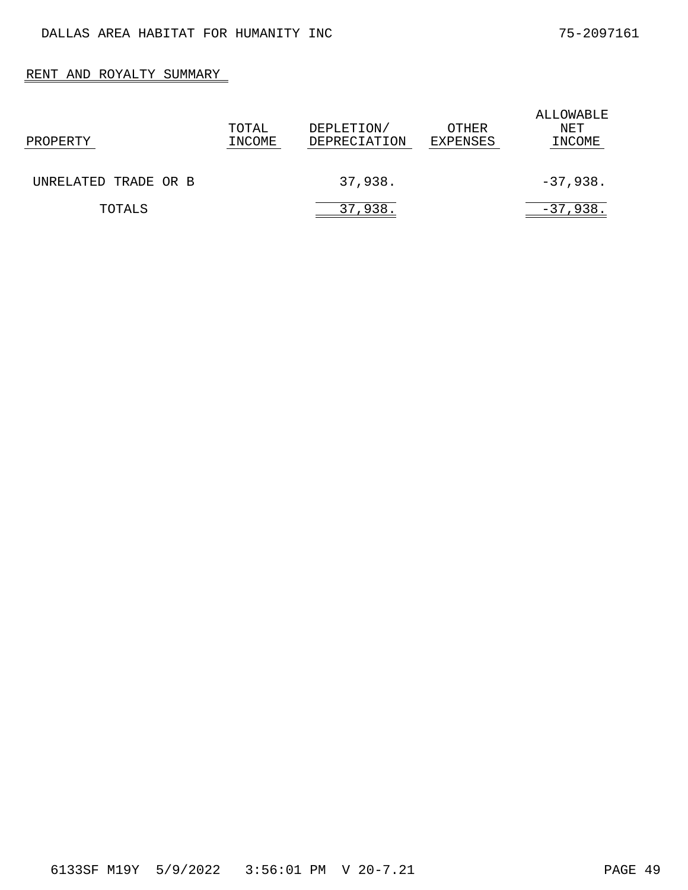DALLAS AREA HABITAT FOR HUMANITY INC 75-2097161

## RENT AND ROYALTY SUMMARY

| PROPERTY | TOTAL INCOME | DEPLETION/ DEPRECIATION | OTHER EXPENSES | ALLOWABLE NET INCOME |
|---|---|---|---|---|
| UNRELATED TRADE OR B | | 37,938. | | -37,938. |
| TOTALS | | 37,938. | | -37,938. |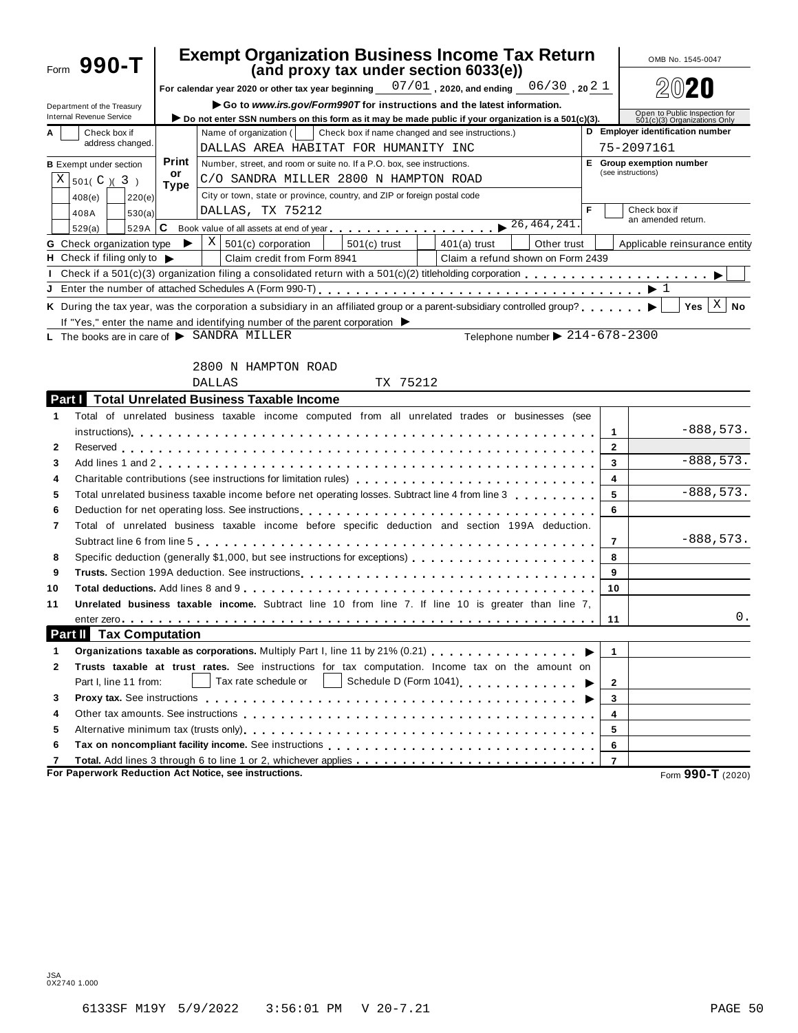# Form 990-T

## Exempt Organization Business Income Tax Return (and proxy tax under section 6033(e))

OMB No. 1545-0047

**2020**

Department of the Treasury
Internal Revenue Service

For calendar year 2020 or other tax year beginning 07/01, 2020, and ending 06/30, 20 21

▶ Go to *www.irs.gov/Form990T* for instructions and the latest information.

▶ Do not enter SSN numbers on this form as it may be made public if your organization is a 501(c)(3).

Open to Public Inspection for 501(c)(3) Organizations Only

**A** ☐ Check box if address changed.

**B** Exempt under section
X 501( C )( 3 )
☐ 408(e) ☐ 220(e)
☐ 408A ☐ 530(a)
☐ 529(a) ☐ 529A

**Print or Type**

Name of organization ( ☐ Check box if name changed and see instructions.)
DALLAS AREA HABITAT FOR HUMANITY INC

Number, street, and room or suite no. If a P.O. box, see instructions.
C/O SANDRA MILLER 2800 N HAMPTON ROAD

City or town, state or province, country, and ZIP or foreign postal code
DALLAS, TX 75212

**C** Book value of all assets at end of year ▶ 26,464,241.

**D** Employer identification number
75-2097161

**E** Group exemption number (see instructions)

**F** ☐ Check box if an amended return.

**G** Check organization type ▶ X 501(c) corporation ☐ 501(c) trust ☐ 401(a) trust ☐ Other trust ☐ Applicable reinsurance entity

**H** Check if filing only to ▶ ☐ Claim credit from Form 8941 ☐ Claim a refund shown on Form 2439

**I** Check if a 501(c)(3) organization filing a consolidated return with a 501(c)(2) titleholding corporation ▶ ☐

**J** Enter the number of attached Schedules A (Form 990-T) ▶ 1

**K** During the tax year, was the corporation a subsidiary in an affiliated group or a parent-subsidiary controlled group? ▶ ☐ Yes X No

If "Yes," enter the name and identifying number of the parent corporation ▶

**L** The books are in care of ▶ SANDRA MILLER Telephone number ▶ 214-678-2300

2800 N HAMPTON ROAD
DALLAS TX 75212

## Part I Total Unrelated Business Taxable Income

| | | | |
|---|---|---|---|
| 1 | Total of unrelated business taxable income computed from all unrelated trades or businesses (see instructions) | 1 | -888,573. |
| 2 | Reserved | 2 | |
| 3 | Add lines 1 and 2 | 3 | -888,573. |
| 4 | Charitable contributions (see instructions for limitation rules) | 4 | |
| 5 | Total unrelated business taxable income before net operating losses. Subtract line 4 from line 3 | 5 | -888,573. |
| 6 | Deduction for net operating loss. See instructions | 6 | |
| 7 | Total of unrelated business taxable income before specific deduction and section 199A deduction. Subtract line 6 from line 5 | 7 | -888,573. |
| 8 | Specific deduction (generally $1,000, but see instructions for exceptions) | 8 | |
| 9 | **Trusts.** Section 199A deduction. See instructions | 9 | |
| 10 | **Total deductions.** Add lines 8 and 9 | 10 | |
| 11 | **Unrelated business taxable income.** Subtract line 10 from line 7. If line 10 is greater than line 7, enter zero | 11 | 0. |

## Part II Tax Computation

| | | | |
|---|---|---|---|
| 1 | **Organizations taxable as corporations.** Multiply Part I, line 11 by 21% (0.21) ▶ | 1 | |
| 2 | **Trusts taxable at trust rates.** See instructions for tax computation. Income tax on the amount on Part I, line 11 from: ☐ Tax rate schedule or ☐ Schedule D (Form 1041) ▶ | 2 | |
| 3 | **Proxy tax.** See instructions ▶ | 3 | |
| 4 | Other tax amounts. See instructions | 4 | |
| 5 | Alternative minimum tax (trusts only) | 5 | |
| 6 | **Tax on noncompliant facility income.** See instructions | 6 | |
| 7 | **Total.** Add lines 3 through 6 to line 1 or 2, whichever applies | 7 | |

**For Paperwork Reduction Act Notice, see instructions.**

Form **990-T** (2020)

JSA
0X2740 1.000

6133SF M19Y 5/9/2022 3:56:01 PM V 20-7.21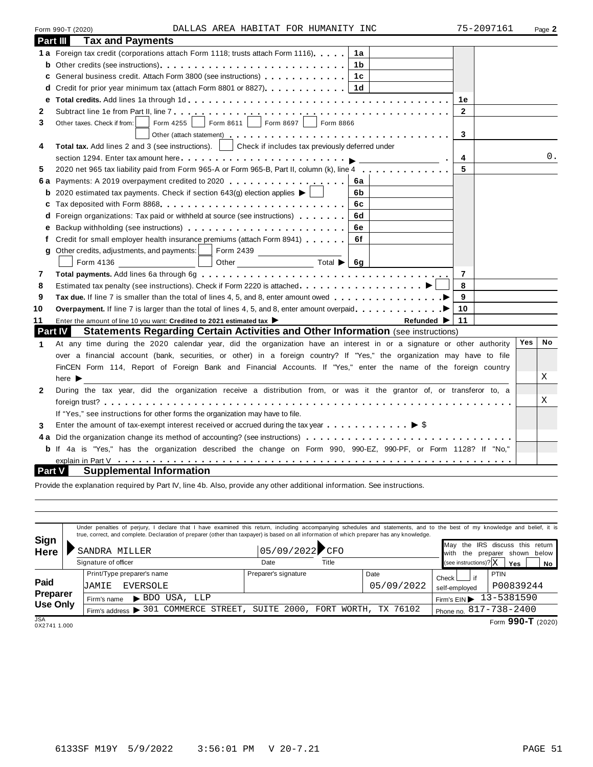Form 990-T (2020) DALLAS AREA HABITAT FOR HUMANITY INC 75-2097161 Page **2**

## Part III Tax and Payments

| Line | Description | | | | |
|---|---|---|---|---|---|
| 1a | Foreign tax credit (corporations attach Form 1118; trusts attach Form 1116) | 1a | | | |
| b | Other credits (see instructions) | 1b | | | |
| c | General business credit. Attach Form 3800 (see instructions) | 1c | | | |
| d | Credit for prior year minimum tax (attach Form 8801 or 8827) | 1d | | | |
| e | **Total credits.** Add lines 1a through 1d | | | 1e | |
| 2 | Subtract line 1e from Part II, line 7 | | | 2 | |
| 3 | Other taxes. Check if from: ☐ Form 4255 ☐ Form 8611 ☐ Form 8697 ☐ Form 8866 ☐ Other (attach statement) | | | 3 | |
| 4 | **Total tax.** Add lines 2 and 3 (see instructions). ☐ Check if includes tax previously deferred under section 1294. Enter tax amount here ▶ | | | 4 | 0. |
| 5 | 2020 net 965 tax liability paid from Form 965-A or Form 965-B, Part II, column (k), line 4 | | | 5 | |
| 6a | Payments: A 2019 overpayment credited to 2020 | 6a | | | |
| b | 2020 estimated tax payments. Check if section 643(g) election applies ▶ ☐ | 6b | | | |
| c | Tax deposited with Form 8868 | 6c | | | |
| d | Foreign organizations: Tax paid or withheld at source (see instructions) | 6d | | | |
| e | Backup withholding (see instructions) | 6e | | | |
| f | Credit for small employer health insurance premiums (attach Form 8941) | 6f | | | |
| g | Other credits, adjustments, and payments: ☐ Form 2439 ☐ Form 4136 ☐ Other Total ▶ | 6g | | | |
| 7 | **Total payments.** Add lines 6a through 6g | | | 7 | |
| 8 | Estimated tax penalty (see instructions). Check if Form 2220 is attached ▶ ☐ | | | 8 | |
| 9 | **Tax due.** If line 7 is smaller than the total of lines 4, 5, and 8, enter amount owed ▶ | | | 9 | |
| 10 | **Overpayment.** If line 7 is larger than the total of lines 4, 5, and 8, enter amount overpaid ▶ | | | 10 | |
| 11 | Enter the amount of line 10 you want: **Credited to 2021 estimated tax** ▶ Refunded ▶ | | | 11 | |

## Part IV Statements Regarding Certain Activities and Other Information (see instructions)

| Line | Question | Yes | No |
|---|---|---|---|
| 1 | At any time during the 2020 calendar year, did the organization have an interest in or a signature or other authority over a financial account (bank, securities, or other) in a foreign country? If "Yes," the organization may have to file FinCEN Form 114, Report of Foreign Bank and Financial Accounts. If "Yes," enter the name of the foreign country here ▶ | | X |
| 2 | During the tax year, did the organization receive a distribution from, or was it the grantor of, or transferor to, a foreign trust? If "Yes," see instructions for other forms the organization may have to file. | | X |
| 3 | Enter the amount of tax-exempt interest received or accrued during the tax year ▶ $ | | |
| 4a | Did the organization change its method of accounting? (see instructions) | | |
| b | If 4a is "Yes," has the organization described the change on Form 990, 990-EZ, 990-PF, or Form 1128? If "No," explain in Part V | | |

## Part V Supplemental Information

Provide the explanation required by Part IV, line 4b. Also, provide any other additional information. See instructions.

**Sign Here**

Under penalties of perjury, I declare that I have examined this return, including accompanying schedules and statements, and to the best of my knowledge and belief, it is true, correct, and complete. Declaration of preparer (other than taxpayer) is based on all information of which preparer has any knowledge.

| Signature of officer | Date | Title | May the IRS discuss this return with the preparer shown below (see instructions)? |
|---|---|---|---|
| SANDRA MILLER | 05/09/2022 | CFO | X Yes ☐ No |

**Paid Preparer Use Only**

| Print/Type preparer's name | Preparer's signature | Date | Check ☐ if self-employed | PTIN |
|---|---|---|---|---|
| JAMIE EVERSOLE | | 05/09/2022 | | P00839244 |

Firm's name ▶ BDO USA, LLP Firm's EIN ▶ 13-5381590

Firm's address ▶ 301 COMMERCE STREET, SUITE 2000, FORT WORTH, TX 76102 Phone no. 817-738-2400

JSA 0X2741 1.000 Form **990-T** (2020)

6133SF M19Y 5/9/2022 3:56:01 PM V 20-7.21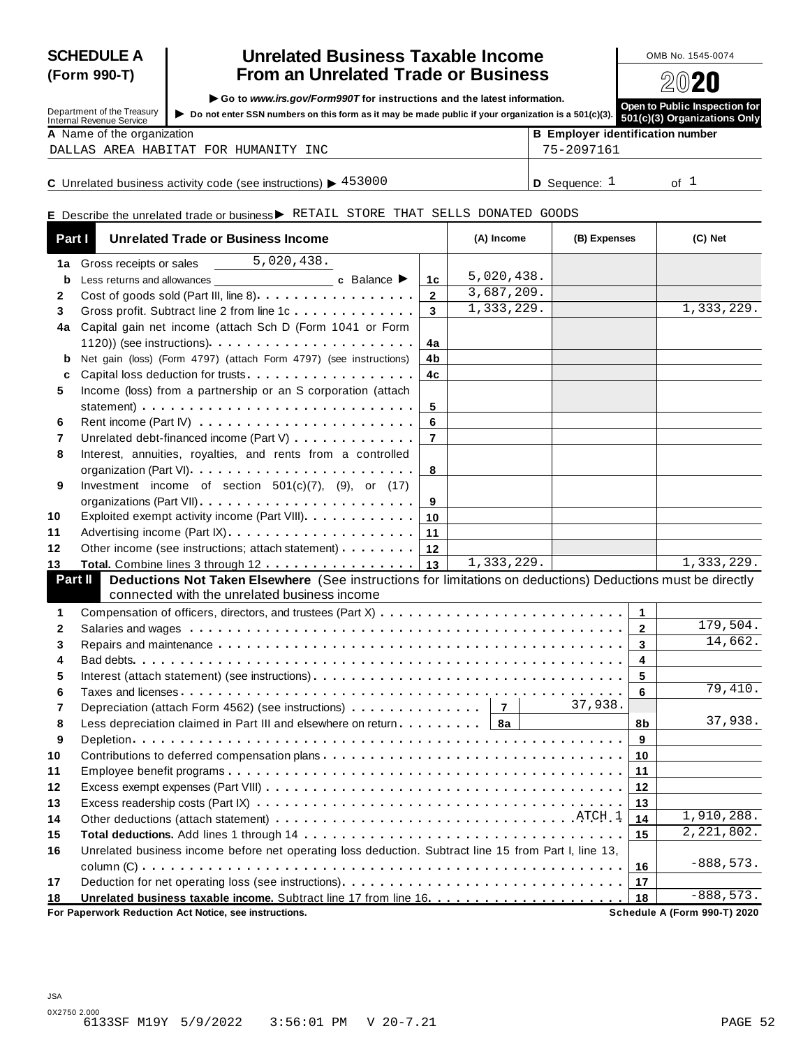**SCHEDULE A (Form 990-T)**

Department of the Treasury
Internal Revenue Service

# Unrelated Business Taxable Income From an Unrelated Trade or Business

▶ Go to *www.irs.gov/Form990T* for instructions and the latest information.

▶ Do not enter SSN numbers on this form as it may be made public if your organization is a 501(c)(3).

OMB No. 1545-0074

2020

Open to Public Inspection for 501(c)(3) Organizations Only

**A** Name of the organization: DALLAS AREA HABITAT FOR HUMANITY INC

**B** Employer identification number: 75-2097161

**C** Unrelated business activity code (see instructions) ▶ 453000

**D** Sequence: 1 of 1

**E** Describe the unrelated trade or business ▶ RETAIL STORE THAT SELLS DONATED GOODS

## Part I Unrelated Trade or Business Income

| | | Line | (A) Income | (B) Expenses | (C) Net |
|---|---|---|---|---|---|
| 1a | Gross receipts or sales 5,020,438. | | | | |
| b | Less returns and allowances ______ c Balance ▶ | 1c | 5,020,438. | | |
| 2 | Cost of goods sold (Part III, line 8) | 2 | 3,687,209. | | |
| 3 | Gross profit. Subtract line 2 from line 1c | 3 | 1,333,229. | | 1,333,229. |
| 4a | Capital gain net income (attach Sch D (Form 1041 or Form 1120)) (see instructions) | 4a | | | |
| b | Net gain (loss) (Form 4797) (attach Form 4797) (see instructions) | 4b | | | |
| c | Capital loss deduction for trusts | 4c | | | |
| 5 | Income (loss) from a partnership or an S corporation (attach statement) | 5 | | | |
| 6 | Rent income (Part IV) | 6 | | | |
| 7 | Unrelated debt-financed income (Part V) | 7 | | | |
| 8 | Interest, annuities, royalties, and rents from a controlled organization (Part VI) | 8 | | | |
| 9 | Investment income of section 501(c)(7), (9), or (17) organizations (Part VII) | 9 | | | |
| 10 | Exploited exempt activity income (Part VIII) | 10 | | | |
| 11 | Advertising income (Part IX) | 11 | | | |
| 12 | Other income (see instructions; attach statement) | 12 | | | |
| 13 | **Total.** Combine lines 3 through 12 | 13 | 1,333,229. | | 1,333,229. |

## Part II Deductions Not Taken Elsewhere (See instructions for limitations on deductions) Deductions must be directly connected with the unrelated business income

| | | | Line | Amount |
|---|---|---|---|---|
| 1 | Compensation of officers, directors, and trustees (Part X) | | 1 | |
| 2 | Salaries and wages | | 2 | 179,504. |
| 3 | Repairs and maintenance | | 3 | 14,662. |
| 4 | Bad debts | | 4 | |
| 5 | Interest (attach statement) (see instructions) | | 5 | |
| 6 | Taxes and licenses | | 6 | 79,410. |
| 7 | Depreciation (attach Form 4562) (see instructions) | 7 &nbsp; 37,938. | | |
| 8 | Less depreciation claimed in Part III and elsewhere on return | 8a | 8b | 37,938. |
| 9 | Depletion | | 9 | |
| 10 | Contributions to deferred compensation plans | | 10 | |
| 11 | Employee benefit programs | | 11 | |
| 12 | Excess exempt expenses (Part VIII) | | 12 | |
| 13 | Excess readership costs (Part IX) | | 13 | |
| 14 | Other deductions (attach statement) ATCH 1 | | 14 | 1,910,288. |
| 15 | **Total deductions.** Add lines 1 through 14 | | 15 | 2,221,802. |
| 16 | Unrelated business income before net operating loss deduction. Subtract line 15 from Part I, line 13, column (C) | | 16 | -888,573. |
| 17 | Deduction for net operating loss (see instructions) | | 17 | |
| 18 | **Unrelated business taxable income.** Subtract line 17 from line 16 | | 18 | -888,573. |

**For Paperwork Reduction Act Notice, see instructions.** **Schedule A (Form 990-T) 2020**

JSA
0X2750 2.000
6133SF M19Y 5/9/2022 3:56:01 PM V 20-7.21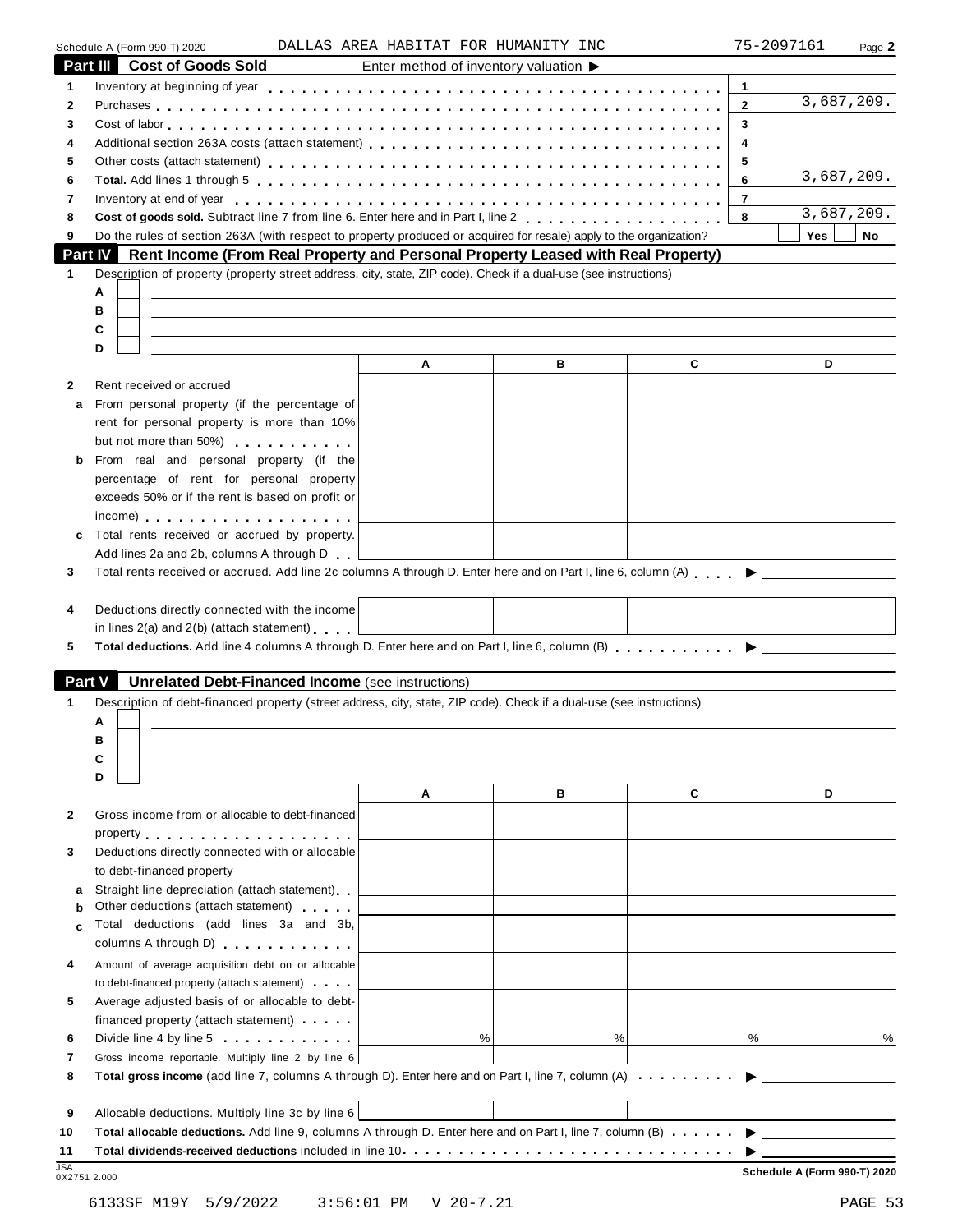Schedule A (Form 990-T) 2020 DALLAS AREA HABITAT FOR HUMANITY INC 75-2097161 Page **2**

## Part III Cost of Goods Sold

Enter method of inventory valuation ▶

| | | | |
|---|---|---|---|
| 1 | Inventory at beginning of year | 1 | |
| 2 | Purchases | 2 | 3,687,209. |
| 3 | Cost of labor | 3 | |
| 4 | Additional section 263A costs (attach statement) | 4 | |
| 5 | Other costs (attach statement) | 5 | |
| 6 | **Total.** Add lines 1 through 5 | 6 | 3,687,209. |
| 7 | Inventory at end of year | 7 | |
| 8 | **Cost of goods sold.** Subtract line 7 from line 6. Enter here and in Part I, line 2 | 8 | 3,687,209. |
| 9 | Do the rules of section 263A (with respect to property produced or acquired for resale) apply to the organization? | | Yes ☐ No ☐ |

## Part IV Rent Income (From Real Property and Personal Property Leased with Real Property)

1 Description of property (property street address, city, state, ZIP code). Check if a dual-use (see instructions)

A ☐

B ☐

C ☐

D ☐

| | | A | B | C | D |
|---|---|---|---|---|---|
| 2 | Rent received or accrued | | | | |
| a | From personal property (if the percentage of rent for personal property is more than 10% but not more than 50%) | | | | |
| b | From real and personal property (if the percentage of rent for personal property exceeds 50% or if the rent is based on profit or income) | | | | |
| c | Total rents received or accrued by property. Add lines 2a and 2b, columns A through D | | | | |

3 Total rents received or accrued. Add line 2c columns A through D. Enter here and on Part I, line 6, column (A) ▶

| | | A | B | C | D |
|---|---|---|---|---|---|
| 4 | Deductions directly connected with the income in lines 2(a) and 2(b) (attach statement) | | | | |

5 **Total deductions.** Add line 4 columns A through D. Enter here and on Part I, line 6, column (B) ▶

## Part V Unrelated Debt-Financed Income (see instructions)

1 Description of debt-financed property (street address, city, state, ZIP code). Check if a dual-use (see instructions)

A ☐

B ☐

C ☐

D ☐

| | | A | B | C | D |
|---|---|---|---|---|---|
| 2 | Gross income from or allocable to debt-financed property | | | | |
| 3 | Deductions directly connected with or allocable to debt-financed property | | | | |
| a | Straight line depreciation (attach statement) | | | | |
| b | Other deductions (attach statement) | | | | |
| c | Total deductions (add lines 3a and 3b, columns A through D) | | | | |
| 4 | Amount of average acquisition debt on or allocable to debt-financed property (attach statement) | | | | |
| 5 | Average adjusted basis of or allocable to debt-financed property (attach statement) | | | | |
| 6 | Divide line 4 by line 5 | % | % | % | % |
| 7 | Gross income reportable. Multiply line 2 by line 6 | | | | |

8 **Total gross income** (add line 7, columns A through D). Enter here and on Part I, line 7, column (A) ▶

| | | A | B | C | D |
|---|---|---|---|---|---|
| 9 | Allocable deductions. Multiply line 3c by line 6 | | | | |

10 **Total allocable deductions.** Add line 9, columns A through D. Enter here and on Part I, line 7, column (B) ▶

11 **Total dividends-received deductions** included in line 10 ▶

JSA 0X2751 2.000 **Schedule A (Form 990-T) 2020**

6133SF M19Y 5/9/2022 3:56:01 PM V 20-7.21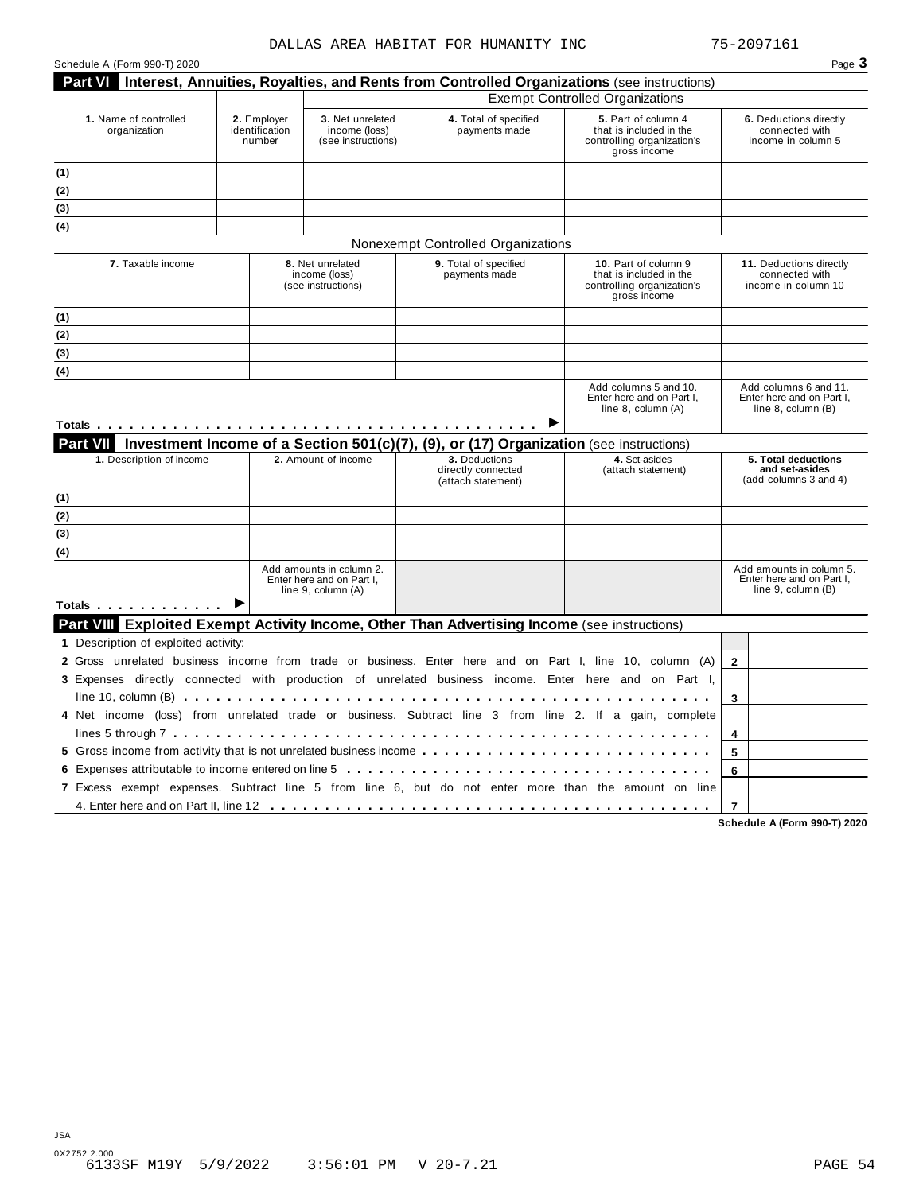DALLAS AREA HABITAT FOR HUMANITY INC 75-2097161

Schedule A (Form 990-T) 2020

## Part VI Interest, Annuities, Royalties, and Rents from Controlled Organizations (see instructions)

| 1. Name of controlled organization | 2. Employer identification number | Exempt Controlled Organizations | | | |
|---|---|---|---|---|---|
| | | 3. Net unrelated income (loss) (see instructions) | 4. Total of specified payments made | 5. Part of column 4 that is included in the controlling organization's gross income | 6. Deductions directly connected with income in column 5 |
| (1) | | | | | |
| (2) | | | | | |
| (3) | | | | | |
| (4) | | | | | |

**Nonexempt Controlled Organizations**

| 7. Taxable income | 8. Net unrelated income (loss) (see instructions) | 9. Total of specified payments made | 10. Part of column 9 that is included in the controlling organization's gross income | 11. Deductions directly connected with income in column 10 |
|---|---|---|---|---|
| (1) | | | | |
| (2) | | | | |
| (3) | | | | |
| (4) | | | | |
| Totals ▶ | | | Add columns 5 and 10. Enter here and on Part I, line 8, column (A) | Add columns 6 and 11. Enter here and on Part I, line 8, column (B) |

## Part VII Investment Income of a Section 501(c)(7), (9), or (17) Organization (see instructions)

| 1. Description of income | 2. Amount of income | 3. Deductions directly connected (attach statement) | 4. Set-asides (attach statement) | 5. Total deductions and set-asides (add columns 3 and 4) |
|---|---|---|---|---|
| (1) | | | | |
| (2) | | | | |
| (3) | | | | |
| (4) | | | | |
| Totals ▶ | Add amounts in column 2. Enter here and on Part I, line 9, column (A) | | | Add amounts in column 5. Enter here and on Part I, line 9, column (B) |

## Part VIII Exploited Exempt Activity Income, Other Than Advertising Income (see instructions)

| | | |
|---|---|---|
| 1 Description of exploited activity: | | |
| 2 Gross unrelated business income from trade or business. Enter here and on Part I, line 10, column (A) | 2 | |
| 3 Expenses directly connected with production of unrelated business income. Enter here and on Part I, line 10, column (B) | 3 | |
| 4 Net income (loss) from unrelated trade or business. Subtract line 3 from line 2. If a gain, complete lines 5 through 7 | 4 | |
| 5 Gross income from activity that is not unrelated business income | 5 | |
| 6 Expenses attributable to income entered on line 5 | 6 | |
| 7 Excess exempt expenses. Subtract line 5 from line 6, but do not enter more than the amount on line 4. Enter here and on Part II, line 12 | 7 | |

Schedule A (Form 990-T) 2020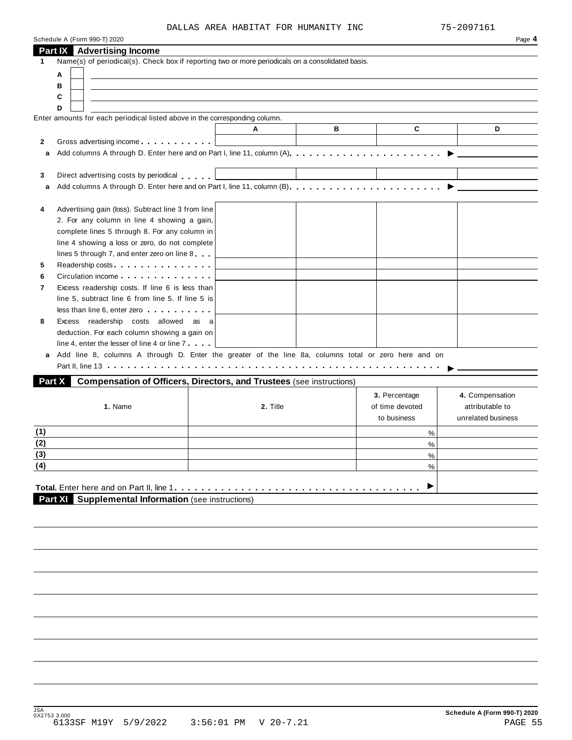DALLAS AREA HABITAT FOR HUMANITY INC 75-2097161

Schedule A (Form 990-T) 2020 Page **4**

## Part IX Advertising Income

**1** Name(s) of periodical(s). Check box if reporting two or more periodicals on a consolidated basis.

**A** ☐

**B** ☐

**C** ☐

**D** ☐

Enter amounts for each periodical listed above in the corresponding column.

| | | A | B | C | D |
|---|---|---|---|---|---|
| **2** | Gross advertising income | | | | |
| **a** | Add columns A through D. Enter here and on Part I, line 11, column (A) ▶ | | | | |
| **3** | Direct advertising costs by periodical | | | | |
| **a** | Add columns A through D. Enter here and on Part I, line 11, column (B) ▶ | | | | |
| **4** | Advertising gain (loss). Subtract line 3 from line 2. For any column in line 4 showing a gain, complete lines 5 through 8. For any column in line 4 showing a loss or zero, do not complete lines 5 through 7, and enter zero on line 8 | | | | |
| **5** | Readership costs | | | | |
| **6** | Circulation income | | | | |
| **7** | Excess readership costs. If line 6 is less than line 5, subtract line 6 from line 5. If line 5 is less than line 6, enter zero | | | | |
| **8** | Excess readership costs allowed as a deduction. For each column showing a gain on line 4, enter the lesser of line 4 or line 7 | | | | |
| **a** | Add line 8, columns A through D. Enter the greater of the line 8a, columns total or zero here and on Part II, line 13 ▶ | | | | |

## Part X Compensation of Officers, Directors, and Trustees (see instructions)

| 1. Name | 2. Title | 3. Percentage of time devoted to business | 4. Compensation attributable to unrelated business |
|---|---|---|---|
| (1) | | % | |
| (2) | | % | |
| (3) | | % | |
| (4) | | % | |
| **Total.** Enter here and on Part II, line 1 ▶ | | | |

## Part XI Supplemental Information (see instructions)

Schedule A (Form 990-T) 2020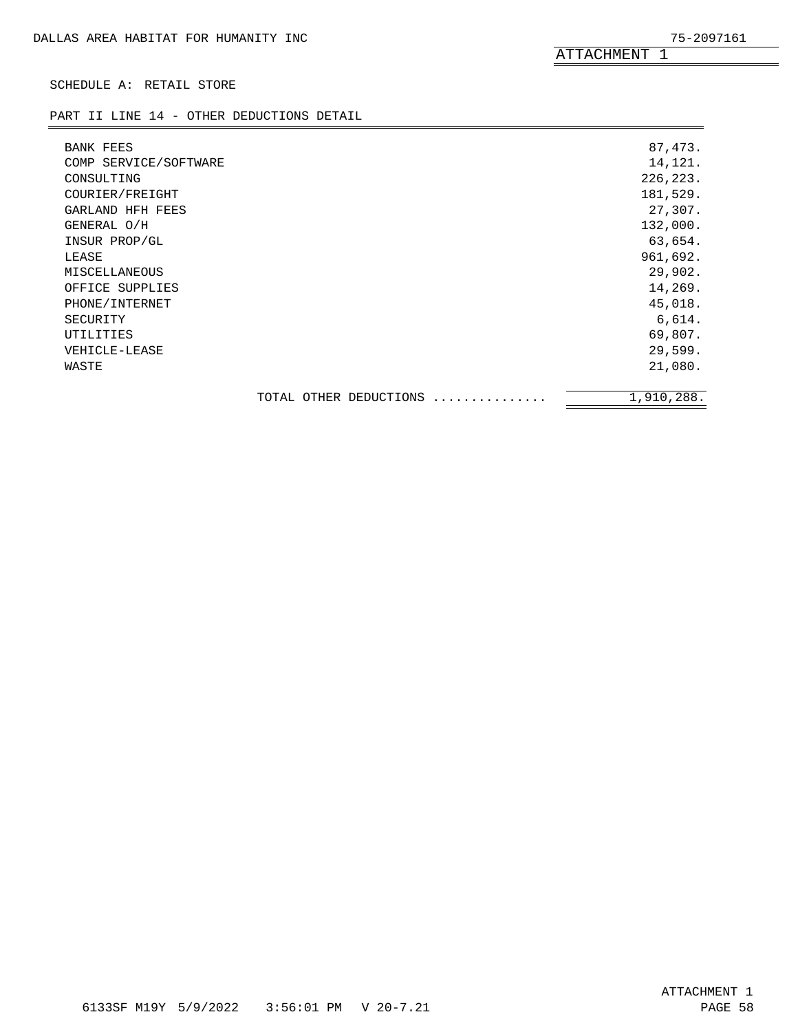DALLAS AREA HABITAT FOR HUMANITY INC 75-2097161

ATTACHMENT 1

SCHEDULE A: RETAIL STORE

PART II LINE 14 - OTHER DEDUCTIONS DETAIL

| | |
|---|---|
| BANK FEES | 87,473. |
| COMP SERVICE/SOFTWARE | 14,121. |
| CONSULTING | 226,223. |
| COURIER/FREIGHT | 181,529. |
| GARLAND HFH FEES | 27,307. |
| GENERAL O/H | 132,000. |
| INSUR PROP/GL | 63,654. |
| LEASE | 961,692. |
| MISCELLANEOUS | 29,902. |
| OFFICE SUPPLIES | 14,269. |
| PHONE/INTERNET | 45,018. |
| SECURITY | 6,614. |
| UTILITIES | 69,807. |
| VEHICLE-LEASE | 29,599. |
| WASTE | 21,080. |
| TOTAL OTHER DEDUCTIONS .............. | 1,910,288. |

6133SF M19Y 5/9/2022 3:56:01 PM V 20-7.21

ATTACHMENT 1